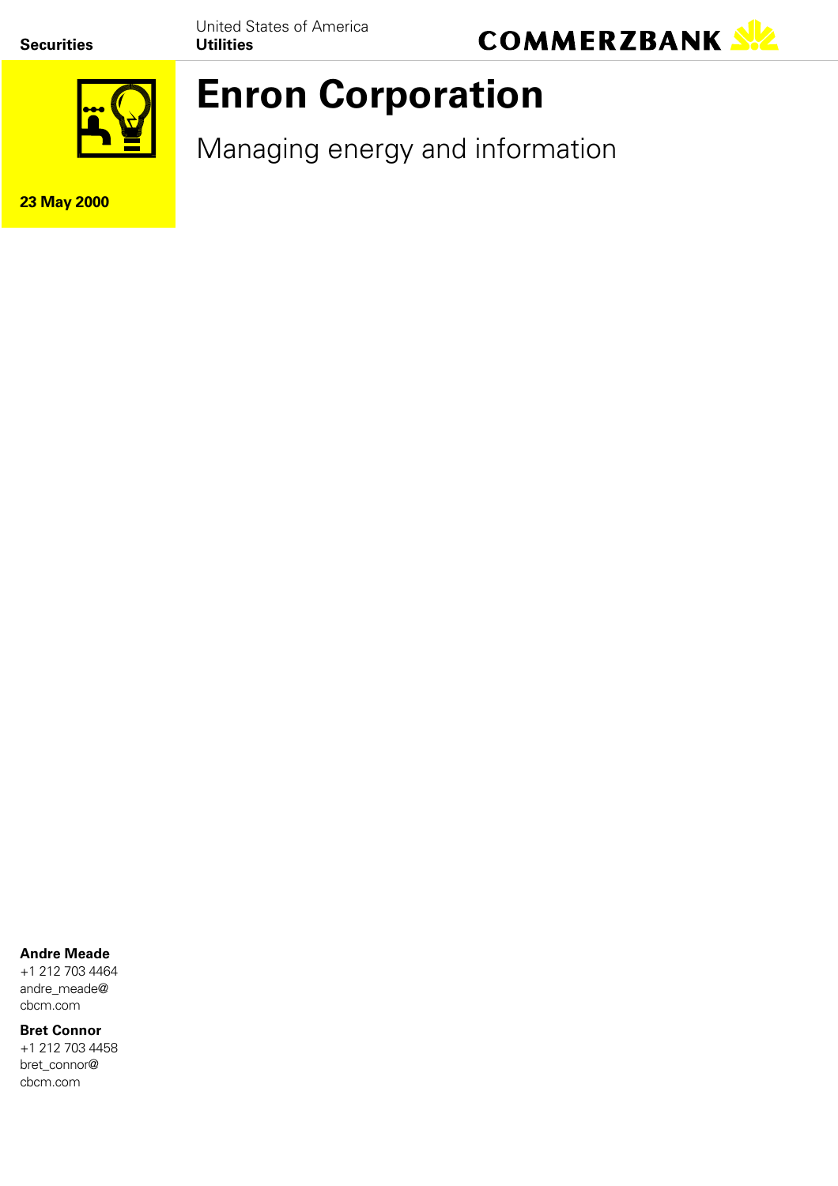Securities

United States of America
**Utilities**

COMMERZBANK

**23 May 2000**

# Enron Corporation

## Managing energy and information

**Andre Meade**
+1 212 703 4464
andre_meade@
cbcm.com

**Bret Connor**
+1 212 703 4458
bret_connor@
cbcm.com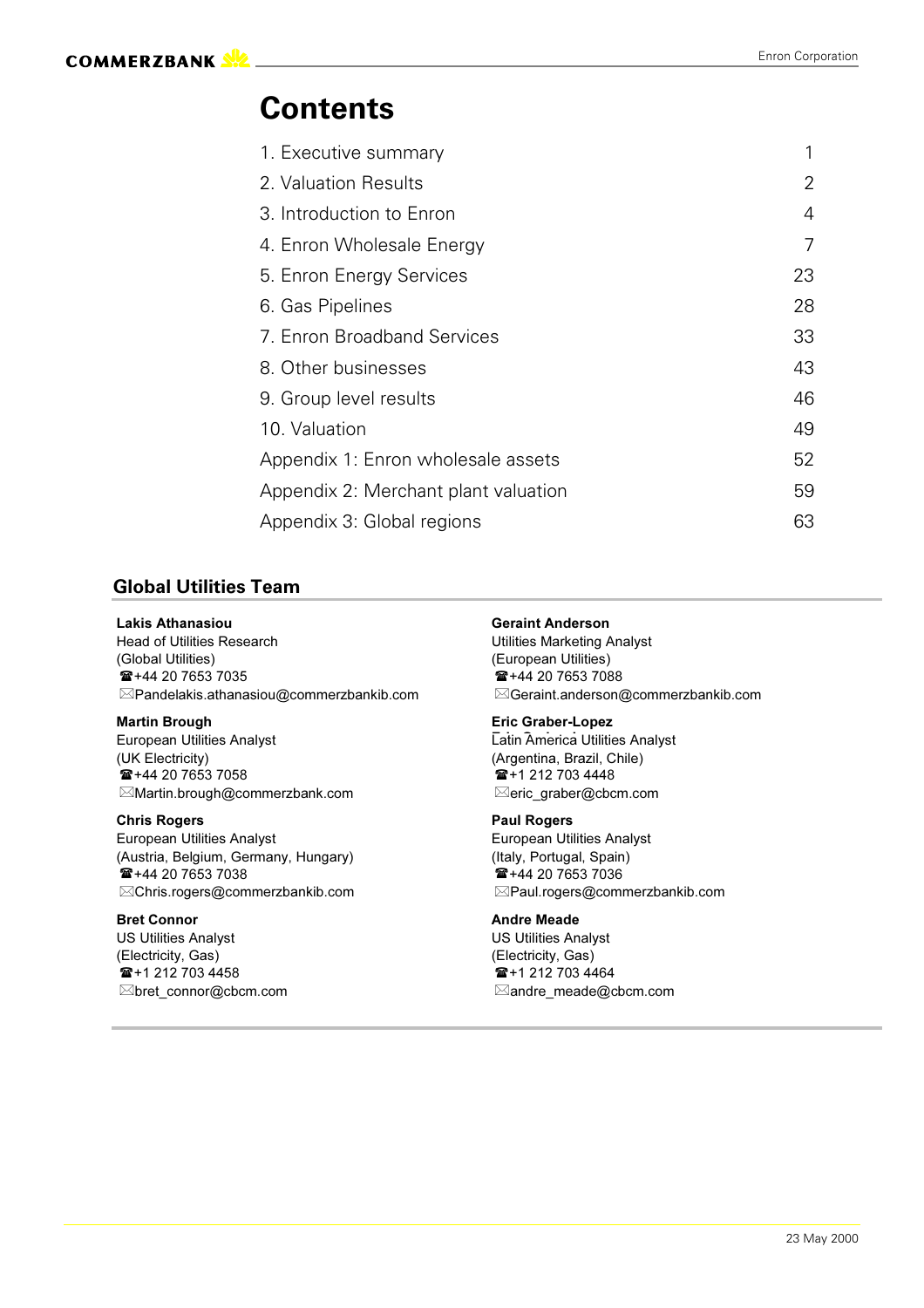# Contents

| | |
|---|---|
| 1. Executive summary | 1 |
| 2. Valuation Results | 2 |
| 3. Introduction to Enron | 4 |
| 4. Enron Wholesale Energy | 7 |
| 5. Enron Energy Services | 23 |
| 6. Gas Pipelines | 28 |
| 7. Enron Broadband Services | 33 |
| 8. Other businesses | 43 |
| 9. Group level results | 46 |
| 10. Valuation | 49 |
| Appendix 1: Enron wholesale assets | 52 |
| Appendix 2: Merchant plant valuation | 59 |
| Appendix 3: Global regions | 63 |

## Global Utilities Team

**Lakis Athanasiou**
Head of Utilities Research
(Global Utilities)
☎+44 20 7653 7035
✉Pandelakis.athanasiou@commerzbankib.com

**Martin Brough**
European Utilities Analyst
(UK Electricity)
☎+44 20 7653 7058
✉Martin.brough@commerzbank.com

**Chris Rogers**
European Utilities Analyst
(Austria, Belgium, Germany, Hungary)
☎+44 20 7653 7038
✉Chris.rogers@commerzbankib.com

**Bret Connor**
US Utilities Analyst
(Electricity, Gas)
☎+1 212 703 4458
✉bret_connor@cbcm.com

**Geraint Anderson**
Utilities Marketing Analyst
(European Utilities)
☎+44 20 7653 7088
✉Geraint.anderson@commerzbankib.com

**Eric Graber-Lopez**
Latin America Utilities Analyst
(Argentina, Brazil, Chile)
☎+1 212 703 4448
✉eric_graber@cbcm.com

**Paul Rogers**
European Utilities Analyst
(Italy, Portugal, Spain)
☎+44 20 7653 7036
✉Paul.rogers@commerzbankib.com

**Andre Meade**
US Utilities Analyst
(Electricity, Gas)
☎+1 212 703 4464
✉andre_meade@cbcm.com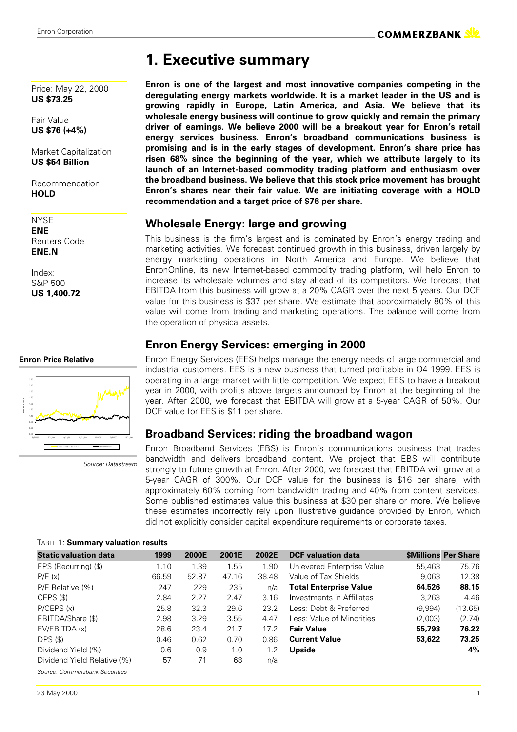# 1. Executive summary

Price: May 22, 2000
**US $73.25**

Fair Value
**US $76 (+4%)**

Market Capitalization
**US $54 Billion**

Recommendation
**HOLD**

NYSE
**ENE**
Reuters Code
**ENE.N**

Index:
S&P 500
**US 1,400.72**

**Enron Price Relative**

*Source: Datastream*

**Enron is one of the largest and most innovative companies competing in the deregulating energy markets worldwide. It is a market leader in the US and is growing rapidly in Europe, Latin America, and Asia. We believe that its wholesale energy business will continue to grow quickly and remain the primary driver of earnings. We believe 2000 will be a breakout year for Enron's retail energy services business. Enron's broadband communications business is promising and is in the early stages of development. Enron's share price has risen 68% since the beginning of the year, which we attribute largely to its launch of an Internet-based commodity trading platform and enthusiasm over the broadband business. We believe that this stock price movement has brought Enron's shares near their fair value. We are initiating coverage with a HOLD recommendation and a target price of $76 per share.**

## Wholesale Energy: large and growing

This business is the firm's largest and is dominated by Enron's energy trading and marketing activities. We forecast continued growth in this business, driven largely by energy marketing operations in North America and Europe. We believe that EnronOnline, its new Internet-based commodity trading platform, will help Enron to increase its wholesale volumes and stay ahead of its competitors. We forecast that EBITDA from this business will grow at a 20% CAGR over the next 5 years. Our DCF value for this business is $37 per share. We estimate that approximately 80% of this value will come from trading and marketing operations. The balance will come from the operation of physical assets.

## Enron Energy Services: emerging in 2000

Enron Energy Services (EES) helps manage the energy needs of large commercial and industrial customers. EES is a new business that turned profitable in Q4 1999. EES is operating in a large market with little competition. We expect EES to have a breakout year in 2000, with profits above targets announced by Enron at the beginning of the year. After 2000, we forecast that EBITDA will grow at a 5-year CAGR of 50%. Our DCF value for EES is $11 per share.

## Broadband Services: riding the broadband wagon

Enron Broadband Services (EBS) is Enron's communications business that trades bandwidth and delivers broadband content. We project that EBS will contribute strongly to future growth at Enron. After 2000, we forecast that EBITDA will grow at a 5-year CAGR of 300%. Our DCF value for the business is $16 per share, with approximately 60% coming from bandwidth trading and 40% from content services. Some published estimates value this business at $30 per share or more. We believe these estimates incorrectly rely upon illustrative guidance provided by Enron, which did not explicitly consider capital expenditure requirements or corporate taxes.

TABLE 1: **Summary valuation results**

| Static valuation data | 1999 | 2000E | 2001E | 2002E | DCF valuation data | $Millions | Per Share |
|---|---|---|---|---|---|---|---|
| EPS (Recurring) ($) | 1.10 | 1.39 | 1.55 | 1.90 | Unlevered Enterprise Value | 55,463 | 75.76 |
| P/E (x) | 66.59 | 52.87 | 47.16 | 38.48 | Value of Tax Shields | 9,063 | 12.38 |
| P/E Relative (%) | 247 | 229 | 235 | n/a | **Total Enterprise Value** | **64,526** | **88.15** |
| CEPS ($) | 2.84 | 2.27 | 2.47 | 3.16 | Investments in Affiliates | 3,263 | 4.46 |
| P/CEPS (x) | 25.8 | 32.3 | 29.6 | 23.2 | Less: Debt & Preferred | (9,994) | (13.65) |
| EBITDA/Share ($) | 2.98 | 3.29 | 3.55 | 4.47 | Less: Value of Minorities | (2,003) | (2.74) |
| EV/EBITDA (x) | 28.6 | 23.4 | 21.7 | 17.2 | **Fair Value** | **55,793** | **76.22** |
| DPS ($) | 0.46 | 0.62 | 0.70 | 0.86 | **Current Value** | **53,622** | **73.25** |
| Dividend Yield (%) | 0.6 | 0.9 | 1.0 | 1.2 | **Upside** | | **4%** |
| Dividend Yield Relative (%) | 57 | 71 | 68 | n/a | | | |

*Source: Commerzbank Securities*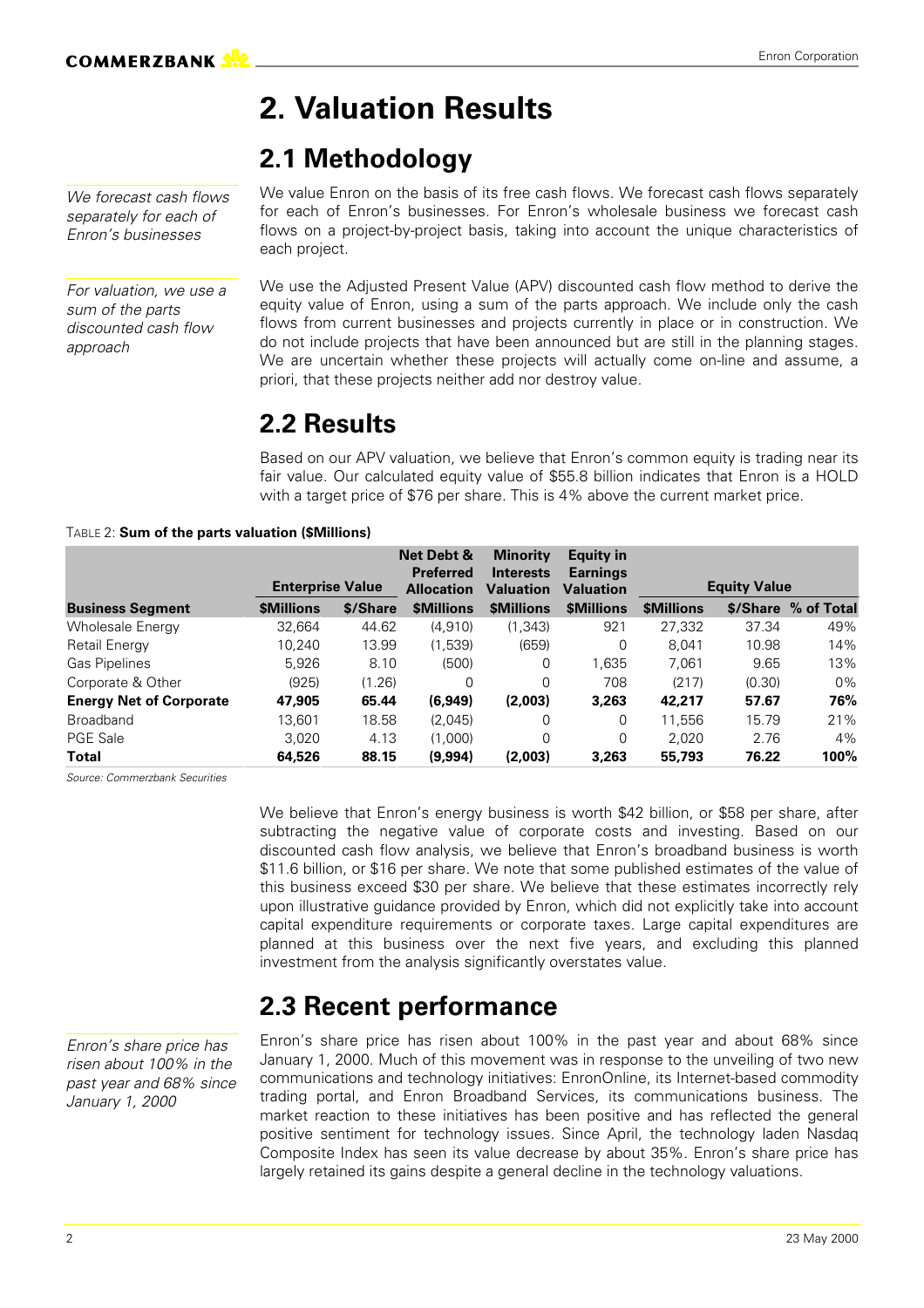# 2. Valuation Results

## 2.1 Methodology

*We forecast cash flows separately for each of Enron's businesses*

We value Enron on the basis of its free cash flows. We forecast cash flows separately for each of Enron's businesses. For Enron's wholesale business we forecast cash flows on a project-by-project basis, taking into account the unique characteristics of each project.

*For valuation, we use a sum of the parts discounted cash flow approach*

We use the Adjusted Present Value (APV) discounted cash flow method to derive the equity value of Enron, using a sum of the parts approach. We include only the cash flows from current businesses and projects currently in place or in construction. We do not include projects that have been announced but are still in the planning stages. We are uncertain whether these projects will actually come on-line and assume, a priori, that these projects neither add nor destroy value.

## 2.2 Results

Based on our APV valuation, we believe that Enron's common equity is trading near its fair value. Our calculated equity value of $55.8 billion indicates that Enron is a HOLD with a target price of $76 per share. This is 4% above the current market price.

TABLE 2: **Sum of the parts valuation ($Millions)**

| | Enterprise Value | | Net Debt & Preferred Allocation | Minority Interests Valuation | Equity in Earnings Valuation | Equity Value | | |
|---|---|---|---|---|---|---|---|---|
| **Business Segment** | **$Millions** | **$/Share** | **$Millions** | **$Millions** | **$Millions** | **$Millions** | **$/Share** | **% of Total** |
| Wholesale Energy | 32,664 | 44.62 | (4,910) | (1,343) | 921 | 27,332 | 37.34 | 49% |
| Retail Energy | 10,240 | 13.99 | (1,539) | (659) | 0 | 8,041 | 10.98 | 14% |
| Gas Pipelines | 5,926 | 8.10 | (500) | 0 | 1,635 | 7,061 | 9.65 | 13% |
| Corporate & Other | (925) | (1.26) | 0 | 0 | 708 | (217) | (0.30) | 0% |
| **Energy Net of Corporate** | **47,905** | **65.44** | **(6,949)** | **(2,003)** | **3,263** | **42,217** | **57.67** | **76%** |
| Broadband | 13,601 | 18.58 | (2,045) | 0 | 0 | 11,556 | 15.79 | 21% |
| PGE Sale | 3,020 | 4.13 | (1,000) | 0 | 0 | 2,020 | 2.76 | 4% |
| **Total** | **64,526** | **88.15** | **(9,994)** | **(2,003)** | **3,263** | **55,793** | **76.22** | **100%** |

*Source: Commerzbank Securities*

We believe that Enron's energy business is worth $42 billion, or $58 per share, after subtracting the negative value of corporate costs and investing. Based on our discounted cash flow analysis, we believe that Enron's broadband business is worth $11.6 billion, or $16 per share. We note that some published estimates of the value of this business exceed $30 per share. We believe that these estimates incorrectly rely upon illustrative guidance provided by Enron, which did not explicitly take into account capital expenditure requirements or corporate taxes. Large capital expenditures are planned at this business over the next five years, and excluding this planned investment from the analysis significantly overstates value.

## 2.3 Recent performance

*Enron's share price has risen about 100% in the past year and 68% since January 1, 2000*

Enron's share price has risen about 100% in the past year and about 68% since January 1, 2000. Much of this movement was in response to the unveiling of two new communications and technology initiatives: EnronOnline, its Internet-based commodity trading portal, and Enron Broadband Services, its communications business. The market reaction to these initiatives has been positive and has reflected the general positive sentiment for technology issues. Since April, the technology laden Nasdaq Composite Index has seen its value decrease by about 35%. Enron's share price has largely retained its gains despite a general decline in the technology valuations.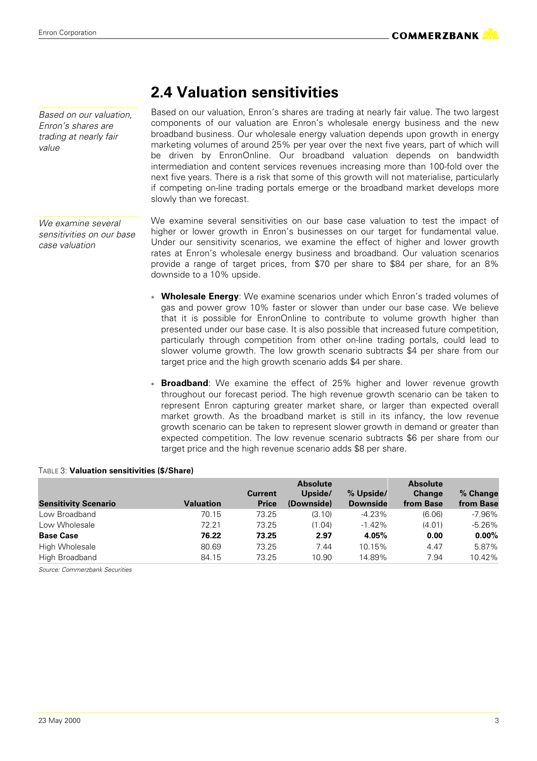## 2.4 Valuation sensitivities

*Based on our valuation, Enron's shares are trading at nearly fair value*

Based on our valuation, Enron's shares are trading at nearly fair value. The two largest components of our valuation are Enron's wholesale energy business and the new broadband business. Our wholesale energy valuation depends upon growth in energy marketing volumes of around 25% per year over the next five years, part of which will be driven by EnronOnline. Our broadband valuation depends on bandwidth intermediation and content services revenues increasing more than 100-fold over the next five years. There is a risk that some of this growth will not materialise, particularly if competing on-line trading portals emerge or the broadband market develops more slowly than we forecast.

*We examine several sensitivities on our base case valuation*

We examine several sensitivities on our base case valuation to test the impact of higher or lower growth in Enron's businesses on our target for fundamental value. Under our sensitivity scenarios, we examine the effect of higher and lower growth rates at Enron's wholesale energy business and broadband. Our valuation scenarios provide a range of target prices, from $70 per share to $84 per share, for an 8% downside to a 10% upside.

- **Wholesale Energy**: We examine scenarios under which Enron's traded volumes of gas and power grow 10% faster or slower than under our base case. We believe that it is possible for EnronOnline to contribute to volume growth higher than presented under our base case. It is also possible that increased future competition, particularly through competition from other on-line trading portals, could lead to slower volume growth. The low growth scenario subtracts $4 per share from our target price and the high growth scenario adds $4 per share.
- **Broadband**: We examine the effect of 25% higher and lower revenue growth throughout our forecast period. The high revenue growth scenario can be taken to represent Enron capturing greater market share, or larger than expected overall market growth. As the broadband market is still in its infancy, the low revenue growth scenario can be taken to represent slower growth in demand or greater than expected competition. The low revenue scenario subtracts $6 per share from our target price and the high revenue scenario adds $8 per share.

TABLE 3: **Valuation sensitivities ($/Share)**

| Sensitivity Scenario | Valuation | Current Price | Absolute Upside/ (Downside) | % Upside/ Downside | Absolute Change from Base | % Change from Base |
|---|---|---|---|---|---|---|
| Low Broadband | 70.15 | 73.25 | (3.10) | -4.23% | (6.06) | -7.96% |
| Low Wholesale | 72.21 | 73.25 | (1.04) | -1.42% | (4.01) | -5.26% |
| **Base Case** | **76.22** | **73.25** | **2.97** | **4.05%** | **0.00** | **0.00%** |
| High Wholesale | 80.69 | 73.25 | 7.44 | 10.15% | 4.47 | 5.87% |
| High Broadband | 84.15 | 73.25 | 10.90 | 14.89% | 7.94 | 10.42% |

*Source: Commerzbank Securities*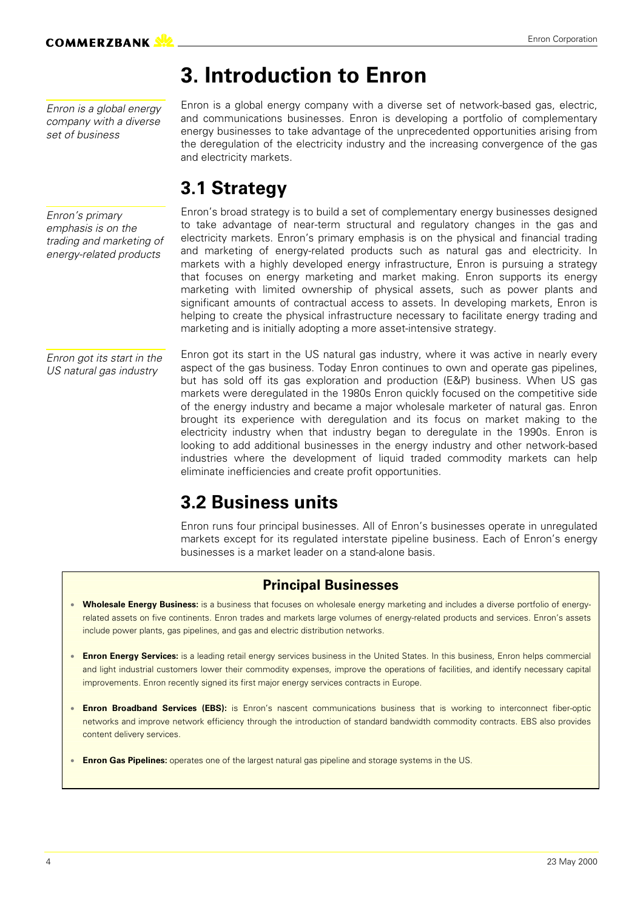# 3. Introduction to Enron

*Enron is a global energy company with a diverse set of business*

Enron is a global energy company with a diverse set of network-based gas, electric, and communications businesses. Enron is developing a portfolio of complementary energy businesses to take advantage of the unprecedented opportunities arising from the deregulation of the electricity industry and the increasing convergence of the gas and electricity markets.

## 3.1 Strategy

*Enron's primary emphasis is on the trading and marketing of energy-related products*

Enron's broad strategy is to build a set of complementary energy businesses designed to take advantage of near-term structural and regulatory changes in the gas and electricity markets. Enron's primary emphasis is on the physical and financial trading and marketing of energy-related products such as natural gas and electricity. In markets with a highly developed energy infrastructure, Enron is pursuing a strategy that focuses on energy marketing and market making. Enron supports its energy marketing with limited ownership of physical assets, such as power plants and significant amounts of contractual access to assets. In developing markets, Enron is helping to create the physical infrastructure necessary to facilitate energy trading and marketing and is initially adopting a more asset-intensive strategy.

*Enron got its start in the US natural gas industry*

Enron got its start in the US natural gas industry, where it was active in nearly every aspect of the gas business. Today Enron continues to own and operate gas pipelines, but has sold off its gas exploration and production (E&P) business. When US gas markets were deregulated in the 1980s Enron quickly focused on the competitive side of the energy industry and became a major wholesale marketer of natural gas. Enron brought its experience with deregulation and its focus on market making to the electricity industry when that industry began to deregulate in the 1990s. Enron is looking to add additional businesses in the energy industry and other network-based industries where the development of liquid traded commodity markets can help eliminate inefficiencies and create profit opportunities.

## 3.2 Business units

Enron runs four principal businesses. All of Enron's businesses operate in unregulated markets except for its regulated interstate pipeline business. Each of Enron's energy businesses is a market leader on a stand-alone basis.

### Principal Businesses

- **Wholesale Energy Business:** is a business that focuses on wholesale energy marketing and includes a diverse portfolio of energy-related assets on five continents. Enron trades and markets large volumes of energy-related products and services. Enron's assets include power plants, gas pipelines, and gas and electric distribution networks.
- **Enron Energy Services:** is a leading retail energy services business in the United States. In this business, Enron helps commercial and light industrial customers lower their commodity expenses, improve the operations of facilities, and identify necessary capital improvements. Enron recently signed its first major energy services contracts in Europe.
- **Enron Broadband Services (EBS):** is Enron's nascent communications business that is working to interconnect fiber-optic networks and improve network efficiency through the introduction of standard bandwidth commodity contracts. EBS also provides content delivery services.
- **Enron Gas Pipelines:** operates one of the largest natural gas pipeline and storage systems in the US.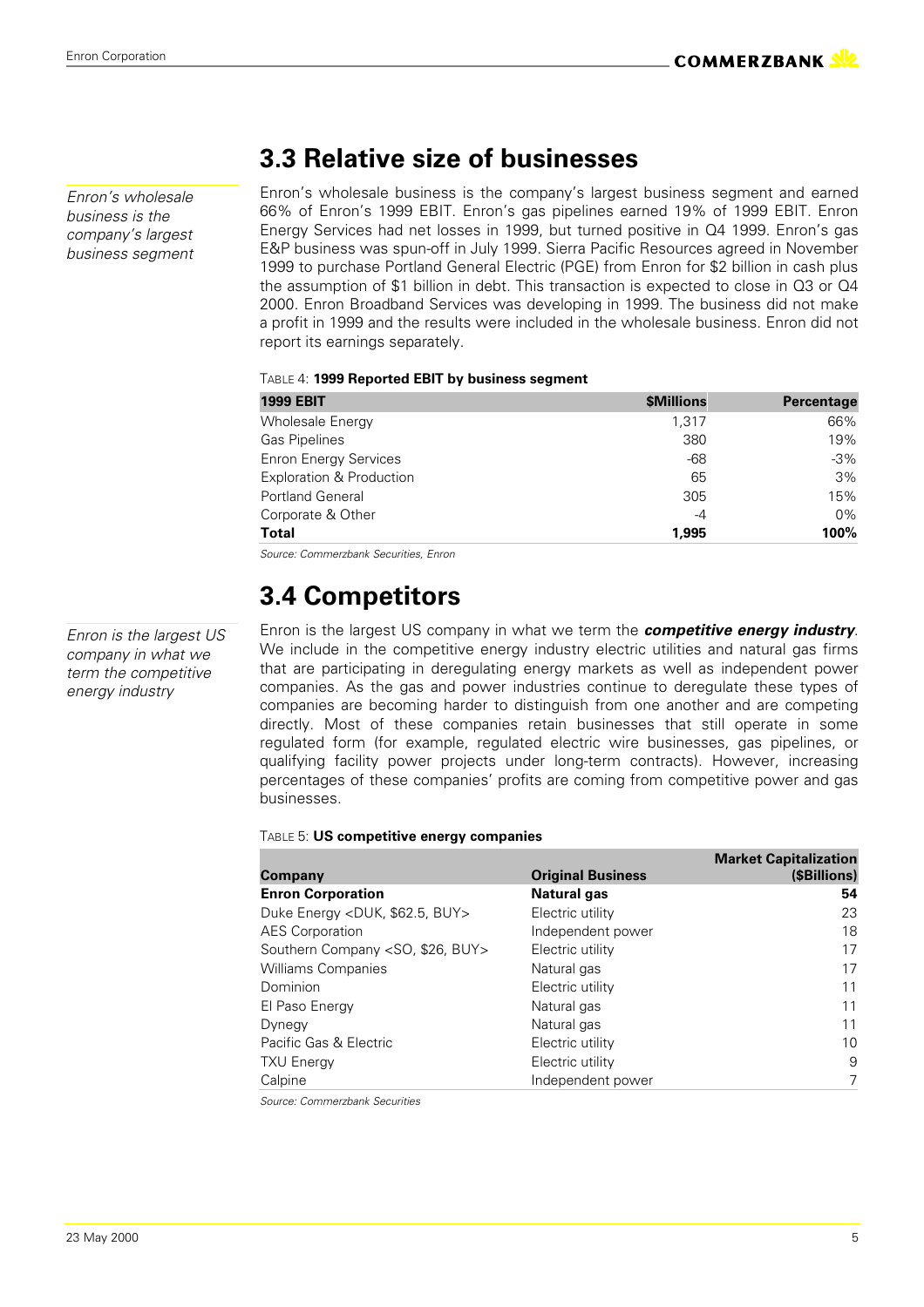## 3.3 Relative size of businesses

*Enron's wholesale business is the company's largest business segment*

Enron's wholesale business is the company's largest business segment and earned 66% of Enron's 1999 EBIT. Enron's gas pipelines earned 19% of 1999 EBIT. Enron Energy Services had net losses in 1999, but turned positive in Q4 1999. Enron's gas E&P business was spun-off in July 1999. Sierra Pacific Resources agreed in November 1999 to purchase Portland General Electric (PGE) from Enron for $2 billion in cash plus the assumption of $1 billion in debt. This transaction is expected to close in Q3 or Q4 2000. Enron Broadband Services was developing in 1999. The business did not make a profit in 1999 and the results were included in the wholesale business. Enron did not report its earnings separately.

TABLE 4: **1999 Reported EBIT by business segment**

| 1999 EBIT | $Millions | Percentage |
|---|---|---|
| Wholesale Energy | 1,317 | 66% |
| Gas Pipelines | 380 | 19% |
| Enron Energy Services | -68 | -3% |
| Exploration & Production | 65 | 3% |
| Portland General | 305 | 15% |
| Corporate & Other | -4 | 0% |
| **Total** | **1,995** | **100%** |

*Source: Commerzbank Securities, Enron*

## 3.4 Competitors

*Enron is the largest US company in what we term the competitive energy industry*

Enron is the largest US company in what we term the ***competitive energy industry***. We include in the competitive energy industry electric utilities and natural gas firms that are participating in deregulating energy markets as well as independent power companies. As the gas and power industries continue to deregulate these types of companies are becoming harder to distinguish from one another and are competing directly. Most of these companies retain businesses that still operate in some regulated form (for example, regulated electric wire businesses, gas pipelines, or qualifying facility power projects under long-term contracts). However, increasing percentages of these companies' profits are coming from competitive power and gas businesses.

TABLE 5: **US competitive energy companies**

| Company | Original Business | Market Capitalization ($Billions) |
|---|---|---|
| **Enron Corporation** | **Natural gas** | **54** |
| Duke Energy <DUK, $62.5, BUY> | Electric utility | 23 |
| AES Corporation | Independent power | 18 |
| Southern Company <SO, $26, BUY> | Electric utility | 17 |
| Williams Companies | Natural gas | 17 |
| Dominion | Electric utility | 11 |
| El Paso Energy | Natural gas | 11 |
| Dynegy | Natural gas | 11 |
| Pacific Gas & Electric | Electric utility | 10 |
| TXU Energy | Electric utility | 9 |
| Calpine | Independent power | 7 |

*Source: Commerzbank Securities*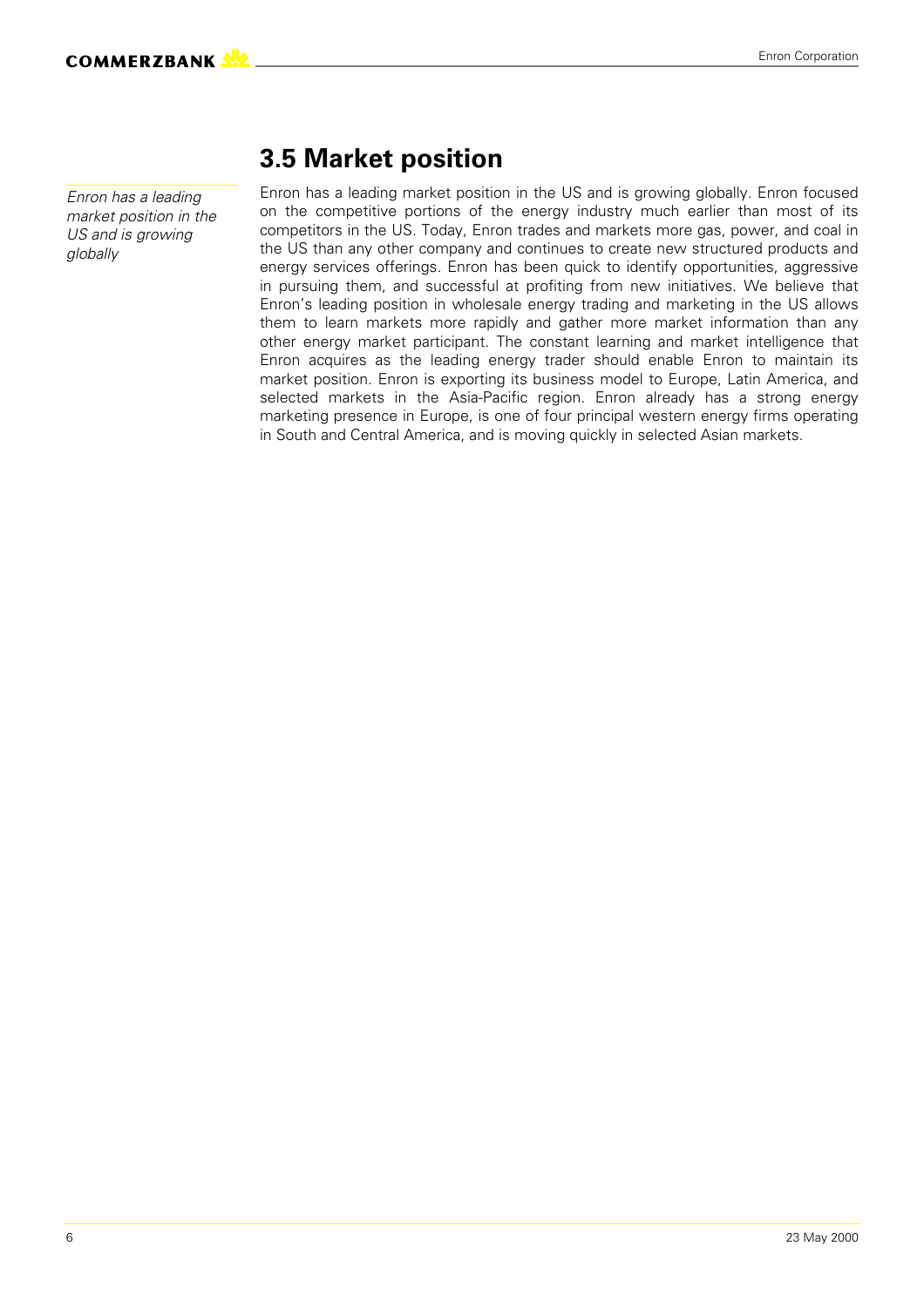## 3.5 Market position

*Enron has a leading market position in the US and is growing globally*

Enron has a leading market position in the US and is growing globally. Enron focused on the competitive portions of the energy industry much earlier than most of its competitors in the US. Today, Enron trades and markets more gas, power, and coal in the US than any other company and continues to create new structured products and energy services offerings. Enron has been quick to identify opportunities, aggressive in pursuing them, and successful at profiting from new initiatives. We believe that Enron's leading position in wholesale energy trading and marketing in the US allows them to learn markets more rapidly and gather more market information than any other energy market participant. The constant learning and market intelligence that Enron acquires as the leading energy trader should enable Enron to maintain its market position. Enron is exporting its business model to Europe, Latin America, and selected markets in the Asia-Pacific region. Enron already has a strong energy marketing presence in Europe, is one of four principal western energy firms operating in South and Central America, and is moving quickly in selected Asian markets.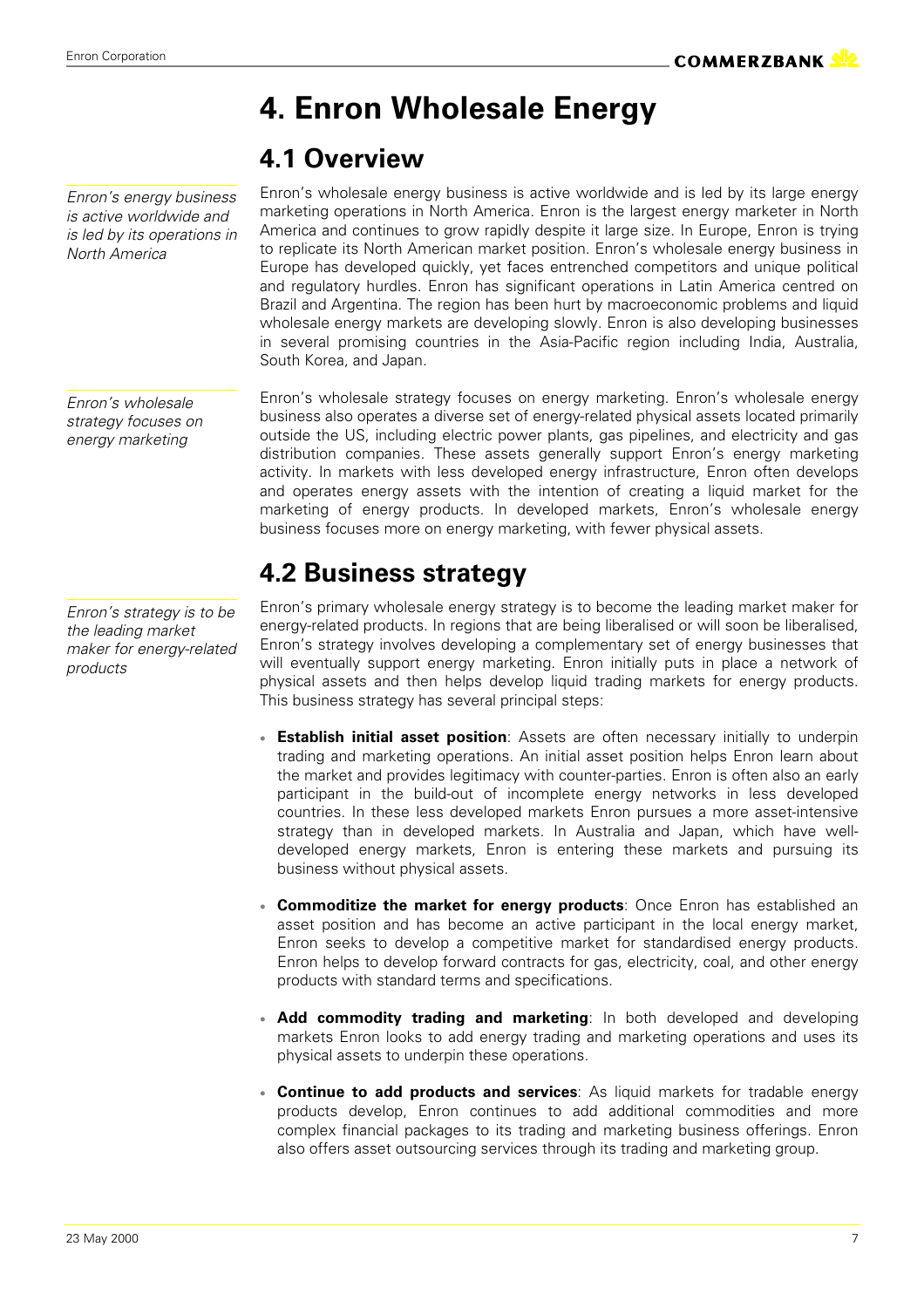# 4. Enron Wholesale Energy

## 4.1 Overview

*Enron's energy business is active worldwide and is led by its operations in North America*

Enron's wholesale energy business is active worldwide and is led by its large energy marketing operations in North America. Enron is the largest energy marketer in North America and continues to grow rapidly despite it large size. In Europe, Enron is trying to replicate its North American market position. Enron's wholesale energy business in Europe has developed quickly, yet faces entrenched competitors and unique political and regulatory hurdles. Enron has significant operations in Latin America centred on Brazil and Argentina. The region has been hurt by macroeconomic problems and liquid wholesale energy markets are developing slowly. Enron is also developing businesses in several promising countries in the Asia-Pacific region including India, Australia, South Korea, and Japan.

*Enron's wholesale strategy focuses on energy marketing*

Enron's wholesale strategy focuses on energy marketing. Enron's wholesale energy business also operates a diverse set of energy-related physical assets located primarily outside the US, including electric power plants, gas pipelines, and electricity and gas distribution companies. These assets generally support Enron's energy marketing activity. In markets with less developed energy infrastructure, Enron often develops and operates energy assets with the intention of creating a liquid market for the marketing of energy products. In developed markets, Enron's wholesale energy business focuses more on energy marketing, with fewer physical assets.

## 4.2 Business strategy

*Enron's strategy is to be the leading market maker for energy-related products*

Enron's primary wholesale energy strategy is to become the leading market maker for energy-related products. In regions that are being liberalised or will soon be liberalised, Enron's strategy involves developing a complementary set of energy businesses that will eventually support energy marketing. Enron initially puts in place a network of physical assets and then helps develop liquid trading markets for energy products. This business strategy has several principal steps:

- **Establish initial asset position**: Assets are often necessary initially to underpin trading and marketing operations. An initial asset position helps Enron learn about the market and provides legitimacy with counter-parties. Enron is often also an early participant in the build-out of incomplete energy networks in less developed countries. In these less developed markets Enron pursues a more asset-intensive strategy than in developed markets. In Australia and Japan, which have well-developed energy markets, Enron is entering these markets and pursuing its business without physical assets.

- **Commoditize the market for energy products**: Once Enron has established an asset position and has become an active participant in the local energy market, Enron seeks to develop a competitive market for standardised energy products. Enron helps to develop forward contracts for gas, electricity, coal, and other energy products with standard terms and specifications.

- **Add commodity trading and marketing**: In both developed and developing markets Enron looks to add energy trading and marketing operations and uses its physical assets to underpin these operations.

- **Continue to add products and services**: As liquid markets for tradable energy products develop, Enron continues to add additional commodities and more complex financial packages to its trading and marketing business offerings. Enron also offers asset outsourcing services through its trading and marketing group.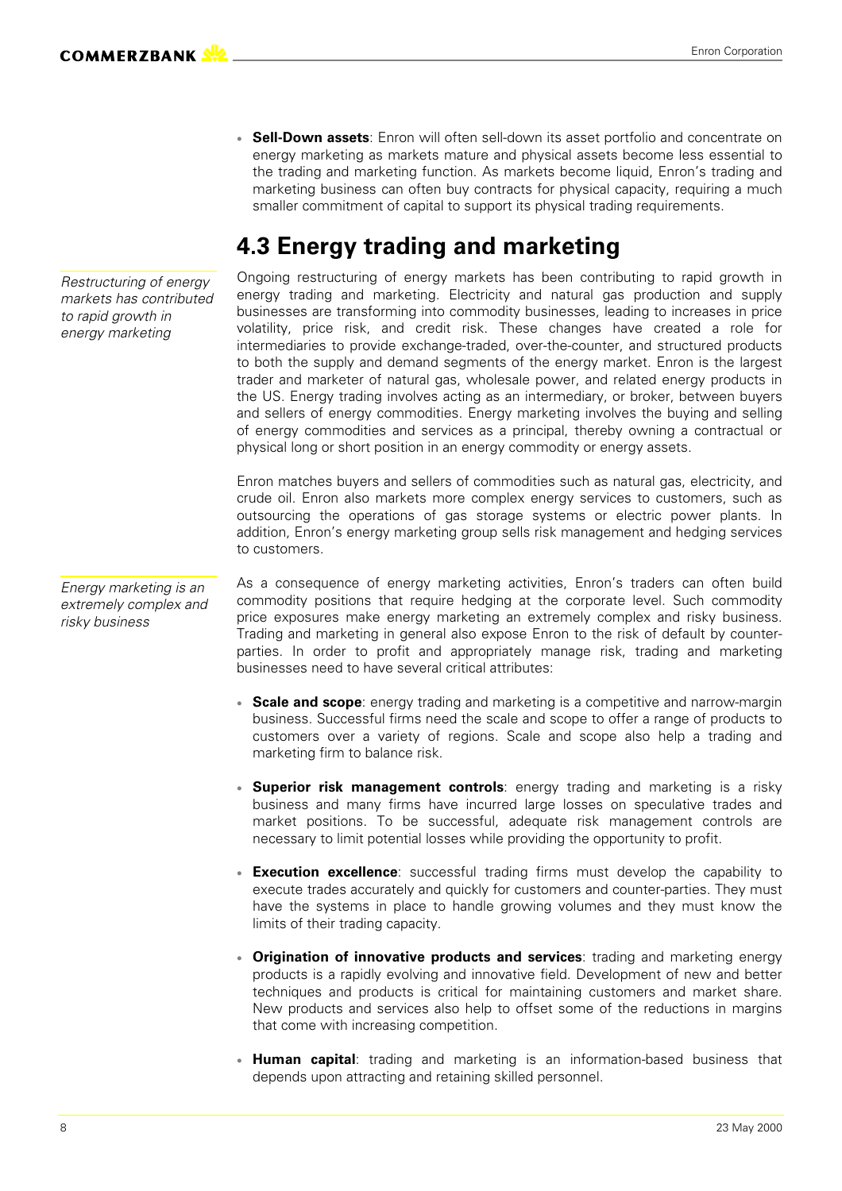- **Sell-Down assets**: Enron will often sell-down its asset portfolio and concentrate on energy marketing as markets mature and physical assets become less essential to the trading and marketing function. As markets become liquid, Enron's trading and marketing business can often buy contracts for physical capacity, requiring a much smaller commitment of capital to support its physical trading requirements.

## 4.3 Energy trading and marketing

*Restructuring of energy markets has contributed to rapid growth in energy marketing*

Ongoing restructuring of energy markets has been contributing to rapid growth in energy trading and marketing. Electricity and natural gas production and supply businesses are transforming into commodity businesses, leading to increases in price volatility, price risk, and credit risk. These changes have created a role for intermediaries to provide exchange-traded, over-the-counter, and structured products to both the supply and demand segments of the energy market. Enron is the largest trader and marketer of natural gas, wholesale power, and related energy products in the US. Energy trading involves acting as an intermediary, or broker, between buyers and sellers of energy commodities. Energy marketing involves the buying and selling of energy commodities and services as a principal, thereby owning a contractual or physical long or short position in an energy commodity or energy assets.

Enron matches buyers and sellers of commodities such as natural gas, electricity, and crude oil. Enron also markets more complex energy services to customers, such as outsourcing the operations of gas storage systems or electric power plants. In addition, Enron's energy marketing group sells risk management and hedging services to customers.

*Energy marketing is an extremely complex and risky business*

As a consequence of energy marketing activities, Enron's traders can often build commodity positions that require hedging at the corporate level. Such commodity price exposures make energy marketing an extremely complex and risky business. Trading and marketing in general also expose Enron to the risk of default by counter-parties. In order to profit and appropriately manage risk, trading and marketing businesses need to have several critical attributes:

- **Scale and scope**: energy trading and marketing is a competitive and narrow-margin business. Successful firms need the scale and scope to offer a range of products to customers over a variety of regions. Scale and scope also help a trading and marketing firm to balance risk.
- **Superior risk management controls**: energy trading and marketing is a risky business and many firms have incurred large losses on speculative trades and market positions. To be successful, adequate risk management controls are necessary to limit potential losses while providing the opportunity to profit.
- **Execution excellence**: successful trading firms must develop the capability to execute trades accurately and quickly for customers and counter-parties. They must have the systems in place to handle growing volumes and they must know the limits of their trading capacity.
- **Origination of innovative products and services**: trading and marketing energy products is a rapidly evolving and innovative field. Development of new and better techniques and products is critical for maintaining customers and market share. New products and services also help to offset some of the reductions in margins that come with increasing competition.
- **Human capital**: trading and marketing is an information-based business that depends upon attracting and retaining skilled personnel.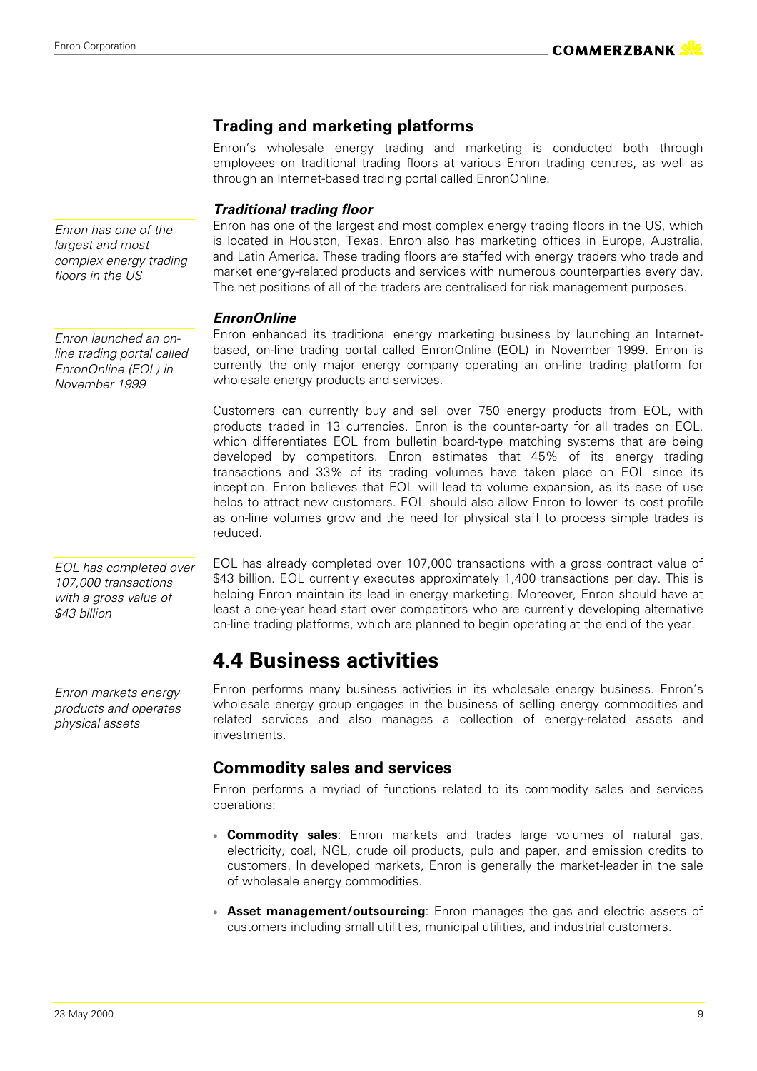## Trading and marketing platforms

Enron's wholesale energy trading and marketing is conducted both through employees on traditional trading floors at various Enron trading centres, as well as through an Internet-based trading portal called EnronOnline.

### *Traditional trading floor*

*Enron has one of the largest and most complex energy trading floors in the US*

Enron has one of the largest and most complex energy trading floors in the US, which is located in Houston, Texas. Enron also has marketing offices in Europe, Australia, and Latin America. These trading floors are staffed with energy traders who trade and market energy-related products and services with numerous counterparties every day. The net positions of all of the traders are centralised for risk management purposes.

### *EnronOnline*

*Enron launched an on-line trading portal called EnronOnline (EOL) in November 1999*

Enron enhanced its traditional energy marketing business by launching an Internet-based, on-line trading portal called EnronOnline (EOL) in November 1999. Enron is currently the only major energy company operating an on-line trading platform for wholesale energy products and services.

Customers can currently buy and sell over 750 energy products from EOL, with products traded in 13 currencies. Enron is the counter-party for all trades on EOL, which differentiates EOL from bulletin board-type matching systems that are being developed by competitors. Enron estimates that 45% of its energy trading transactions and 33% of its trading volumes have taken place on EOL since its inception. Enron believes that EOL will lead to volume expansion, as its ease of use helps to attract new customers. EOL should also allow Enron to lower its cost profile as on-line volumes grow and the need for physical staff to process simple trades is reduced.

*EOL has completed over 107,000 transactions with a gross value of $43 billion*

EOL has already completed over 107,000 transactions with a gross contract value of $43 billion. EOL currently executes approximately 1,400 transactions per day. This is helping Enron maintain its lead in energy marketing. Moreover, Enron should have at least a one-year head start over competitors who are currently developing alternative on-line trading platforms, which are planned to begin operating at the end of the year.

# 4.4 Business activities

*Enron markets energy products and operates physical assets*

Enron performs many business activities in its wholesale energy business. Enron's wholesale energy group engages in the business of selling energy commodities and related services and also manages a collection of energy-related assets and investments.

## Commodity sales and services

Enron performs a myriad of functions related to its commodity sales and services operations:

- **Commodity sales**: Enron markets and trades large volumes of natural gas, electricity, coal, NGL, crude oil products, pulp and paper, and emission credits to customers. In developed markets, Enron is generally the market-leader in the sale of wholesale energy commodities.
- **Asset management/outsourcing**: Enron manages the gas and electric assets of customers including small utilities, municipal utilities, and industrial customers.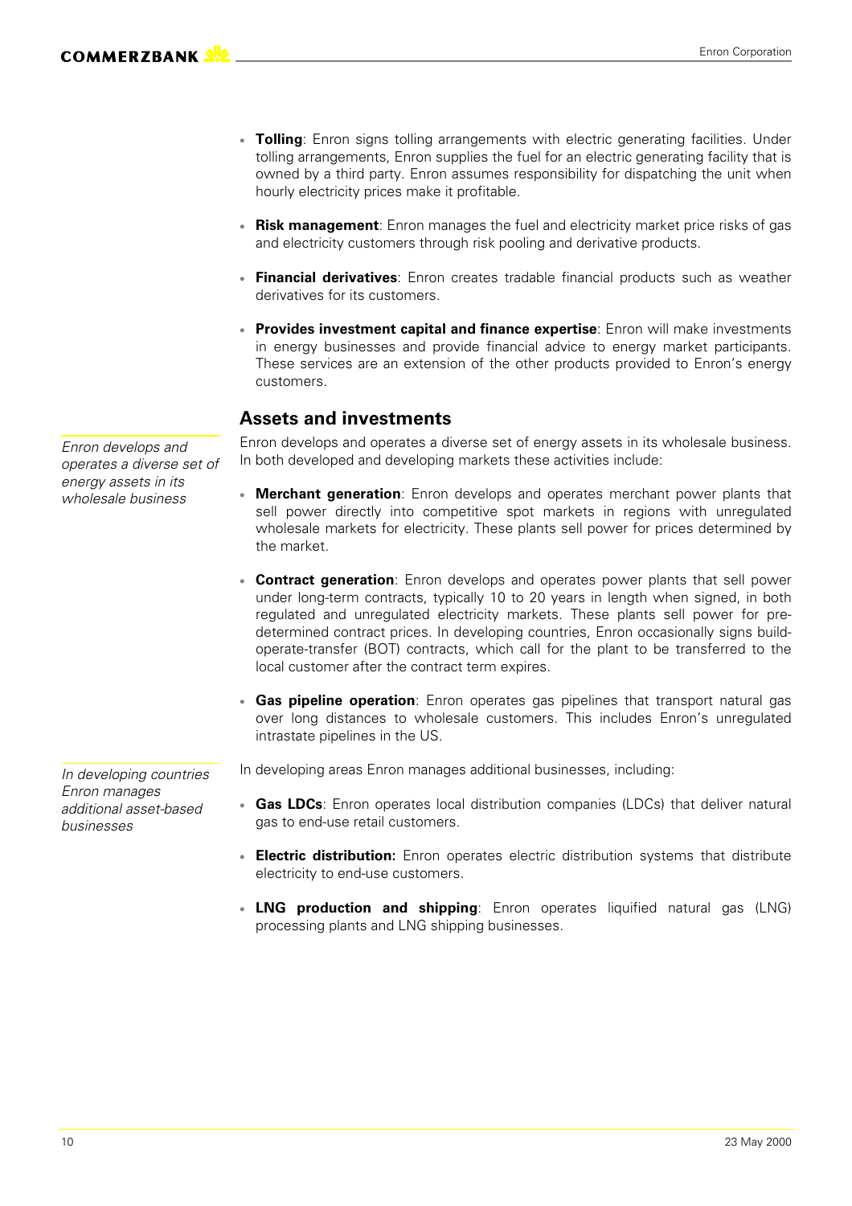- **Tolling**: Enron signs tolling arrangements with electric generating facilities. Under tolling arrangements, Enron supplies the fuel for an electric generating facility that is owned by a third party. Enron assumes responsibility for dispatching the unit when hourly electricity prices make it profitable.
- **Risk management**: Enron manages the fuel and electricity market price risks of gas and electricity customers through risk pooling and derivative products.
- **Financial derivatives**: Enron creates tradable financial products such as weather derivatives for its customers.
- **Provides investment capital and finance expertise**: Enron will make investments in energy businesses and provide financial advice to energy market participants. These services are an extension of the other products provided to Enron's energy customers.

## Assets and investments

*Enron develops and operates a diverse set of energy assets in its wholesale business*

Enron develops and operates a diverse set of energy assets in its wholesale business. In both developed and developing markets these activities include:

- **Merchant generation**: Enron develops and operates merchant power plants that sell power directly into competitive spot markets in regions with unregulated wholesale markets for electricity. These plants sell power for prices determined by the market.
- **Contract generation**: Enron develops and operates power plants that sell power under long-term contracts, typically 10 to 20 years in length when signed, in both regulated and unregulated electricity markets. These plants sell power for pre-determined contract prices. In developing countries, Enron occasionally signs build-operate-transfer (BOT) contracts, which call for the plant to be transferred to the local customer after the contract term expires.
- **Gas pipeline operation**: Enron operates gas pipelines that transport natural gas over long distances to wholesale customers. This includes Enron's unregulated intrastate pipelines in the US.

*In developing countries Enron manages additional asset-based businesses*

In developing areas Enron manages additional businesses, including:

- **Gas LDCs**: Enron operates local distribution companies (LDCs) that deliver natural gas to end-use retail customers.
- **Electric distribution:** Enron operates electric distribution systems that distribute electricity to end-use customers.
- **LNG production and shipping**: Enron operates liquified natural gas (LNG) processing plants and LNG shipping businesses.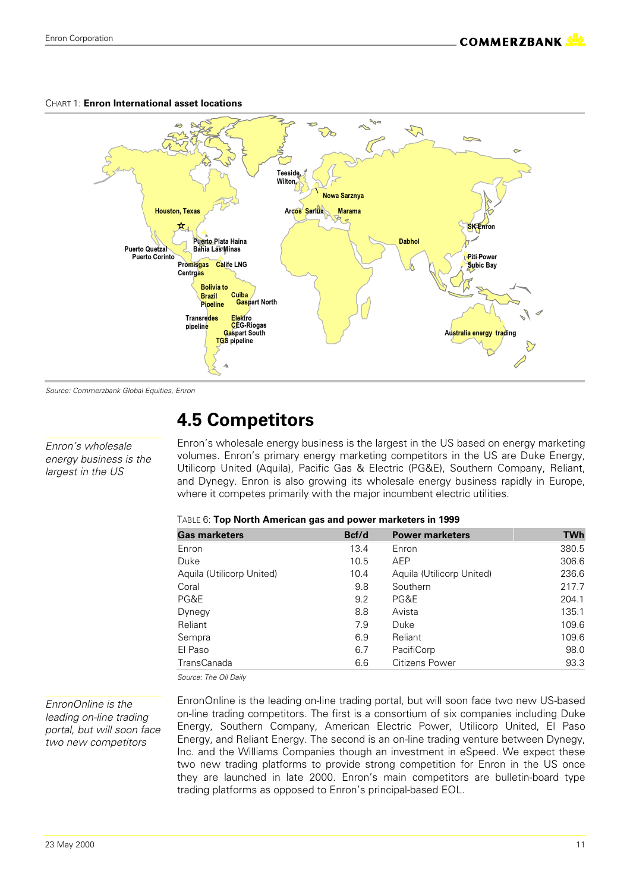CHART 1: **Enron International asset locations**

Source: Commerzbank Global Equities, Enron

## 4.5 Competitors

*Enron's wholesale energy business is the largest in the US*

Enron's wholesale energy business is the largest in the US based on energy marketing volumes. Enron's primary energy marketing competitors in the US are Duke Energy, Utilicorp United (Aquila), Pacific Gas & Electric (PG&E), Southern Company, Reliant, and Dynegy. Enron is also growing its wholesale energy business rapidly in Europe, where it competes primarily with the major incumbent electric utilities.

TABLE 6: **Top North American gas and power marketers in 1999**

| Gas marketers | Bcf/d | Power marketers | TWh |
|---|---|---|---|
| Enron | 13.4 | Enron | 380.5 |
| Duke | 10.5 | AEP | 306.6 |
| Aquila (Utilicorp United) | 10.4 | Aquila (Utilicorp United) | 236.6 |
| Coral | 9.8 | Southern | 217.7 |
| PG&E | 9.2 | PG&E | 204.1 |
| Dynegy | 8.8 | Avista | 135.1 |
| Reliant | 7.9 | Duke | 109.6 |
| Sempra | 6.9 | Reliant | 109.6 |
| El Paso | 6.7 | PacifiCorp | 98.0 |
| TransCanada | 6.6 | Citizens Power | 93.3 |

Source: The Oil Daily

*EnronOnline is the leading on-line trading portal, but will soon face two new competitors*

EnronOnline is the leading on-line trading portal, but will soon face two new US-based on-line trading competitors. The first is a consortium of six companies including Duke Energy, Southern Company, American Electric Power, Utilicorp United, El Paso Energy, and Reliant Energy. The second is an on-line trading venture between Dynegy, Inc. and the Williams Companies though an investment in eSpeed. We expect these two new trading platforms to provide strong competition for Enron in the US once they are launched in late 2000. Enron's main competitors are bulletin-board type trading platforms as opposed to Enron's principal-based EOL.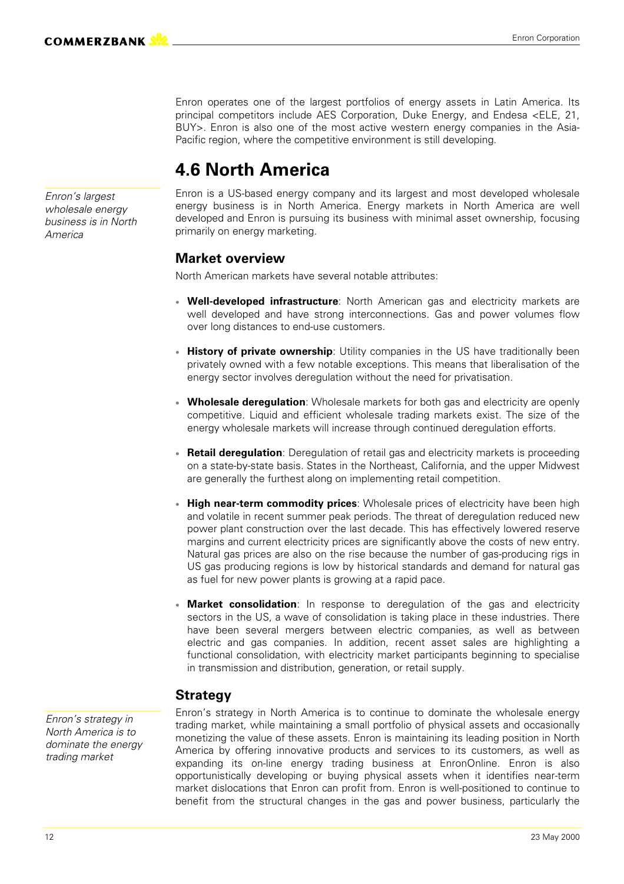Enron operates one of the largest portfolios of energy assets in Latin America. Its principal competitors include AES Corporation, Duke Energy, and Endesa <ELE, 21, BUY>. Enron is also one of the most active western energy companies in the Asia-Pacific region, where the competitive environment is still developing.

# 4.6 North America

*Enron's largest wholesale energy business is in North America*

Enron is a US-based energy company and its largest and most developed wholesale energy business is in North America. Energy markets in North America are well developed and Enron is pursuing its business with minimal asset ownership, focusing primarily on energy marketing.

## Market overview

North American markets have several notable attributes:

- **Well-developed infrastructure**: North American gas and electricity markets are well developed and have strong interconnections. Gas and power volumes flow over long distances to end-use customers.
- **History of private ownership**: Utility companies in the US have traditionally been privately owned with a few notable exceptions. This means that liberalisation of the energy sector involves deregulation without the need for privatisation.
- **Wholesale deregulation**: Wholesale markets for both gas and electricity are openly competitive. Liquid and efficient wholesale trading markets exist. The size of the energy wholesale markets will increase through continued deregulation efforts.
- **Retail deregulation**: Deregulation of retail gas and electricity markets is proceeding on a state-by-state basis. States in the Northeast, California, and the upper Midwest are generally the furthest along on implementing retail competition.
- **High near-term commodity prices**: Wholesale prices of electricity have been high and volatile in recent summer peak periods. The threat of deregulation reduced new power plant construction over the last decade. This has effectively lowered reserve margins and current electricity prices are significantly above the costs of new entry. Natural gas prices are also on the rise because the number of gas-producing rigs in US gas producing regions is low by historical standards and demand for natural gas as fuel for new power plants is growing at a rapid pace.
- **Market consolidation**: In response to deregulation of the gas and electricity sectors in the US, a wave of consolidation is taking place in these industries. There have been several mergers between electric companies, as well as between electric and gas companies. In addition, recent asset sales are highlighting a functional consolidation, with electricity market participants beginning to specialise in transmission and distribution, generation, or retail supply.

## Strategy

*Enron's strategy in North America is to dominate the energy trading market*

Enron's strategy in North America is to continue to dominate the wholesale energy trading market, while maintaining a small portfolio of physical assets and occasionally monetizing the value of these assets. Enron is maintaining its leading position in North America by offering innovative products and services to its customers, as well as expanding its on-line energy trading business at EnronOnline. Enron is also opportunistically developing or buying physical assets when it identifies near-term market dislocations that Enron can profit from. Enron is well-positioned to continue to benefit from the structural changes in the gas and power business, particularly the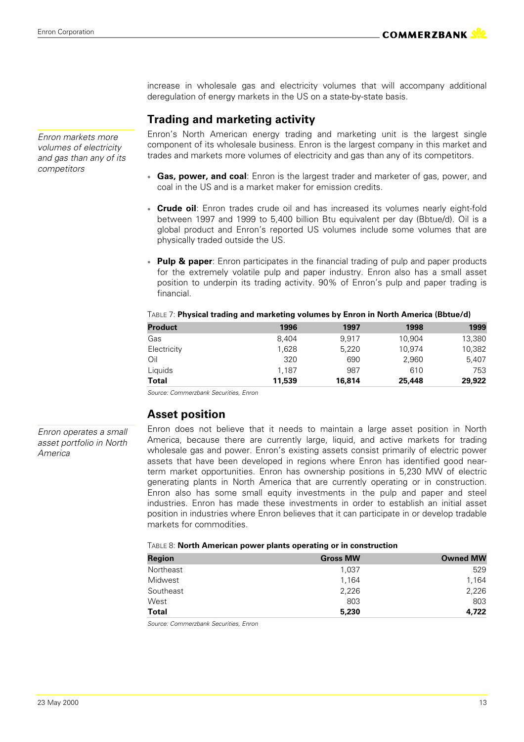increase in wholesale gas and electricity volumes that will accompany additional deregulation of energy markets in the US on a state-by-state basis.

## Trading and marketing activity

*Enron markets more volumes of electricity and gas than any of its competitors*

Enron's North American energy trading and marketing unit is the largest single component of its wholesale business. Enron is the largest company in this market and trades and markets more volumes of electricity and gas than any of its competitors.

- **Gas, power, and coal**: Enron is the largest trader and marketer of gas, power, and coal in the US and is a market maker for emission credits.
- **Crude oil**: Enron trades crude oil and has increased its volumes nearly eight-fold between 1997 and 1999 to 5,400 billion Btu equivalent per day (Bbtue/d). Oil is a global product and Enron's reported US volumes include some volumes that are physically traded outside the US.
- **Pulp & paper**: Enron participates in the financial trading of pulp and paper products for the extremely volatile pulp and paper industry. Enron also has a small asset position to underpin its trading activity. 90% of Enron's pulp and paper trading is financial.

TABLE 7: **Physical trading and marketing volumes by Enron in North America (Bbtue/d)**

| Product | 1996 | 1997 | 1998 | 1999 |
|---|---|---|---|---|
| Gas | 8,404 | 9,917 | 10,904 | 13,380 |
| Electricity | 1,628 | 5,220 | 10,974 | 10,382 |
| Oil | 320 | 690 | 2,960 | 5,407 |
| Liquids | 1,187 | 987 | 610 | 753 |
| **Total** | **11,539** | **16,814** | **25,448** | **29,922** |

*Source: Commerzbank Securities, Enron*

## Asset position

*Enron operates a small asset portfolio in North America*

Enron does not believe that it needs to maintain a large asset position in North America, because there are currently large, liquid, and active markets for trading wholesale gas and power. Enron's existing assets consist primarily of electric power assets that have been developed in regions where Enron has identified good near-term market opportunities. Enron has ownership positions in 5,230 MW of electric generating plants in North America that are currently operating or in construction. Enron also has some small equity investments in the pulp and paper and steel industries. Enron has made these investments in order to establish an initial asset position in industries where Enron believes that it can participate in or develop tradable markets for commodities.

TABLE 8: **North American power plants operating or in construction**

| Region | Gross MW | Owned MW |
|---|---|---|
| Northeast | 1,037 | 529 |
| Midwest | 1,164 | 1,164 |
| Southeast | 2,226 | 2,226 |
| West | 803 | 803 |
| **Total** | **5,230** | **4,722** |

*Source: Commerzbank Securities, Enron*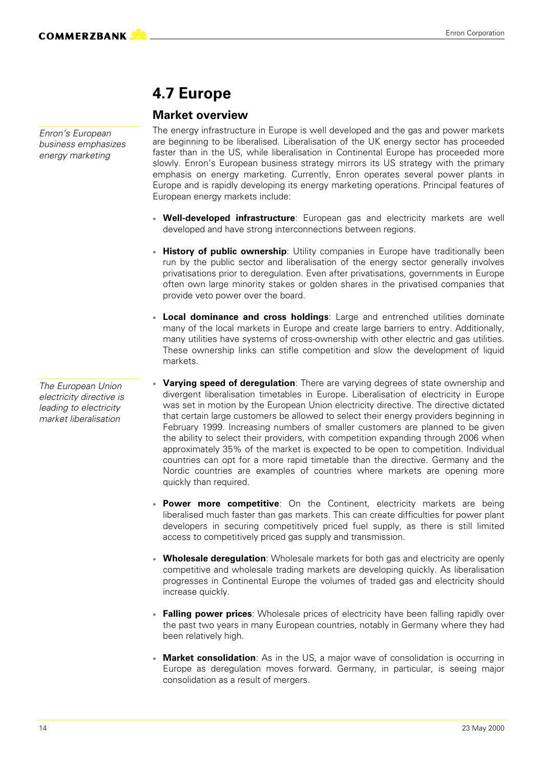# 4.7 Europe

## Market overview

*Enron's European business emphasizes energy marketing*

The energy infrastructure in Europe is well developed and the gas and power markets are beginning to be liberalised. Liberalisation of the UK energy sector has proceeded faster than in the US, while liberalisation in Continental Europe has proceeded more slowly. Enron's European business strategy mirrors its US strategy with the primary emphasis on energy marketing. Currently, Enron operates several power plants in Europe and is rapidly developing its energy marketing operations. Principal features of European energy markets include:

- **Well-developed infrastructure**: European gas and electricity markets are well developed and have strong interconnections between regions.

- **History of public ownership**: Utility companies in Europe have traditionally been run by the public sector and liberalisation of the energy sector generally involves privatisations prior to deregulation. Even after privatisations, governments in Europe often own large minority stakes or golden shares in the privatised companies that provide veto power over the board.

- **Local dominance and cross holdings**: Large and entrenched utilities dominate many of the local markets in Europe and create large barriers to entry. Additionally, many utilities have systems of cross-ownership with other electric and gas utilities. These ownership links can stifle competition and slow the development of liquid markets.

*The European Union electricity directive is leading to electricity market liberalisation*

- **Varying speed of deregulation**: There are varying degrees of state ownership and divergent liberalisation timetables in Europe. Liberalisation of electricity in Europe was set in motion by the European Union electricity directive. The directive dictated that certain large customers be allowed to select their energy providers beginning in February 1999. Increasing numbers of smaller customers are planned to be given the ability to select their providers, with competition expanding through 2006 when approximately 35% of the market is expected to be open to competition. Individual countries can opt for a more rapid timetable than the directive. Germany and the Nordic countries are examples of countries where markets are opening more quickly than required.

- **Power more competitive**: On the Continent, electricity markets are being liberalised much faster than gas markets. This can create difficulties for power plant developers in securing competitively priced fuel supply, as there is still limited access to competitively priced gas supply and transmission.

- **Wholesale deregulation**: Wholesale markets for both gas and electricity are openly competitive and wholesale trading markets are developing quickly. As liberalisation progresses in Continental Europe the volumes of traded gas and electricity should increase quickly.

- **Falling power prices**: Wholesale prices of electricity have been falling rapidly over the past two years in many European countries, notably in Germany where they had been relatively high.

- **Market consolidation**: As in the US, a major wave of consolidation is occurring in Europe as deregulation moves forward. Germany, in particular, is seeing major consolidation as a result of mergers.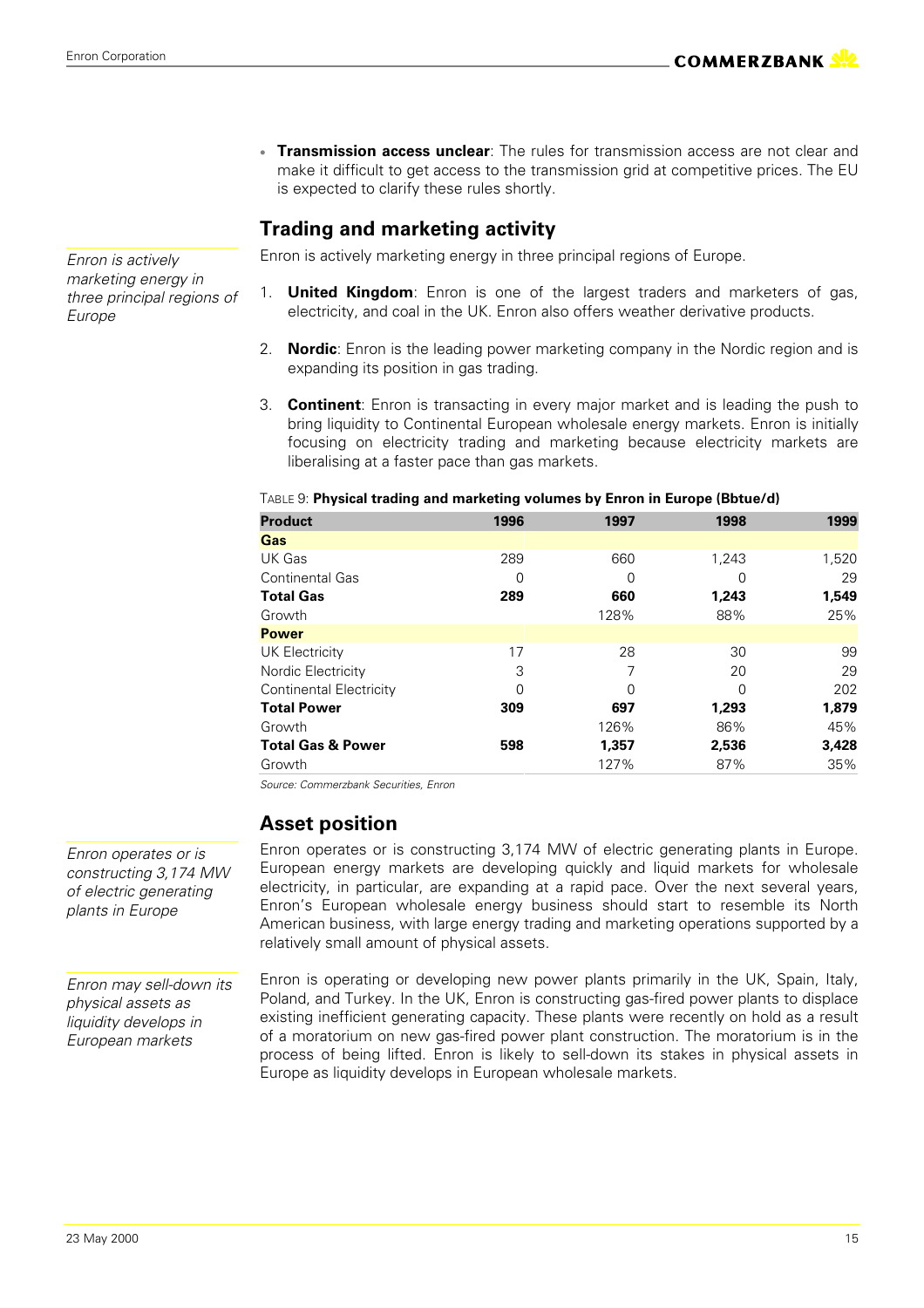- **Transmission access unclear**: The rules for transmission access are not clear and make it difficult to get access to the transmission grid at competitive prices. The EU is expected to clarify these rules shortly.

## Trading and marketing activity

*Enron is actively marketing energy in three principal regions of Europe*

Enron is actively marketing energy in three principal regions of Europe.

1. **United Kingdom**: Enron is one of the largest traders and marketers of gas, electricity, and coal in the UK. Enron also offers weather derivative products.
2. **Nordic**: Enron is the leading power marketing company in the Nordic region and is expanding its position in gas trading.
3. **Continent**: Enron is transacting in every major market and is leading the push to bring liquidity to Continental European wholesale energy markets. Enron is initially focusing on electricity trading and marketing because electricity markets are liberalising at a faster pace than gas markets.

TABLE 9: **Physical trading and marketing volumes by Enron in Europe (Bbtue/d)**

| Product | 1996 | 1997 | 1998 | 1999 |
|---|---|---|---|---|
| **Gas** | | | | |
| UK Gas | 289 | 660 | 1,243 | 1,520 |
| Continental Gas | 0 | 0 | 0 | 29 |
| **Total Gas** | **289** | **660** | **1,243** | **1,549** |
| Growth | | 128% | 88% | 25% |
| **Power** | | | | |
| UK Electricity | 17 | 28 | 30 | 99 |
| Nordic Electricity | 3 | 7 | 20 | 29 |
| Continental Electricity | 0 | 0 | 0 | 202 |
| **Total Power** | **309** | **697** | **1,293** | **1,879** |
| Growth | | 126% | 86% | 45% |
| **Total Gas & Power** | **598** | **1,357** | **2,536** | **3,428** |
| Growth | | 127% | 87% | 35% |

*Source: Commerzbank Securities, Enron*

## Asset position

*Enron operates or is constructing 3,174 MW of electric generating plants in Europe*

Enron operates or is constructing 3,174 MW of electric generating plants in Europe. European energy markets are developing quickly and liquid markets for wholesale electricity, in particular, are expanding at a rapid pace. Over the next several years, Enron's European wholesale energy business should start to resemble its North American business, with large energy trading and marketing operations supported by a relatively small amount of physical assets.

*Enron may sell-down its physical assets as liquidity develops in European markets*

Enron is operating or developing new power plants primarily in the UK, Spain, Italy, Poland, and Turkey. In the UK, Enron is constructing gas-fired power plants to displace existing inefficient generating capacity. These plants were recently on hold as a result of a moratorium on new gas-fired power plant construction. The moratorium is in the process of being lifted. Enron is likely to sell-down its stakes in physical assets in Europe as liquidity develops in European wholesale markets.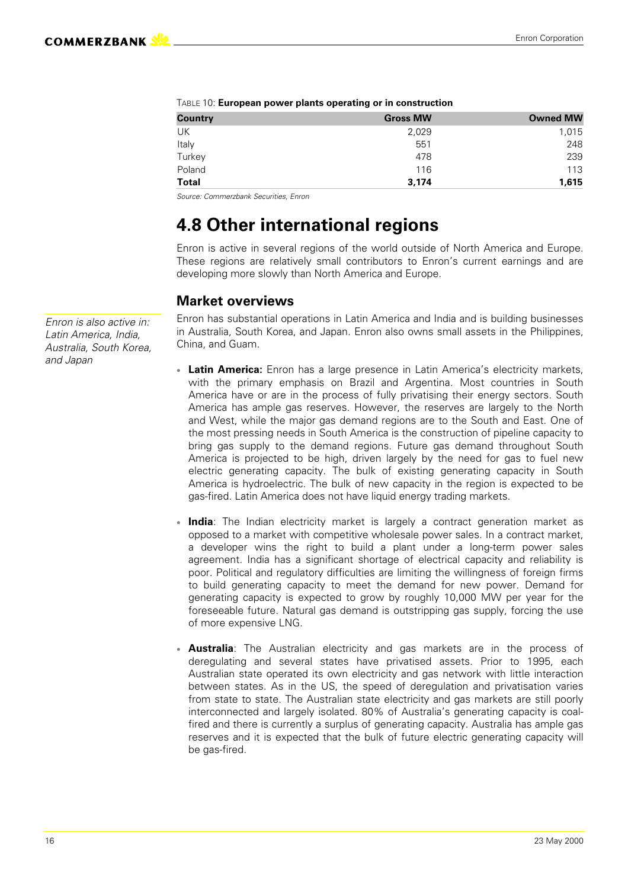TABLE 10: **European power plants operating or in construction**

| Country | Gross MW | Owned MW |
|---|---|---|
| UK | 2,029 | 1,015 |
| Italy | 551 | 248 |
| Turkey | 478 | 239 |
| Poland | 116 | 113 |
| **Total** | **3,174** | **1,615** |

*Source: Commerzbank Securities, Enron*

# 4.8 Other international regions

Enron is active in several regions of the world outside of North America and Europe. These regions are relatively small contributors to Enron's current earnings and are developing more slowly than North America and Europe.

## Market overviews

*Enron is also active in: Latin America, India, Australia, South Korea, and Japan*

Enron has substantial operations in Latin America and India and is building businesses in Australia, South Korea, and Japan. Enron also owns small assets in the Philippines, China, and Guam.

- **Latin America:** Enron has a large presence in Latin America's electricity markets, with the primary emphasis on Brazil and Argentina. Most countries in South America have or are in the process of fully privatising their energy sectors. South America has ample gas reserves. However, the reserves are largely to the North and West, while the major gas demand regions are to the South and East. One of the most pressing needs in South America is the construction of pipeline capacity to bring gas supply to the demand regions. Future gas demand throughout South America is projected to be high, driven largely by the need for gas to fuel new electric generating capacity. The bulk of existing generating capacity in South America is hydroelectric. The bulk of new capacity in the region is expected to be gas-fired. Latin America does not have liquid energy trading markets.

- **India**: The Indian electricity market is largely a contract generation market as opposed to a market with competitive wholesale power sales. In a contract market, a developer wins the right to build a plant under a long-term power sales agreement. India has a significant shortage of electrical capacity and reliability is poor. Political and regulatory difficulties are limiting the willingness of foreign firms to build generating capacity to meet the demand for new power. Demand for generating capacity is expected to grow by roughly 10,000 MW per year for the foreseeable future. Natural gas demand is outstripping gas supply, forcing the use of more expensive LNG.

- **Australia**: The Australian electricity and gas markets are in the process of deregulating and several states have privatised assets. Prior to 1995, each Australian state operated its own electricity and gas network with little interaction between states. As in the US, the speed of deregulation and privatisation varies from state to state. The Australian state electricity and gas markets are still poorly interconnected and largely isolated. 80% of Australia's generating capacity is coal-fired and there is currently a surplus of generating capacity. Australia has ample gas reserves and it is expected that the bulk of future electric generating capacity will be gas-fired.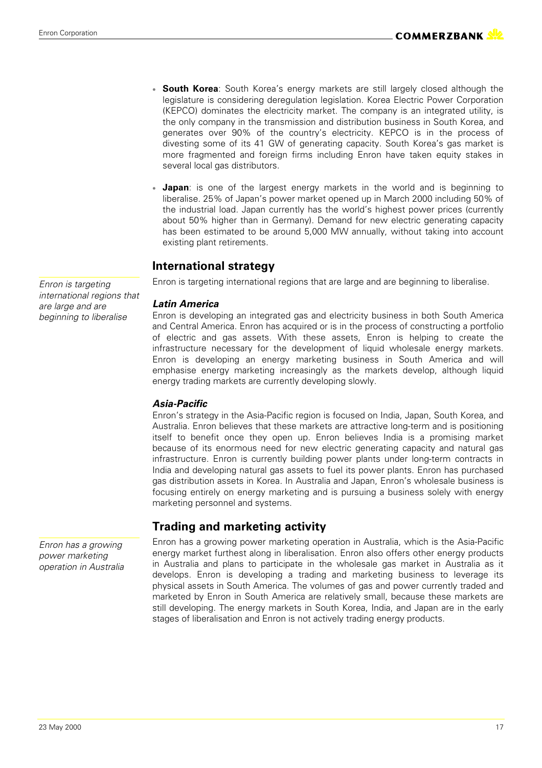- **South Korea**: South Korea's energy markets are still largely closed although the legislature is considering deregulation legislation. Korea Electric Power Corporation (KEPCO) dominates the electricity market. The company is an integrated utility, is the only company in the transmission and distribution business in South Korea, and generates over 90% of the country's electricity. KEPCO is in the process of divesting some of its 41 GW of generating capacity. South Korea's gas market is more fragmented and foreign firms including Enron have taken equity stakes in several local gas distributors.
- **Japan**: is one of the largest energy markets in the world and is beginning to liberalise. 25% of Japan's power market opened up in March 2000 including 50% of the industrial load. Japan currently has the world's highest power prices (currently about 50% higher than in Germany). Demand for new electric generating capacity has been estimated to be around 5,000 MW annually, without taking into account existing plant retirements.

## International strategy

*Enron is targeting international regions that are large and are beginning to liberalise*

Enron is targeting international regions that are large and are beginning to liberalise.

### *Latin America*

Enron is developing an integrated gas and electricity business in both South America and Central America. Enron has acquired or is in the process of constructing a portfolio of electric and gas assets. With these assets, Enron is helping to create the infrastructure necessary for the development of liquid wholesale energy markets. Enron is developing an energy marketing business in South America and will emphasise energy marketing increasingly as the markets develop, although liquid energy trading markets are currently developing slowly.

### *Asia-Pacific*

Enron's strategy in the Asia-Pacific region is focused on India, Japan, South Korea, and Australia. Enron believes that these markets are attractive long-term and is positioning itself to benefit once they open up. Enron believes India is a promising market because of its enormous need for new electric generating capacity and natural gas infrastructure. Enron is currently building power plants under long-term contracts in India and developing natural gas assets to fuel its power plants. Enron has purchased gas distribution assets in Korea. In Australia and Japan, Enron's wholesale business is focusing entirely on energy marketing and is pursuing a business solely with energy marketing personnel and systems.

## Trading and marketing activity

*Enron has a growing power marketing operation in Australia*

Enron has a growing power marketing operation in Australia, which is the Asia-Pacific energy market furthest along in liberalisation. Enron also offers other energy products in Australia and plans to participate in the wholesale gas market in Australia as it develops. Enron is developing a trading and marketing business to leverage its physical assets in South America. The volumes of gas and power currently traded and marketed by Enron in South America are relatively small, because these markets are still developing. The energy markets in South Korea, India, and Japan are in the early stages of liberalisation and Enron is not actively trading energy products.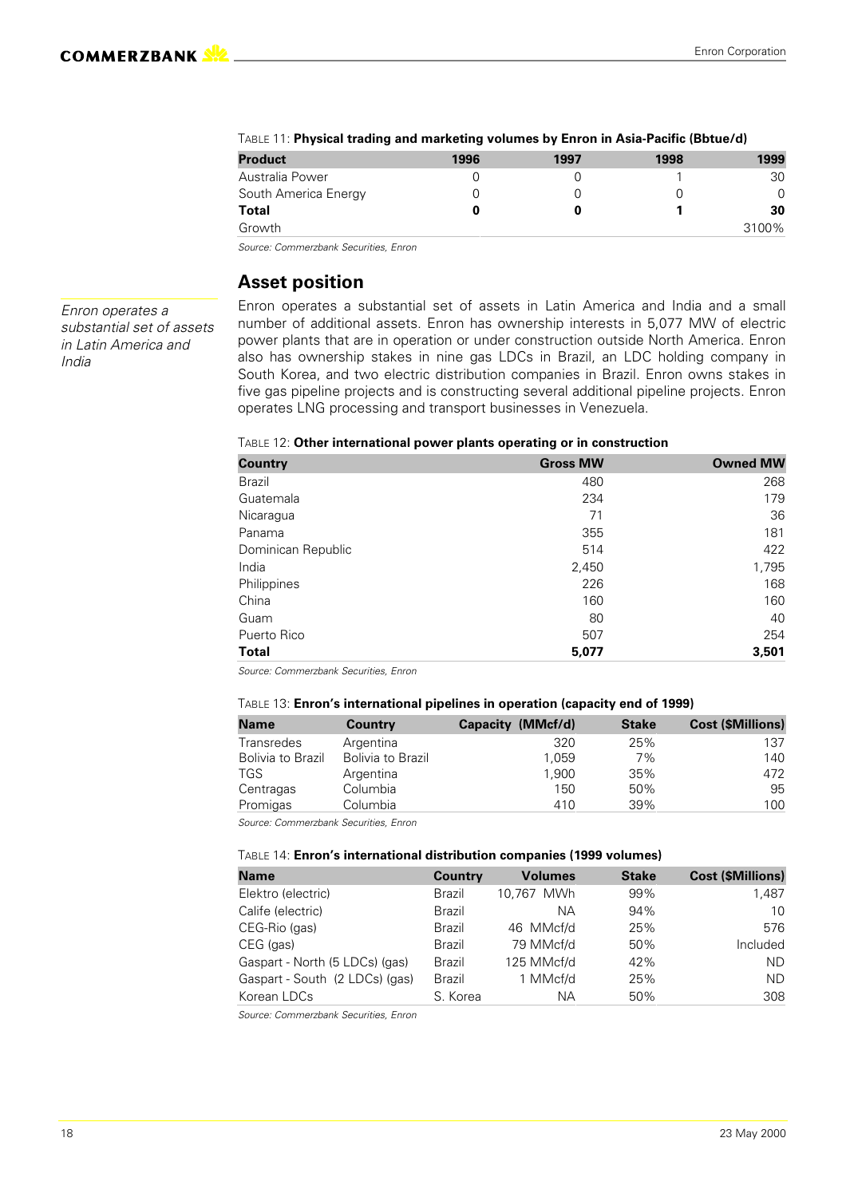TABLE 11: **Physical trading and marketing volumes by Enron in Asia-Pacific (Bbtue/d)**

| Product | 1996 | 1997 | 1998 | 1999 |
|---|---|---|---|---|
| Australia Power | 0 | 0 | 1 | 30 |
| South America Energy | 0 | 0 | 0 | 0 |
| **Total** | **0** | **0** | **1** | **30** |
| Growth | | | | 3100% |

*Source: Commerzbank Securities, Enron*

## Asset position

*Enron operates a substantial set of assets in Latin America and India*

Enron operates a substantial set of assets in Latin America and India and a small number of additional assets. Enron has ownership interests in 5,077 MW of electric power plants that are in operation or under construction outside North America. Enron also has ownership stakes in nine gas LDCs in Brazil, an LDC holding company in South Korea, and two electric distribution companies in Brazil. Enron owns stakes in five gas pipeline projects and is constructing several additional pipeline projects. Enron operates LNG processing and transport businesses in Venezuela.

TABLE 12: **Other international power plants operating or in construction**

| Country | Gross MW | Owned MW |
|---|---|---|
| Brazil | 480 | 268 |
| Guatemala | 234 | 179 |
| Nicaragua | 71 | 36 |
| Panama | 355 | 181 |
| Dominican Republic | 514 | 422 |
| India | 2,450 | 1,795 |
| Philippines | 226 | 168 |
| China | 160 | 160 |
| Guam | 80 | 40 |
| Puerto Rico | 507 | 254 |
| **Total** | **5,077** | **3,501** |

*Source: Commerzbank Securities, Enron*

TABLE 13: **Enron's international pipelines in operation (capacity end of 1999)**

| Name | Country | Capacity (MMcf/d) | Stake | Cost ($Millions) |
|---|---|---|---|---|
| Transredes | Argentina | 320 | 25% | 137 |
| Bolivia to Brazil | Bolivia to Brazil | 1,059 | 7% | 140 |
| TGS | Argentina | 1,900 | 35% | 472 |
| Centragas | Columbia | 150 | 50% | 95 |
| Promigas | Columbia | 410 | 39% | 100 |

*Source: Commerzbank Securities, Enron*

TABLE 14: **Enron's international distribution companies (1999 volumes)**

| Name | Country | Volumes | Stake | Cost ($Millions) |
|---|---|---|---|---|
| Elektro (electric) | Brazil | 10,767 MWh | 99% | 1,487 |
| Calife (electric) | Brazil | NA | 94% | 10 |
| CEG-Rio (gas) | Brazil | 46 MMcf/d | 25% | 576 |
| CEG (gas) | Brazil | 79 MMcf/d | 50% | Included |
| Gaspart - North (5 LDCs) (gas) | Brazil | 125 MMcf/d | 42% | ND |
| Gaspart - South (2 LDCs) (gas) | Brazil | 1 MMcf/d | 25% | ND |
| Korean LDCs | S. Korea | NA | 50% | 308 |

*Source: Commerzbank Securities, Enron*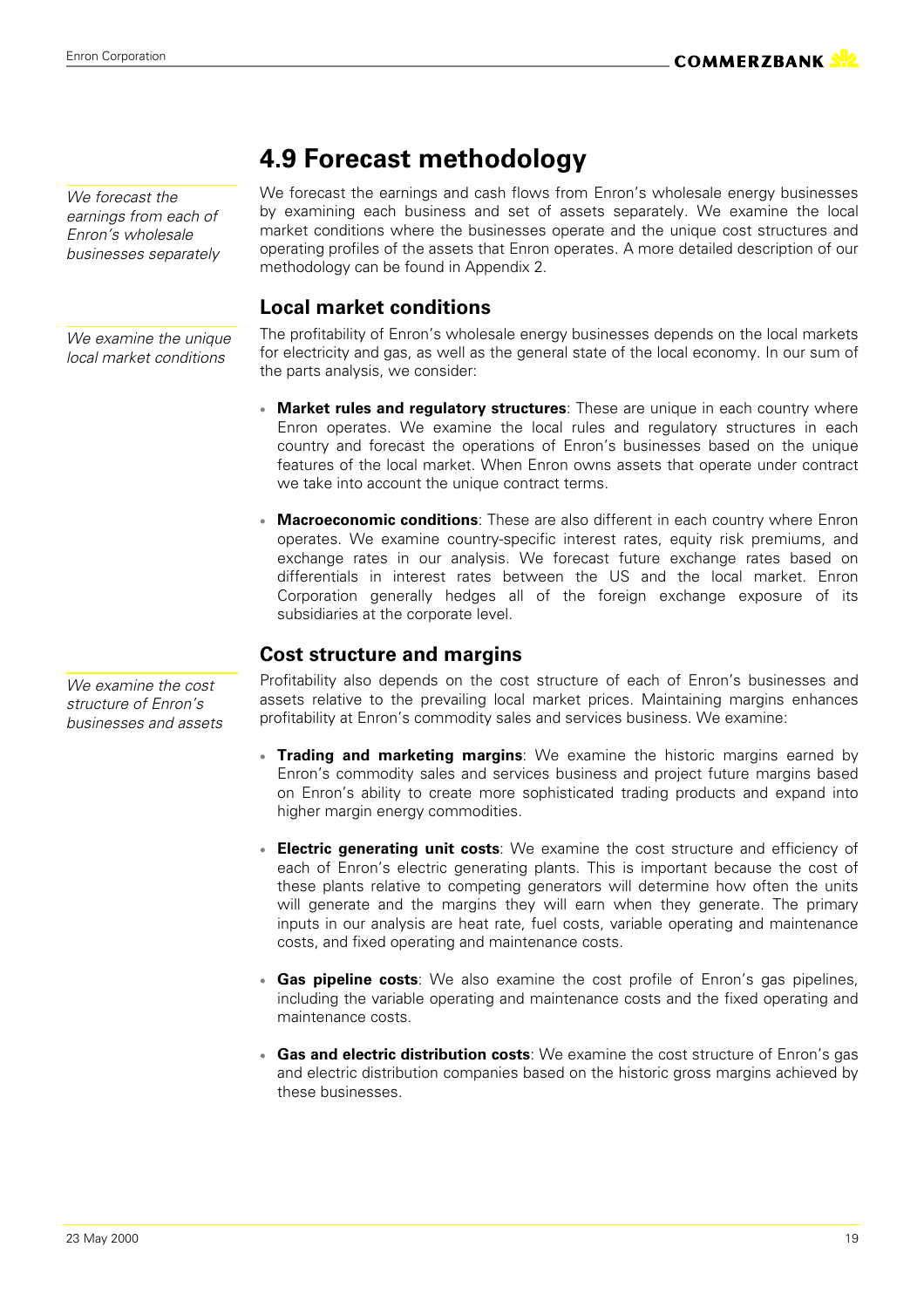# 4.9 Forecast methodology

*We forecast the earnings from each of Enron's wholesale businesses separately*

We forecast the earnings and cash flows from Enron's wholesale energy businesses by examining each business and set of assets separately. We examine the local market conditions where the businesses operate and the unique cost structures and operating profiles of the assets that Enron operates. A more detailed description of our methodology can be found in Appendix 2.

## Local market conditions

*We examine the unique local market conditions*

The profitability of Enron's wholesale energy businesses depends on the local markets for electricity and gas, as well as the general state of the local economy. In our sum of the parts analysis, we consider:

- **Market rules and regulatory structures**: These are unique in each country where Enron operates. We examine the local rules and regulatory structures in each country and forecast the operations of Enron's businesses based on the unique features of the local market. When Enron owns assets that operate under contract we take into account the unique contract terms.
- **Macroeconomic conditions**: These are also different in each country where Enron operates. We examine country-specific interest rates, equity risk premiums, and exchange rates in our analysis. We forecast future exchange rates based on differentials in interest rates between the US and the local market. Enron Corporation generally hedges all of the foreign exchange exposure of its subsidiaries at the corporate level.

## Cost structure and margins

*We examine the cost structure of Enron's businesses and assets*

Profitability also depends on the cost structure of each of Enron's businesses and assets relative to the prevailing local market prices. Maintaining margins enhances profitability at Enron's commodity sales and services business. We examine:

- **Trading and marketing margins**: We examine the historic margins earned by Enron's commodity sales and services business and project future margins based on Enron's ability to create more sophisticated trading products and expand into higher margin energy commodities.
- **Electric generating unit costs**: We examine the cost structure and efficiency of each of Enron's electric generating plants. This is important because the cost of these plants relative to competing generators will determine how often the units will generate and the margins they will earn when they generate. The primary inputs in our analysis are heat rate, fuel costs, variable operating and maintenance costs, and fixed operating and maintenance costs.
- **Gas pipeline costs**: We also examine the cost profile of Enron's gas pipelines, including the variable operating and maintenance costs and the fixed operating and maintenance costs.
- **Gas and electric distribution costs**: We examine the cost structure of Enron's gas and electric distribution companies based on the historic gross margins achieved by these businesses.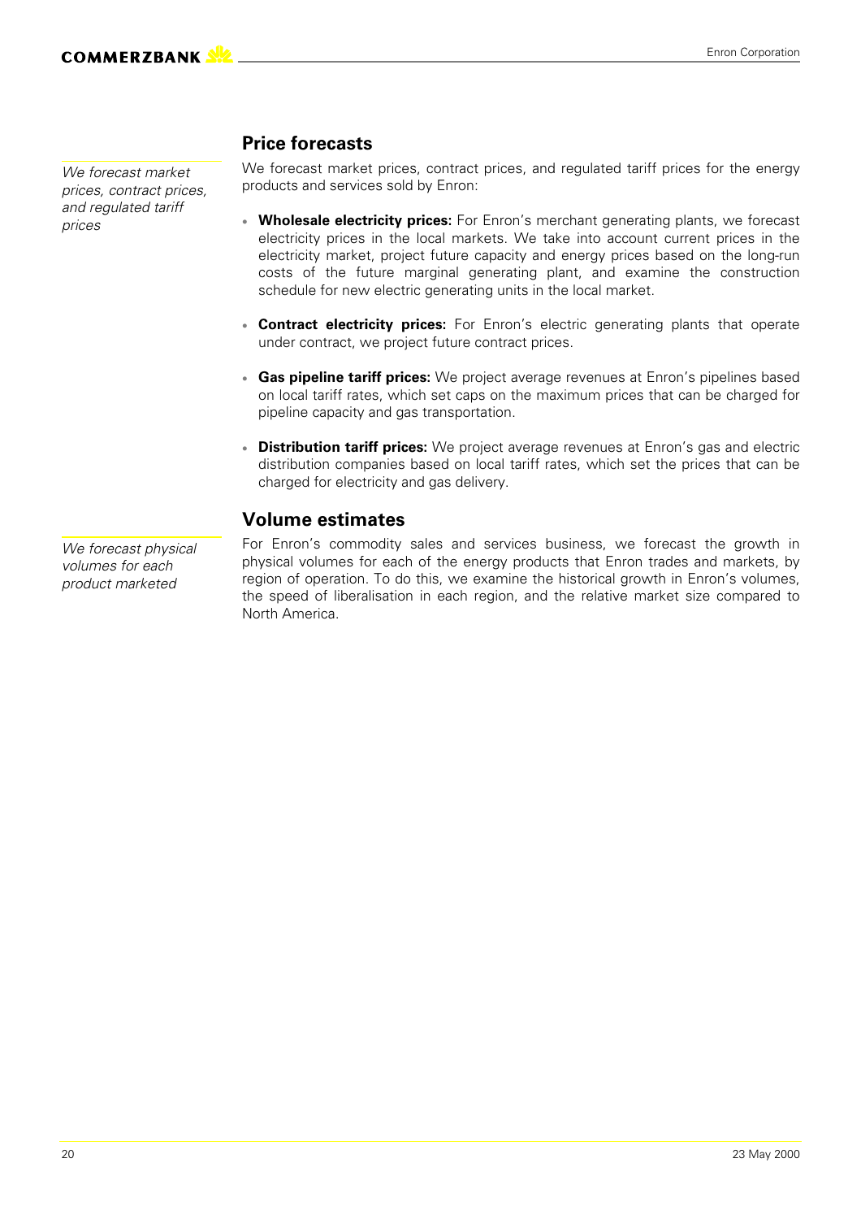## Price forecasts

*We forecast market prices, contract prices, and regulated tariff prices*

We forecast market prices, contract prices, and regulated tariff prices for the energy products and services sold by Enron:

- **Wholesale electricity prices:** For Enron's merchant generating plants, we forecast electricity prices in the local markets. We take into account current prices in the electricity market, project future capacity and energy prices based on the long-run costs of the future marginal generating plant, and examine the construction schedule for new electric generating units in the local market.

- **Contract electricity prices:** For Enron's electric generating plants that operate under contract, we project future contract prices.

- **Gas pipeline tariff prices:** We project average revenues at Enron's pipelines based on local tariff rates, which set caps on the maximum prices that can be charged for pipeline capacity and gas transportation.

- **Distribution tariff prices:** We project average revenues at Enron's gas and electric distribution companies based on local tariff rates, which set the prices that can be charged for electricity and gas delivery.

## Volume estimates

*We forecast physical volumes for each product marketed*

For Enron's commodity sales and services business, we forecast the growth in physical volumes for each of the energy products that Enron trades and markets, by region of operation. To do this, we examine the historical growth in Enron's volumes, the speed of liberalisation in each region, and the relative market size compared to North America.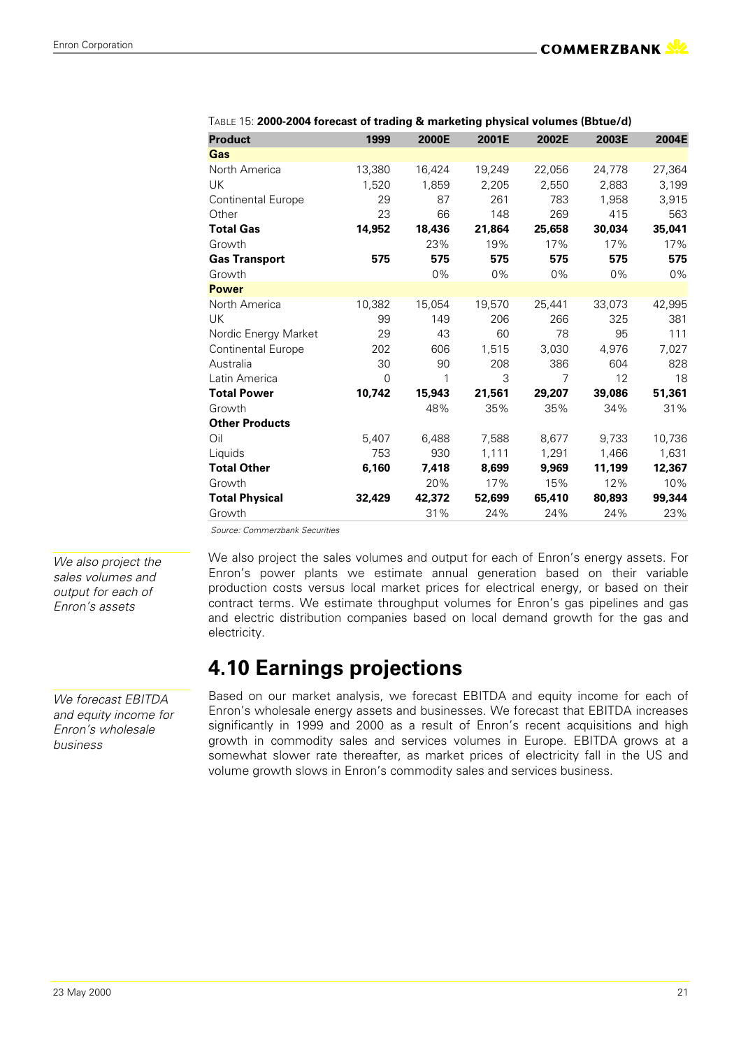TABLE 15: **2000-2004 forecast of trading & marketing physical volumes (Bbtue/d)**

| Product | 1999 | 2000E | 2001E | 2002E | 2003E | 2004E |
|---|---|---|---|---|---|---|
| **Gas** | | | | | | |
| North America | 13,380 | 16,424 | 19,249 | 22,056 | 24,778 | 27,364 |
| UK | 1,520 | 1,859 | 2,205 | 2,550 | 2,883 | 3,199 |
| Continental Europe | 29 | 87 | 261 | 783 | 1,958 | 3,915 |
| Other | 23 | 66 | 148 | 269 | 415 | 563 |
| **Total Gas** | **14,952** | **18,436** | **21,864** | **25,658** | **30,034** | **35,041** |
| Growth | | 23% | 19% | 17% | 17% | 17% |
| **Gas Transport** | **575** | **575** | **575** | **575** | **575** | **575** |
| Growth | | 0% | 0% | 0% | 0% | 0% |
| **Power** | | | | | | |
| North America | 10,382 | 15,054 | 19,570 | 25,441 | 33,073 | 42,995 |
| UK | 99 | 149 | 206 | 266 | 325 | 381 |
| Nordic Energy Market | 29 | 43 | 60 | 78 | 95 | 111 |
| Continental Europe | 202 | 606 | 1,515 | 3,030 | 4,976 | 7,027 |
| Australia | 30 | 90 | 208 | 386 | 604 | 828 |
| Latin America | 0 | 1 | 3 | 7 | 12 | 18 |
| **Total Power** | **10,742** | **15,943** | **21,561** | **29,207** | **39,086** | **51,361** |
| Growth | | 48% | 35% | 35% | 34% | 31% |
| **Other Products** | | | | | | |
| Oil | 5,407 | 6,488 | 7,588 | 8,677 | 9,733 | 10,736 |
| Liquids | 753 | 930 | 1,111 | 1,291 | 1,466 | 1,631 |
| **Total Other** | **6,160** | **7,418** | **8,699** | **9,969** | **11,199** | **12,367** |
| Growth | | 20% | 17% | 15% | 12% | 10% |
| **Total Physical** | **32,429** | **42,372** | **52,699** | **65,410** | **80,893** | **99,344** |
| Growth | | 31% | 24% | 24% | 24% | 23% |

Source: Commerzbank Securities

*We also project the sales volumes and output for each of Enron's assets*

We also project the sales volumes and output for each of Enron's energy assets. For Enron's power plants we estimate annual generation based on their variable production costs versus local market prices for electrical energy, or based on their contract terms. We estimate throughput volumes for Enron's gas pipelines and gas and electric distribution companies based on local demand growth for the gas and electricity.

## 4.10 Earnings projections

*We forecast EBITDA and equity income for Enron's wholesale business*

Based on our market analysis, we forecast EBITDA and equity income for each of Enron's wholesale energy assets and businesses. We forecast that EBITDA increases significantly in 1999 and 2000 as a result of Enron's recent acquisitions and high growth in commodity sales and services volumes in Europe. EBITDA grows at a somewhat slower rate thereafter, as market prices of electricity fall in the US and volume growth slows in Enron's commodity sales and services business.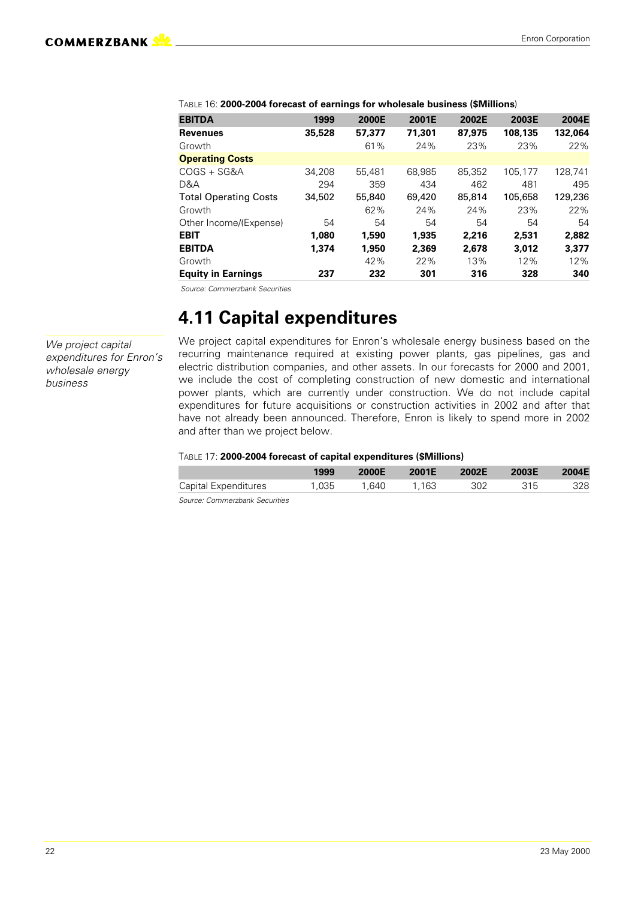TABLE 16: **2000-2004 forecast of earnings for wholesale business ($Millions)**

| **EBITDA** | **1999** | **2000E** | **2001E** | **2002E** | **2003E** | **2004E** |
|---|---|---|---|---|---|---|
| **Revenues** | **35,528** | **57,377** | **71,301** | **87,975** | **108,135** | **132,064** |
| Growth | | 61% | 24% | 23% | 23% | 22% |
| **Operating Costs** | | | | | | |
| COGS + SG&A | 34,208 | 55,481 | 68,985 | 85,352 | 105,177 | 128,741 |
| D&A | 294 | 359 | 434 | 462 | 481 | 495 |
| Total Operating Costs | 34,502 | 55,840 | 69,420 | 85,814 | 105,658 | 129,236 |
| Growth | | 62% | 24% | 24% | 23% | 22% |
| Other Income/(Expense) | 54 | 54 | 54 | 54 | 54 | 54 |
| **EBIT** | **1,080** | **1,590** | **1,935** | **2,216** | **2,531** | **2,882** |
| **EBITDA** | **1,374** | **1,950** | **2,369** | **2,678** | **3,012** | **3,377** |
| Growth | | 42% | 22% | 13% | 12% | 12% |
| **Equity in Earnings** | **237** | **232** | **301** | **316** | **328** | **340** |

*Source: Commerzbank Securities*

## 4.11 Capital expenditures

*We project capital expenditures for Enron's wholesale energy business*

We project capital expenditures for Enron's wholesale energy business based on the recurring maintenance required at existing power plants, gas pipelines, gas and electric distribution companies, and other assets. In our forecasts for 2000 and 2001, we include the cost of completing construction of new domestic and international power plants, which are currently under construction. We do not include capital expenditures for future acquisitions or construction activities in 2002 and after that have not already been announced. Therefore, Enron is likely to spend more in 2002 and after than we project below.

TABLE 17: **2000-2004 forecast of capital expenditures ($Millions)**

| | **1999** | **2000E** | **2001E** | **2002E** | **2003E** | **2004E** |
|---|---|---|---|---|---|---|
| Capital Expenditures | 1,035 | 1,640 | 1,163 | 302 | 315 | 328 |

*Source: Commerzbank Securities*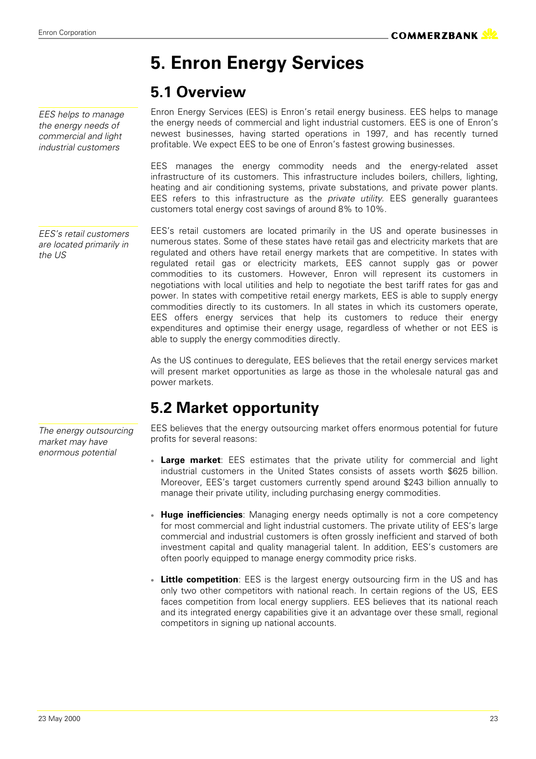# 5. Enron Energy Services

## 5.1 Overview

*EES helps to manage the energy needs of commercial and light industrial customers*

Enron Energy Services (EES) is Enron's retail energy business. EES helps to manage the energy needs of commercial and light industrial customers. EES is one of Enron's newest businesses, having started operations in 1997, and has recently turned profitable. We expect EES to be one of Enron's fastest growing businesses.

EES manages the energy commodity needs and the energy-related asset infrastructure of its customers. This infrastructure includes boilers, chillers, lighting, heating and air conditioning systems, private substations, and private power plants. EES refers to this infrastructure as the *private utility*. EES generally guarantees customers total energy cost savings of around 8% to 10%.

*EES's retail customers are located primarily in the US*

EES's retail customers are located primarily in the US and operate businesses in numerous states. Some of these states have retail gas and electricity markets that are regulated and others have retail energy markets that are competitive. In states with regulated retail gas or electricity markets, EES cannot supply gas or power commodities to its customers. However, Enron will represent its customers in negotiations with local utilities and help to negotiate the best tariff rates for gas and power. In states with competitive retail energy markets, EES is able to supply energy commodities directly to its customers. In all states in which its customers operate, EES offers energy services that help its customers to reduce their energy expenditures and optimise their energy usage, regardless of whether or not EES is able to supply the energy commodities directly.

As the US continues to deregulate, EES believes that the retail energy services market will present market opportunities as large as those in the wholesale natural gas and power markets.

## 5.2 Market opportunity

*The energy outsourcing market may have enormous potential*

EES believes that the energy outsourcing market offers enormous potential for future profits for several reasons:

- **Large market**: EES estimates that the private utility for commercial and light industrial customers in the United States consists of assets worth $625 billion. Moreover, EES's target customers currently spend around $243 billion annually to manage their private utility, including purchasing energy commodities.
- **Huge inefficiencies**: Managing energy needs optimally is not a core competency for most commercial and light industrial customers. The private utility of EES's large commercial and industrial customers is often grossly inefficient and starved of both investment capital and quality managerial talent. In addition, EES's customers are often poorly equipped to manage energy commodity price risks.
- **Little competition**: EES is the largest energy outsourcing firm in the US and has only two other competitors with national reach. In certain regions of the US, EES faces competition from local energy suppliers. EES believes that its national reach and its integrated energy capabilities give it an advantage over these small, regional competitors in signing up national accounts.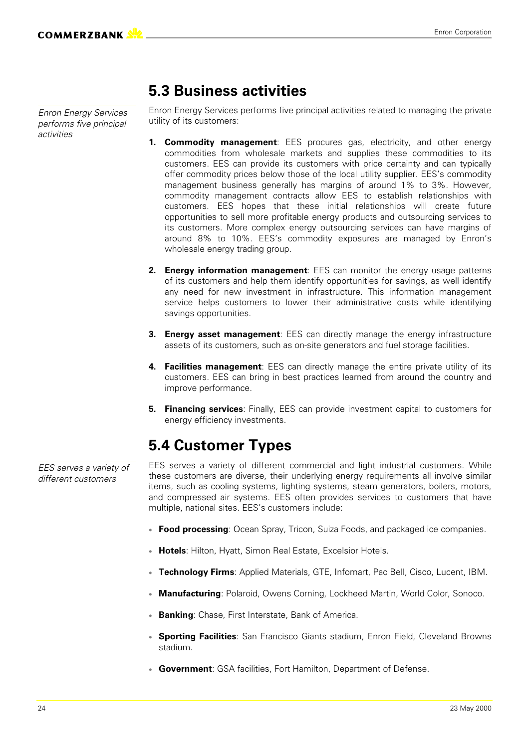## 5.3 Business activities

*Enron Energy Services performs five principal activities*

Enron Energy Services performs five principal activities related to managing the private utility of its customers:

1. **Commodity management**: EES procures gas, electricity, and other energy commodities from wholesale markets and supplies these commodities to its customers. EES can provide its customers with price certainty and can typically offer commodity prices below those of the local utility supplier. EES's commodity management business generally has margins of around 1% to 3%. However, commodity management contracts allow EES to establish relationships with customers. EES hopes that these initial relationships will create future opportunities to sell more profitable energy products and outsourcing services to its customers. More complex energy outsourcing services can have margins of around 8% to 10%. EES's commodity exposures are managed by Enron's wholesale energy trading group.

2. **Energy information management**: EES can monitor the energy usage patterns of its customers and help them identify opportunities for savings, as well identify any need for new investment in infrastructure. This information management service helps customers to lower their administrative costs while identifying savings opportunities.

3. **Energy asset management**: EES can directly manage the energy infrastructure assets of its customers, such as on-site generators and fuel storage facilities.

4. **Facilities management**: EES can directly manage the entire private utility of its customers. EES can bring in best practices learned from around the country and improve performance.

5. **Financing services**: Finally, EES can provide investment capital to customers for energy efficiency investments.

## 5.4 Customer Types

*EES serves a variety of different customers*

EES serves a variety of different commercial and light industrial customers. While these customers are diverse, their underlying energy requirements all involve similar items, such as cooling systems, lighting systems, steam generators, boilers, motors, and compressed air systems. EES often provides services to customers that have multiple, national sites. EES's customers include:

- **Food processing**: Ocean Spray, Tricon, Suiza Foods, and packaged ice companies.
- **Hotels**: Hilton, Hyatt, Simon Real Estate, Excelsior Hotels.
- **Technology Firms**: Applied Materials, GTE, Infomart, Pac Bell, Cisco, Lucent, IBM.
- **Manufacturing**: Polaroid, Owens Corning, Lockheed Martin, World Color, Sonoco.
- **Banking**: Chase, First Interstate, Bank of America.
- **Sporting Facilities**: San Francisco Giants stadium, Enron Field, Cleveland Browns stadium.
- **Government**: GSA facilities, Fort Hamilton, Department of Defense.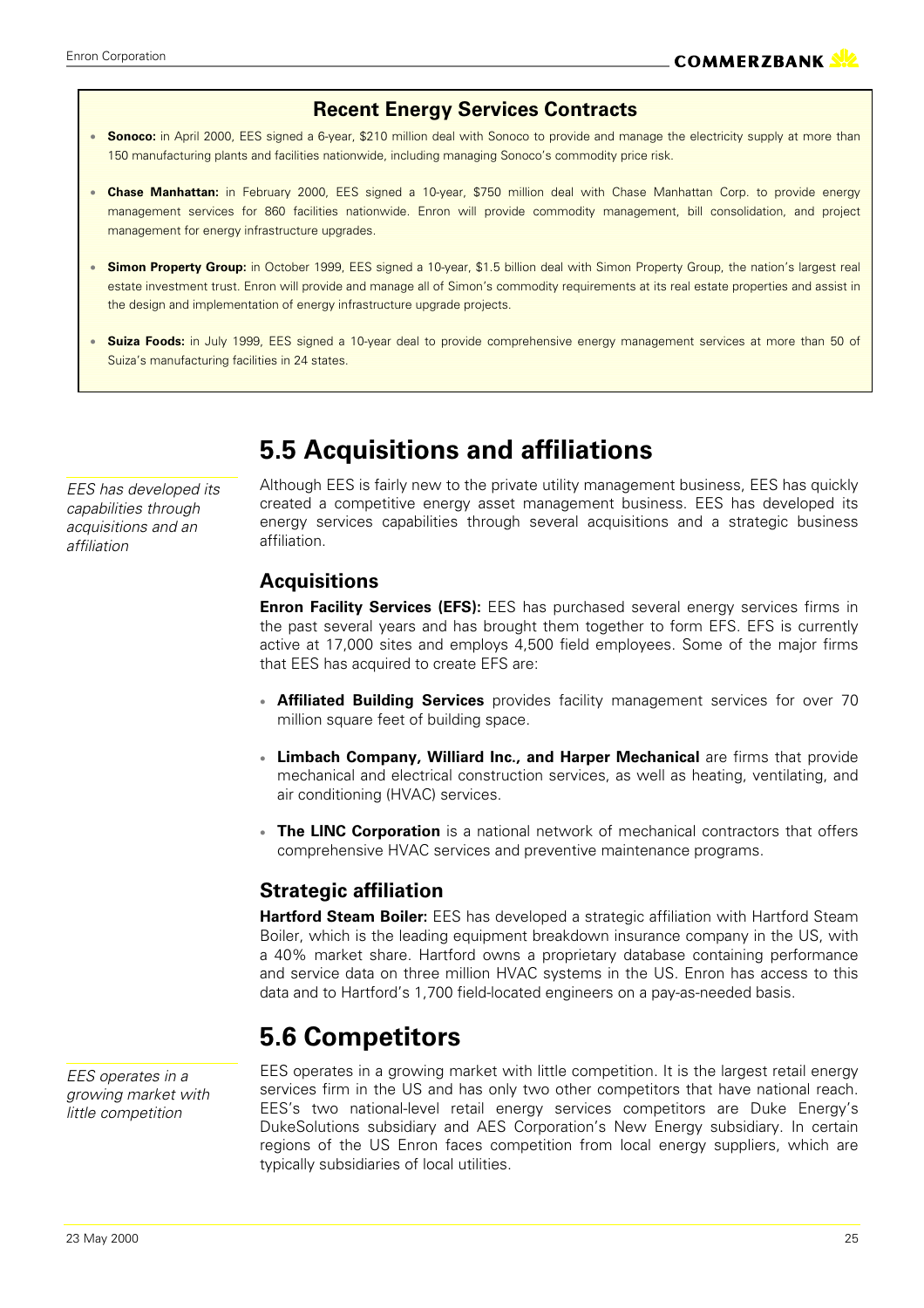### Recent Energy Services Contracts

- **Sonoco:** in April 2000, EES signed a 6-year, $210 million deal with Sonoco to provide and manage the electricity supply at more than 150 manufacturing plants and facilities nationwide, including managing Sonoco's commodity price risk.
- **Chase Manhattan:** in February 2000, EES signed a 10-year, $750 million deal with Chase Manhattan Corp. to provide energy management services for 860 facilities nationwide. Enron will provide commodity management, bill consolidation, and project management for energy infrastructure upgrades.
- **Simon Property Group:** in October 1999, EES signed a 10-year, $1.5 billion deal with Simon Property Group, the nation's largest real estate investment trust. Enron will provide and manage all of Simon's commodity requirements at its real estate properties and assist in the design and implementation of energy infrastructure upgrade projects.
- **Suiza Foods:** in July 1999, EES signed a 10-year deal to provide comprehensive energy management services at more than 50 of Suiza's manufacturing facilities in 24 states.

# 5.5 Acquisitions and affiliations

*EES has developed its capabilities through acquisitions and an affiliation*

Although EES is fairly new to the private utility management business, EES has quickly created a competitive energy asset management business. EES has developed its energy services capabilities through several acquisitions and a strategic business affiliation.

## Acquisitions

**Enron Facility Services (EFS):** EES has purchased several energy services firms in the past several years and has brought them together to form EFS. EFS is currently active at 17,000 sites and employs 4,500 field employees. Some of the major firms that EES has acquired to create EFS are:

- **Affiliated Building Services** provides facility management services for over 70 million square feet of building space.
- **Limbach Company, Williard Inc., and Harper Mechanical** are firms that provide mechanical and electrical construction services, as well as heating, ventilating, and air conditioning (HVAC) services.
- **The LINC Corporation** is a national network of mechanical contractors that offers comprehensive HVAC services and preventive maintenance programs.

## Strategic affiliation

**Hartford Steam Boiler:** EES has developed a strategic affiliation with Hartford Steam Boiler, which is the leading equipment breakdown insurance company in the US, with a 40% market share. Hartford owns a proprietary database containing performance and service data on three million HVAC systems in the US. Enron has access to this data and to Hartford's 1,700 field-located engineers on a pay-as-needed basis.

# 5.6 Competitors

*EES operates in a growing market with little competition*

EES operates in a growing market with little competition. It is the largest retail energy services firm in the US and has only two other competitors that have national reach. EES's two national-level retail energy services competitors are Duke Energy's DukeSolutions subsidiary and AES Corporation's New Energy subsidiary. In certain regions of the US Enron faces competition from local energy suppliers, which are typically subsidiaries of local utilities.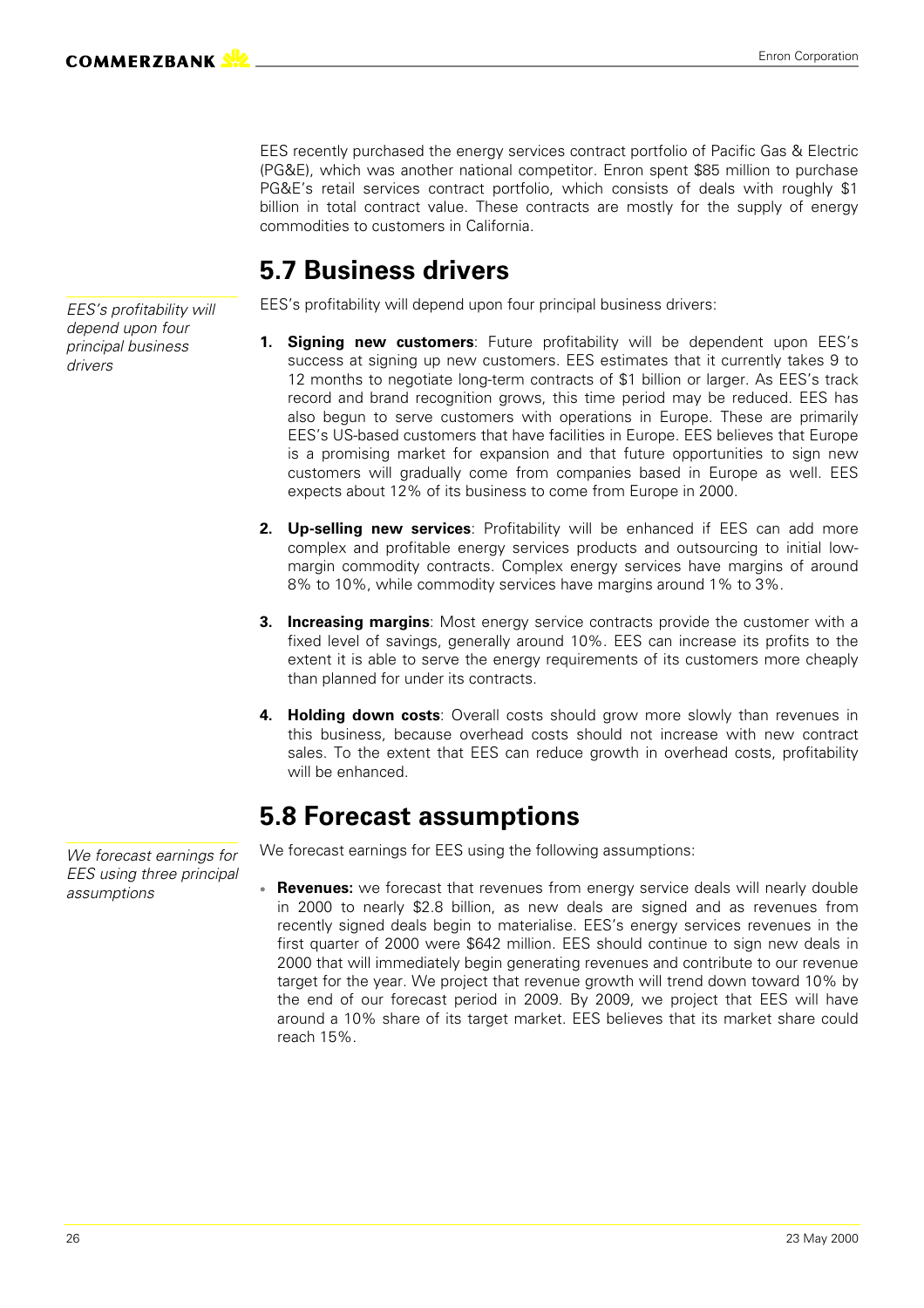EES recently purchased the energy services contract portfolio of Pacific Gas & Electric (PG&E), which was another national competitor. Enron spent $85 million to purchase PG&E's retail services contract portfolio, which consists of deals with roughly $1 billion in total contract value. These contracts are mostly for the supply of energy commodities to customers in California.

## 5.7 Business drivers

*EES's profitability will depend upon four principal business drivers*

EES's profitability will depend upon four principal business drivers:

1. **Signing new customers**: Future profitability will be dependent upon EES's success at signing up new customers. EES estimates that it currently takes 9 to 12 months to negotiate long-term contracts of $1 billion or larger. As EES's track record and brand recognition grows, this time period may be reduced. EES has also begun to serve customers with operations in Europe. These are primarily EES's US-based customers that have facilities in Europe. EES believes that Europe is a promising market for expansion and that future opportunities to sign new customers will gradually come from companies based in Europe as well. EES expects about 12% of its business to come from Europe in 2000.

2. **Up-selling new services**: Profitability will be enhanced if EES can add more complex and profitable energy services products and outsourcing to initial low-margin commodity contracts. Complex energy services have margins of around 8% to 10%, while commodity services have margins around 1% to 3%.

3. **Increasing margins**: Most energy service contracts provide the customer with a fixed level of savings, generally around 10%. EES can increase its profits to the extent it is able to serve the energy requirements of its customers more cheaply than planned for under its contracts.

4. **Holding down costs**: Overall costs should grow more slowly than revenues in this business, because overhead costs should not increase with new contract sales. To the extent that EES can reduce growth in overhead costs, profitability will be enhanced.

## 5.8 Forecast assumptions

*We forecast earnings for EES using three principal assumptions*

We forecast earnings for EES using the following assumptions:

- **Revenues:** we forecast that revenues from energy service deals will nearly double in 2000 to nearly $2.8 billion, as new deals are signed and as revenues from recently signed deals begin to materialise. EES's energy services revenues in the first quarter of 2000 were $642 million. EES should continue to sign new deals in 2000 that will immediately begin generating revenues and contribute to our revenue target for the year. We project that revenue growth will trend down toward 10% by the end of our forecast period in 2009. By 2009, we project that EES will have around a 10% share of its target market. EES believes that its market share could reach 15%.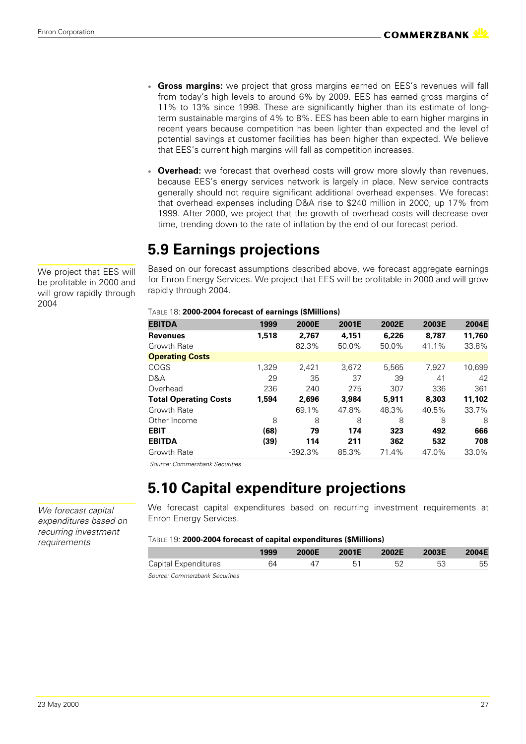- **Gross margins:** we project that gross margins earned on EES's revenues will fall from today's high levels to around 6% by 2009. EES has earned gross margins of 11% to 13% since 1998. These are significantly higher than its estimate of long-term sustainable margins of 4% to 8%. EES has been able to earn higher margins in recent years because competition has been lighter than expected and the level of potential savings at customer facilities has been higher than expected. We believe that EES's current high margins will fall as competition increases.

- **Overhead:** we forecast that overhead costs will grow more slowly than revenues, because EES's energy services network is largely in place. New service contracts generally should not require significant additional overhead expenses. We forecast that overhead expenses including D&A rise to $240 million in 2000, up 17% from 1999. After 2000, we project that the growth of overhead costs will decrease over time, trending down to the rate of inflation by the end of our forecast period.

## 5.9 Earnings projections

We project that EES will be profitable in 2000 and will grow rapidly through 2004

Based on our forecast assumptions described above, we forecast aggregate earnings for Enron Energy Services. We project that EES will be profitable in 2000 and will grow rapidly through 2004.

TABLE 18: **2000-2004 forecast of earnings ($Millions)**

| **EBITDA** | **1999** | **2000E** | **2001E** | **2002E** | **2003E** | **2004E** |
|---|---|---|---|---|---|---|
| **Revenues** | **1,518** | **2,767** | **4,151** | **6,226** | **8,787** | **11,760** |
| Growth Rate | | 82.3% | 50.0% | 50.0% | 41.1% | 33.8% |
| **Operating Costs** | | | | | | |
| COGS | 1,329 | 2,421 | 3,672 | 5,565 | 7,927 | 10,699 |
| D&A | 29 | 35 | 37 | 39 | 41 | 42 |
| Overhead | 236 | 240 | 275 | 307 | 336 | 361 |
| **Total Operating Costs** | **1,594** | **2,696** | **3,984** | **5,911** | **8,303** | **11,102** |
| Growth Rate | | 69.1% | 47.8% | 48.3% | 40.5% | 33.7% |
| Other Income | 8 | 8 | 8 | 8 | 8 | 8 |
| **EBIT** | **(68)** | **79** | **174** | **323** | **492** | **666** |
| **EBITDA** | **(39)** | **114** | **211** | **362** | **532** | **708** |
| Growth Rate | | -392.3% | 85.3% | 71.4% | 47.0% | 33.0% |

*Source: Commerzbank Securities*

## 5.10 Capital expenditure projections

*We forecast capital expenditures based on recurring investment requirements*

We forecast capital expenditures based on recurring investment requirements at Enron Energy Services.

TABLE 19: **2000-2004 forecast of capital expenditures ($Millions)**

| | **1999** | **2000E** | **2001E** | **2002E** | **2003E** | **2004E** |
|---|---|---|---|---|---|---|
| Capital Expenditures | 64 | 47 | 51 | 52 | 53 | 55 |

*Source: Commerzbank Securities*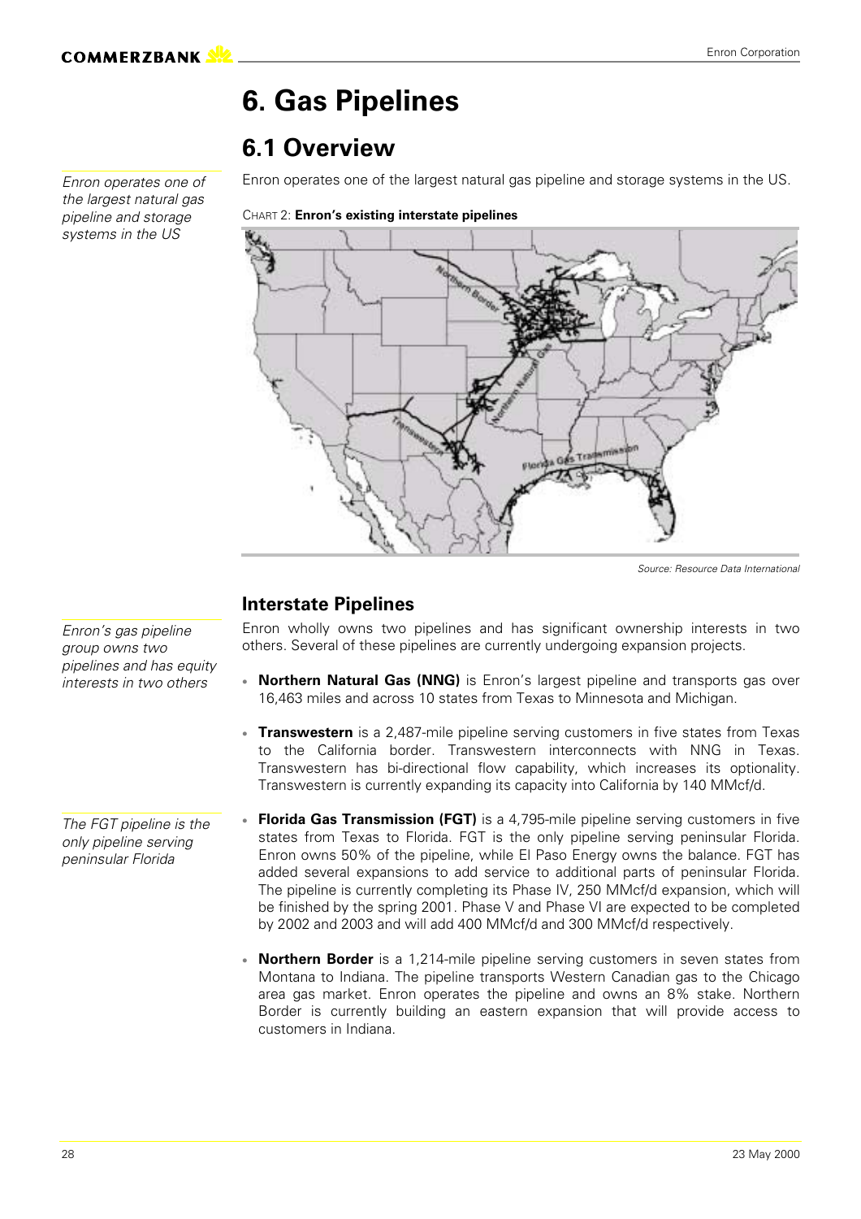# 6. Gas Pipelines

## 6.1 Overview

*Enron operates one of the largest natural gas pipeline and storage systems in the US*

Enron operates one of the largest natural gas pipeline and storage systems in the US.

CHART 2: **Enron's existing interstate pipelines**

Source: Resource Data International

### Interstate Pipelines

*Enron's gas pipeline group owns two pipelines and has equity interests in two others*

Enron wholly owns two pipelines and has significant ownership interests in two others. Several of these pipelines are currently undergoing expansion projects.

- **Northern Natural Gas (NNG)** is Enron's largest pipeline and transports gas over 16,463 miles and across 10 states from Texas to Minnesota and Michigan.
- **Transwestern** is a 2,487-mile pipeline serving customers in five states from Texas to the California border. Transwestern interconnects with NNG in Texas. Transwestern has bi-directional flow capability, which increases its optionality. Transwestern is currently expanding its capacity into California by 140 MMcf/d.

*The FGT pipeline is the only pipeline serving peninsular Florida*

- **Florida Gas Transmission (FGT)** is a 4,795-mile pipeline serving customers in five states from Texas to Florida. FGT is the only pipeline serving peninsular Florida. Enron owns 50% of the pipeline, while El Paso Energy owns the balance. FGT has added several expansions to add service to additional parts of peninsular Florida. The pipeline is currently completing its Phase IV, 250 MMcf/d expansion, which will be finished by the spring 2001. Phase V and Phase VI are expected to be completed by 2002 and 2003 and will add 400 MMcf/d and 300 MMcf/d respectively.
- **Northern Border** is a 1,214-mile pipeline serving customers in seven states from Montana to Indiana. The pipeline transports Western Canadian gas to the Chicago area gas market. Enron operates the pipeline and owns an 8% stake. Northern Border is currently building an eastern expansion that will provide access to customers in Indiana.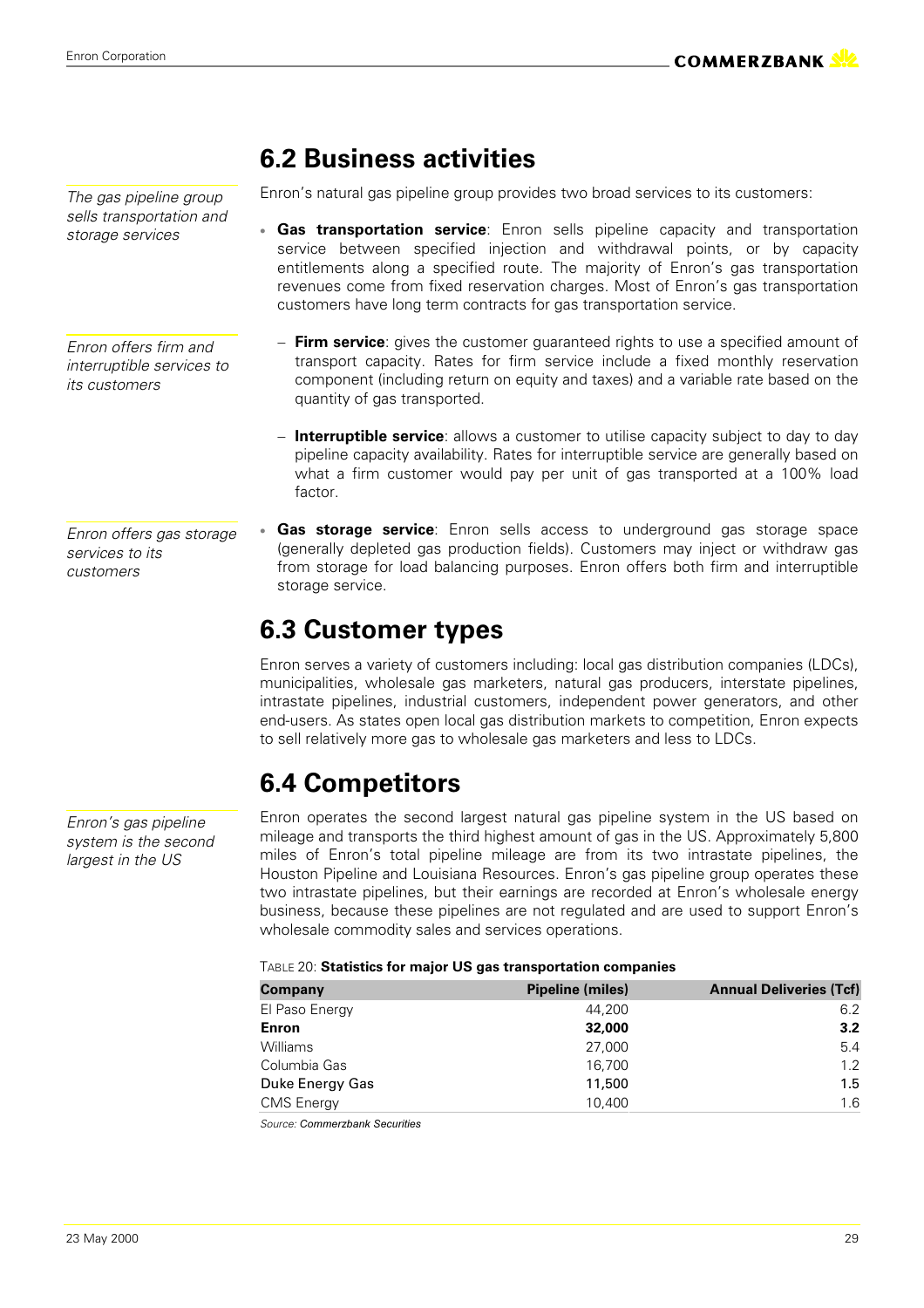## 6.2 Business activities

*The gas pipeline group sells transportation and storage services*

Enron's natural gas pipeline group provides two broad services to its customers:

- **Gas transportation service**: Enron sells pipeline capacity and transportation service between specified injection and withdrawal points, or by capacity entitlements along a specified route. The majority of Enron's gas transportation revenues come from fixed reservation charges. Most of Enron's gas transportation customers have long term contracts for gas transportation service.

*Enron offers firm and interruptible services to its customers*

  - **Firm service**: gives the customer guaranteed rights to use a specified amount of transport capacity. Rates for firm service include a fixed monthly reservation component (including return on equity and taxes) and a variable rate based on the quantity of gas transported.
  - **Interruptible service**: allows a customer to utilise capacity subject to day to day pipeline capacity availability. Rates for interruptible service are generally based on what a firm customer would pay per unit of gas transported at a 100% load factor.

*Enron offers gas storage services to its customers*

- **Gas storage service**: Enron sells access to underground gas storage space (generally depleted gas production fields). Customers may inject or withdraw gas from storage for load balancing purposes. Enron offers both firm and interruptible storage service.

## 6.3 Customer types

Enron serves a variety of customers including: local gas distribution companies (LDCs), municipalities, wholesale gas marketers, natural gas producers, interstate pipelines, intrastate pipelines, industrial customers, independent power generators, and other end-users. As states open local gas distribution markets to competition, Enron expects to sell relatively more gas to wholesale gas marketers and less to LDCs.

## 6.4 Competitors

*Enron's gas pipeline system is the second largest in the US*

Enron operates the second largest natural gas pipeline system in the US based on mileage and transports the third highest amount of gas in the US. Approximately 5,800 miles of Enron's total pipeline mileage are from its two intrastate pipelines, the Houston Pipeline and Louisiana Resources. Enron's gas pipeline group operates these two intrastate pipelines, but their earnings are recorded at Enron's wholesale energy business, because these pipelines are not regulated and are used to support Enron's wholesale commodity sales and services operations.

TABLE 20: **Statistics for major US gas transportation companies**

| Company | Pipeline (miles) | Annual Deliveries (Tcf) |
|---|---|---|
| El Paso Energy | 44,200 | 6.2 |
| **Enron** | **32,000** | **3.2** |
| Williams | 27,000 | 5.4 |
| Columbia Gas | 16,700 | 1.2 |
| Duke Energy Gas | 11,500 | 1.5 |
| CMS Energy | 10,400 | 1.6 |

*Source: Commerzbank Securities*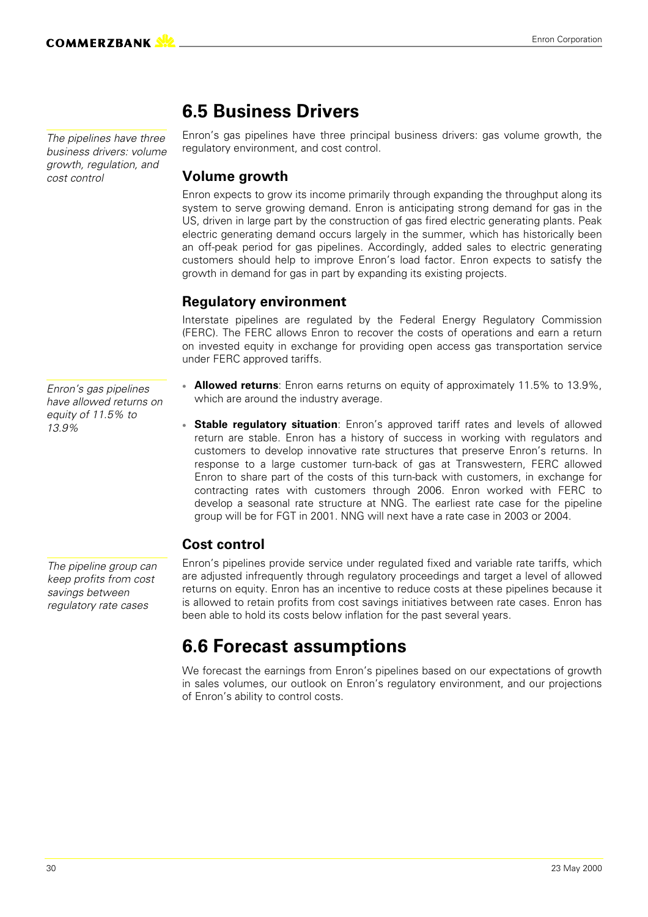## 6.5 Business Drivers

*The pipelines have three business drivers: volume growth, regulation, and cost control*

Enron's gas pipelines have three principal business drivers: gas volume growth, the regulatory environment, and cost control.

### Volume growth

Enron expects to grow its income primarily through expanding the throughput along its system to serve growing demand. Enron is anticipating strong demand for gas in the US, driven in large part by the construction of gas fired electric generating plants. Peak electric generating demand occurs largely in the summer, which has historically been an off-peak period for gas pipelines. Accordingly, added sales to electric generating customers should help to improve Enron's load factor. Enron expects to satisfy the growth in demand for gas in part by expanding its existing projects.

### Regulatory environment

Interstate pipelines are regulated by the Federal Energy Regulatory Commission (FERC). The FERC allows Enron to recover the costs of operations and earn a return on invested equity in exchange for providing open access gas transportation service under FERC approved tariffs.

*Enron's gas pipelines have allowed returns on equity of 11.5% to 13.9%*

- **Allowed returns**: Enron earns returns on equity of approximately 11.5% to 13.9%, which are around the industry average.
- **Stable regulatory situation**: Enron's approved tariff rates and levels of allowed return are stable. Enron has a history of success in working with regulators and customers to develop innovative rate structures that preserve Enron's returns. In response to a large customer turn-back of gas at Transwestern, FERC allowed Enron to share part of the costs of this turn-back with customers, in exchange for contracting rates with customers through 2006. Enron worked with FERC to develop a seasonal rate structure at NNG. The earliest rate case for the pipeline group will be for FGT in 2001. NNG will next have a rate case in 2003 or 2004.

### Cost control

*The pipeline group can keep profits from cost savings between regulatory rate cases*

Enron's pipelines provide service under regulated fixed and variable rate tariffs, which are adjusted infrequently through regulatory proceedings and target a level of allowed returns on equity. Enron has an incentive to reduce costs at these pipelines because it is allowed to retain profits from cost savings initiatives between rate cases. Enron has been able to hold its costs below inflation for the past several years.

## 6.6 Forecast assumptions

We forecast the earnings from Enron's pipelines based on our expectations of growth in sales volumes, our outlook on Enron's regulatory environment, and our projections of Enron's ability to control costs.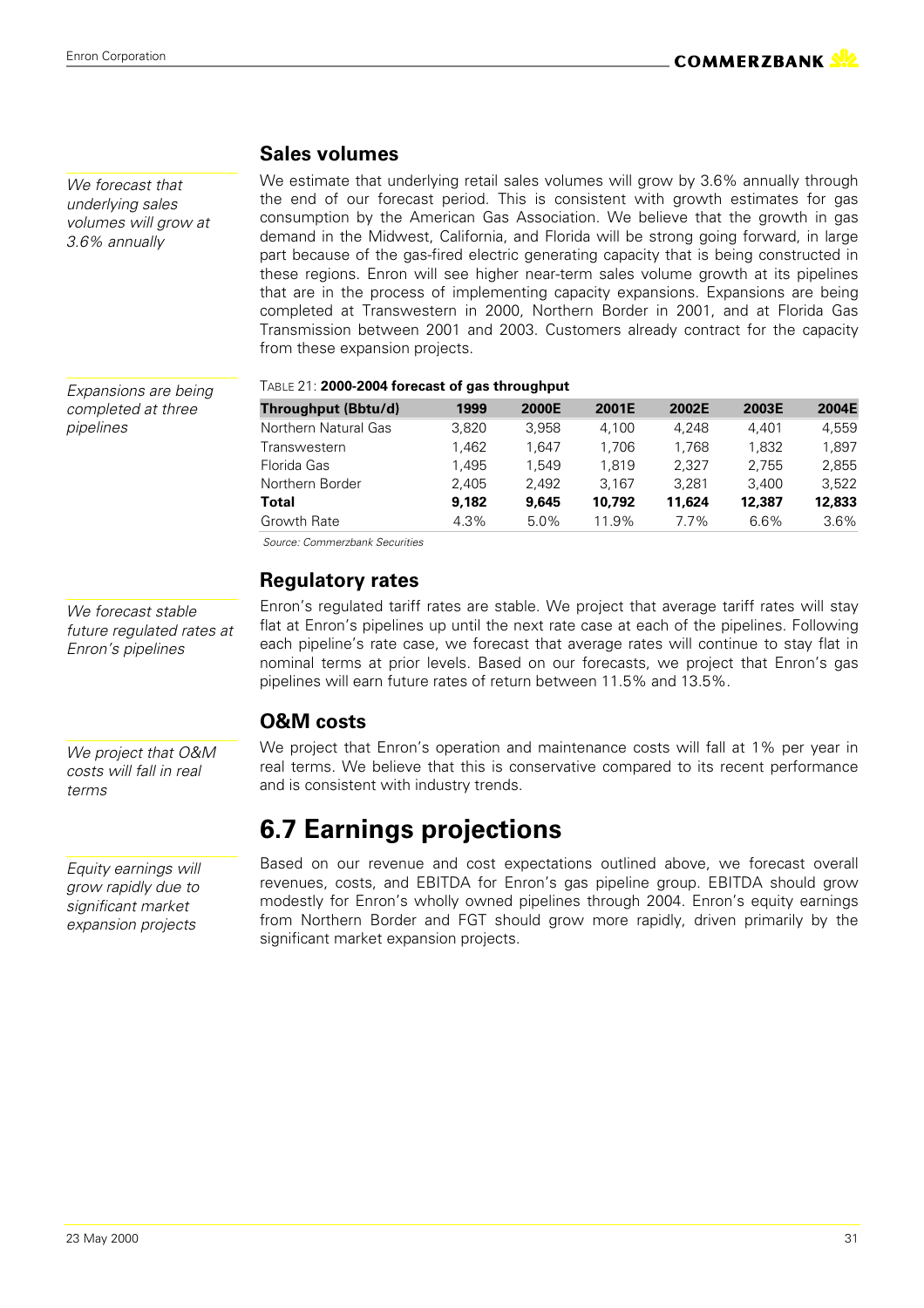## Sales volumes

*We forecast that underlying sales volumes will grow at 3.6% annually*

We estimate that underlying retail sales volumes will grow by 3.6% annually through the end of our forecast period. This is consistent with growth estimates for gas consumption by the American Gas Association. We believe that the growth in gas demand in the Midwest, California, and Florida will be strong going forward, in large part because of the gas-fired electric generating capacity that is being constructed in these regions. Enron will see higher near-term sales volume growth at its pipelines that are in the process of implementing capacity expansions. Expansions are being completed at Transwestern in 2000, Northern Border in 2001, and at Florida Gas Transmission between 2001 and 2003. Customers already contract for the capacity from these expansion projects.

*Expansions are being completed at three pipelines*

TABLE 21: **2000-2004 forecast of gas throughput**

| Throughput (Bbtu/d) | 1999 | 2000E | 2001E | 2002E | 2003E | 2004E |
|---|---|---|---|---|---|---|
| Northern Natural Gas | 3,820 | 3,958 | 4,100 | 4,248 | 4,401 | 4,559 |
| Transwestern | 1,462 | 1,647 | 1,706 | 1,768 | 1,832 | 1,897 |
| Florida Gas | 1,495 | 1,549 | 1,819 | 2,327 | 2,755 | 2,855 |
| Northern Border | 2,405 | 2,492 | 3,167 | 3,281 | 3,400 | 3,522 |
| **Total** | **9,182** | **9,645** | **10,792** | **11,624** | **12,387** | **12,833** |
| Growth Rate | 4.3% | 5.0% | 11.9% | 7.7% | 6.6% | 3.6% |

*Source: Commerzbank Securities*

## Regulatory rates

*We forecast stable future regulated rates at Enron's pipelines*

Enron's regulated tariff rates are stable. We project that average tariff rates will stay flat at Enron's pipelines up until the next rate case at each of the pipelines. Following each pipeline's rate case, we forecast that average rates will continue to stay flat in nominal terms at prior levels. Based on our forecasts, we project that Enron's gas pipelines will earn future rates of return between 11.5% and 13.5%.

## O&M costs

*We project that O&M costs will fall in real terms*

We project that Enron's operation and maintenance costs will fall at 1% per year in real terms. We believe that this is conservative compared to its recent performance and is consistent with industry trends.

# 6.7 Earnings projections

*Equity earnings will grow rapidly due to significant market expansion projects*

Based on our revenue and cost expectations outlined above, we forecast overall revenues, costs, and EBITDA for Enron's gas pipeline group. EBITDA should grow modestly for Enron's wholly owned pipelines through 2004. Enron's equity earnings from Northern Border and FGT should grow more rapidly, driven primarily by the significant market expansion projects.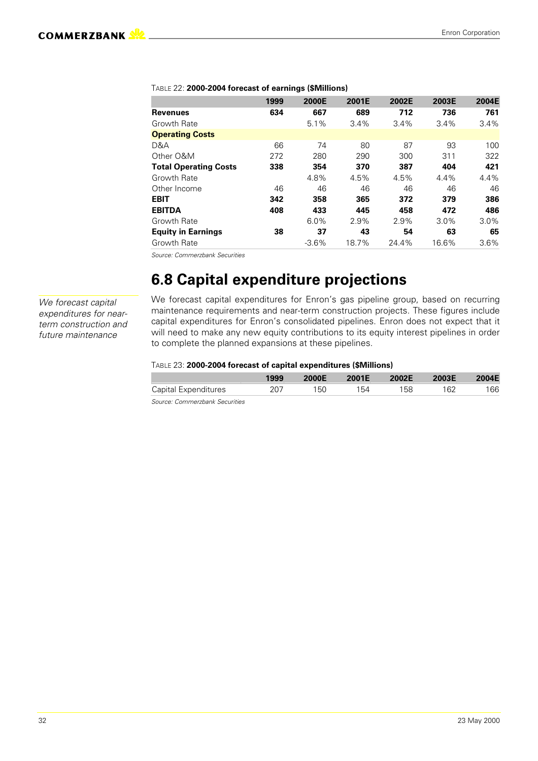TABLE 22: **2000-2004 forecast of earnings ($Millions)**

| | 1999 | 2000E | 2001E | 2002E | 2003E | 2004E |
|---|---|---|---|---|---|---|
| **Revenues** | **634** | **667** | **689** | **712** | **736** | **761** |
| Growth Rate | | 5.1% | 3.4% | 3.4% | 3.4% | 3.4% |
| **Operating Costs** | | | | | | |
| D&A | 66 | 74 | 80 | 87 | 93 | 100 |
| Other O&M | 272 | 280 | 290 | 300 | 311 | 322 |
| **Total Operating Costs** | **338** | **354** | **370** | **387** | **404** | **421** |
| Growth Rate | | 4.8% | 4.5% | 4.5% | 4.4% | 4.4% |
| Other Income | 46 | 46 | 46 | 46 | 46 | 46 |
| **EBIT** | **342** | **358** | **365** | **372** | **379** | **386** |
| **EBITDA** | **408** | **433** | **445** | **458** | **472** | **486** |
| Growth Rate | | 6.0% | 2.9% | 2.9% | 3.0% | 3.0% |
| **Equity in Earnings** | **38** | **37** | **43** | **54** | **63** | **65** |
| Growth Rate | | -3.6% | 18.7% | 24.4% | 16.6% | 3.6% |

*Source: Commerzbank Securities*

# 6.8 Capital expenditure projections

*We forecast capital expenditures for near-term construction and future maintenance*

We forecast capital expenditures for Enron's gas pipeline group, based on recurring maintenance requirements and near-term construction projects. These figures include capital expenditures for Enron's consolidated pipelines. Enron does not expect that it will need to make any new equity contributions to its equity interest pipelines in order to complete the planned expansions at these pipelines.

TABLE 23: **2000-2004 forecast of capital expenditures ($Millions)**

| | 1999 | 2000E | 2001E | 2002E | 2003E | 2004E |
|---|---|---|---|---|---|---|
| Capital Expenditures | 207 | 150 | 154 | 158 | 162 | 166 |

*Source: Commerzbank Securities*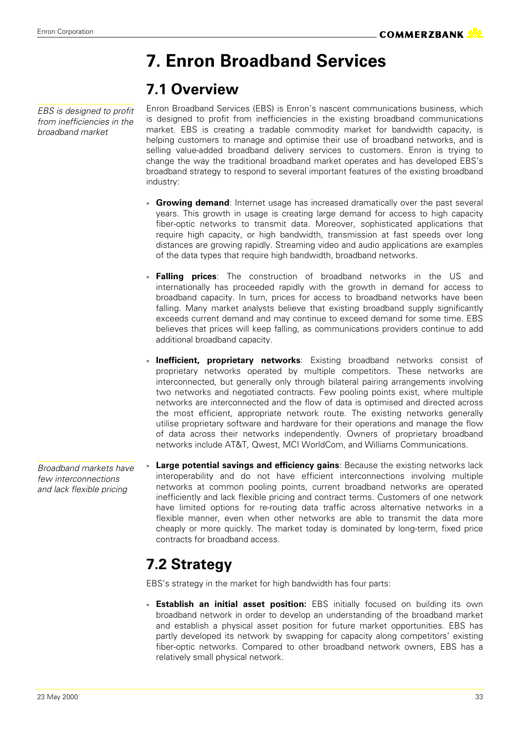# 7. Enron Broadband Services

## 7.1 Overview

*EBS is designed to profit from inefficiencies in the broadband market*

Enron Broadband Services (EBS) is Enron's nascent communications business, which is designed to profit from inefficiencies in the existing broadband communications market. EBS is creating a tradable commodity market for bandwidth capacity, is helping customers to manage and optimise their use of broadband networks, and is selling value-added broadband delivery services to customers. Enron is trying to change the way the traditional broadband market operates and has developed EBS's broadband strategy to respond to several important features of the existing broadband industry:

- **Growing demand**: Internet usage has increased dramatically over the past several years. This growth in usage is creating large demand for access to high capacity fiber-optic networks to transmit data. Moreover, sophisticated applications that require high capacity, or high bandwidth, transmission at fast speeds over long distances are growing rapidly. Streaming video and audio applications are examples of the data types that require high bandwidth, broadband networks.

- **Falling prices**: The construction of broadband networks in the US and internationally has proceeded rapidly with the growth in demand for access to broadband capacity. In turn, prices for access to broadband networks have been falling. Many market analysts believe that existing broadband supply significantly exceeds current demand and may continue to exceed demand for some time. EBS believes that prices will keep falling, as communications providers continue to add additional broadband capacity.

- **Inefficient, proprietary networks**: Existing broadband networks consist of proprietary networks operated by multiple competitors. These networks are interconnected, but generally only through bilateral pairing arrangements involving two networks and negotiated contracts. Few pooling points exist, where multiple networks are interconnected and the flow of data is optimised and directed across the most efficient, appropriate network route. The existing networks generally utilise proprietary software and hardware for their operations and manage the flow of data across their networks independently. Owners of proprietary broadband networks include AT&T, Qwest, MCI WorldCom, and Williams Communications.

*Broadband markets have few interconnections and lack flexible pricing*

- **Large potential savings and efficiency gains**: Because the existing networks lack interoperability and do not have efficient interconnections involving multiple networks at common pooling points, current broadband networks are operated inefficiently and lack flexible pricing and contract terms. Customers of one network have limited options for re-routing data traffic across alternative networks in a flexible manner, even when other networks are able to transmit the data more cheaply or more quickly. The market today is dominated by long-term, fixed price contracts for broadband access.

## 7.2 Strategy

EBS's strategy in the market for high bandwidth has four parts:

- **Establish an initial asset position:** EBS initially focused on building its own broadband network in order to develop an understanding of the broadband market and establish a physical asset position for future market opportunities. EBS has partly developed its network by swapping for capacity along competitors' existing fiber-optic networks. Compared to other broadband network owners, EBS has a relatively small physical network.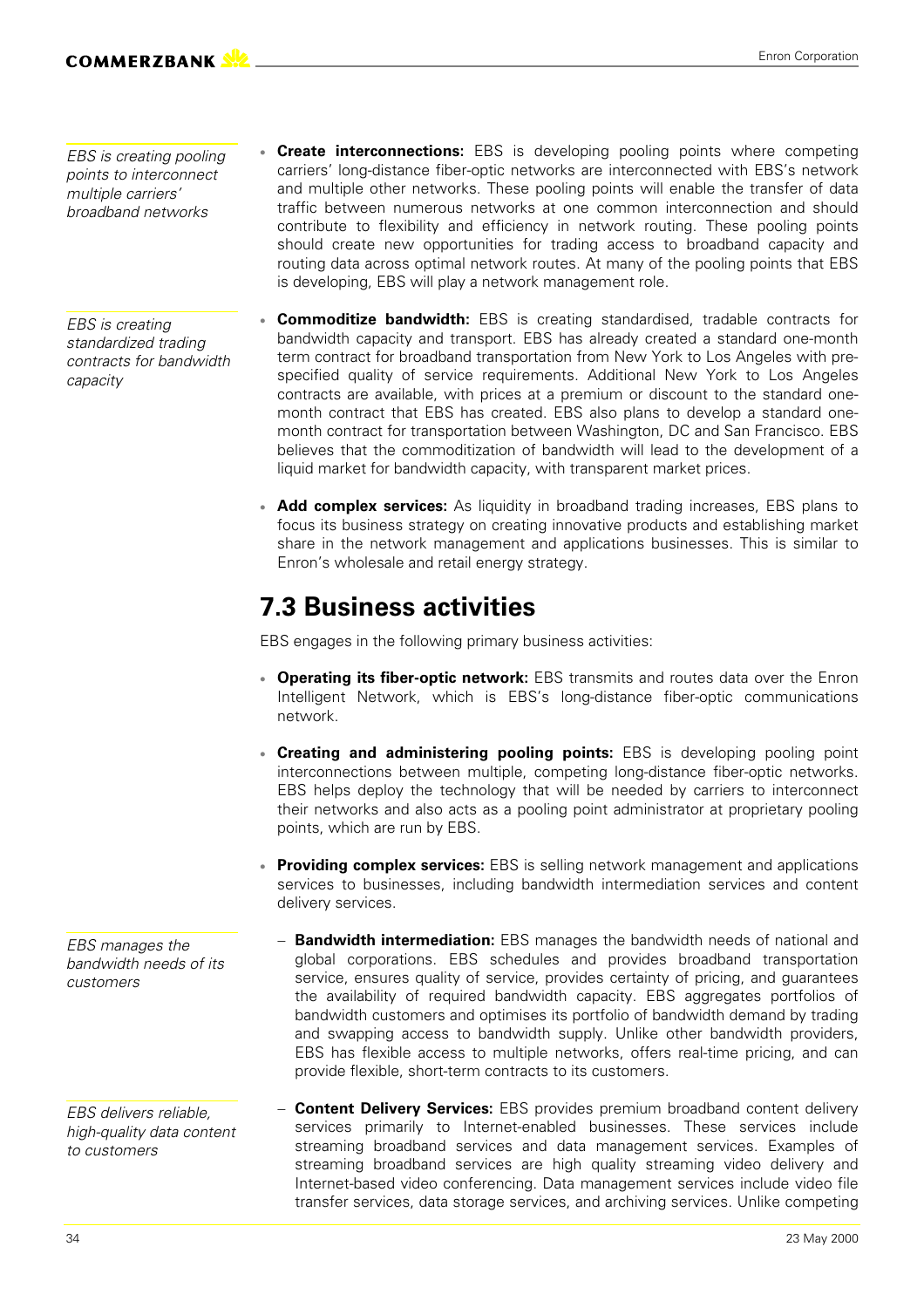*EBS is creating pooling points to interconnect multiple carriers' broadband networks*

- **Create interconnections:** EBS is developing pooling points where competing carriers' long-distance fiber-optic networks are interconnected with EBS's network and multiple other networks. These pooling points will enable the transfer of data traffic between numerous networks at one common interconnection and should contribute to flexibility and efficiency in network routing. These pooling points should create new opportunities for trading access to broadband capacity and routing data across optimal network routes. At many of the pooling points that EBS is developing, EBS will play a network management role.

*EBS is creating standardized trading contracts for bandwidth capacity*

- **Commoditize bandwidth:** EBS is creating standardised, tradable contracts for bandwidth capacity and transport. EBS has already created a standard one-month term contract for broadband transportation from New York to Los Angeles with pre-specified quality of service requirements. Additional New York to Los Angeles contracts are available, with prices at a premium or discount to the standard one-month contract that EBS has created. EBS also plans to develop a standard one-month contract for transportation between Washington, DC and San Francisco. EBS believes that the commoditization of bandwidth will lead to the development of a liquid market for bandwidth capacity, with transparent market prices.

- **Add complex services:** As liquidity in broadband trading increases, EBS plans to focus its business strategy on creating innovative products and establishing market share in the network management and applications businesses. This is similar to Enron's wholesale and retail energy strategy.

## 7.3 Business activities

EBS engages in the following primary business activities:

- **Operating its fiber-optic network:** EBS transmits and routes data over the Enron Intelligent Network, which is EBS's long-distance fiber-optic communications network.

- **Creating and administering pooling points:** EBS is developing pooling point interconnections between multiple, competing long-distance fiber-optic networks. EBS helps deploy the technology that will be needed by carriers to interconnect their networks and also acts as a pooling point administrator at proprietary pooling points, which are run by EBS.

- **Providing complex services:** EBS is selling network management and applications services to businesses, including bandwidth intermediation services and content delivery services.

*EBS manages the bandwidth needs of its customers*

  - **Bandwidth intermediation:** EBS manages the bandwidth needs of national and global corporations. EBS schedules and provides broadband transportation service, ensures quality of service, provides certainty of pricing, and guarantees the availability of required bandwidth capacity. EBS aggregates portfolios of bandwidth customers and optimises its portfolio of bandwidth demand by trading and swapping access to bandwidth supply. Unlike other bandwidth providers, EBS has flexible access to multiple networks, offers real-time pricing, and can provide flexible, short-term contracts to its customers.

*EBS delivers reliable, high-quality data content to customers*

  - **Content Delivery Services:** EBS provides premium broadband content delivery services primarily to Internet-enabled businesses. These services include streaming broadband services and data management services. Examples of streaming broadband services are high quality streaming video delivery and Internet-based video conferencing. Data management services include video file transfer services, data storage services, and archiving services. Unlike competing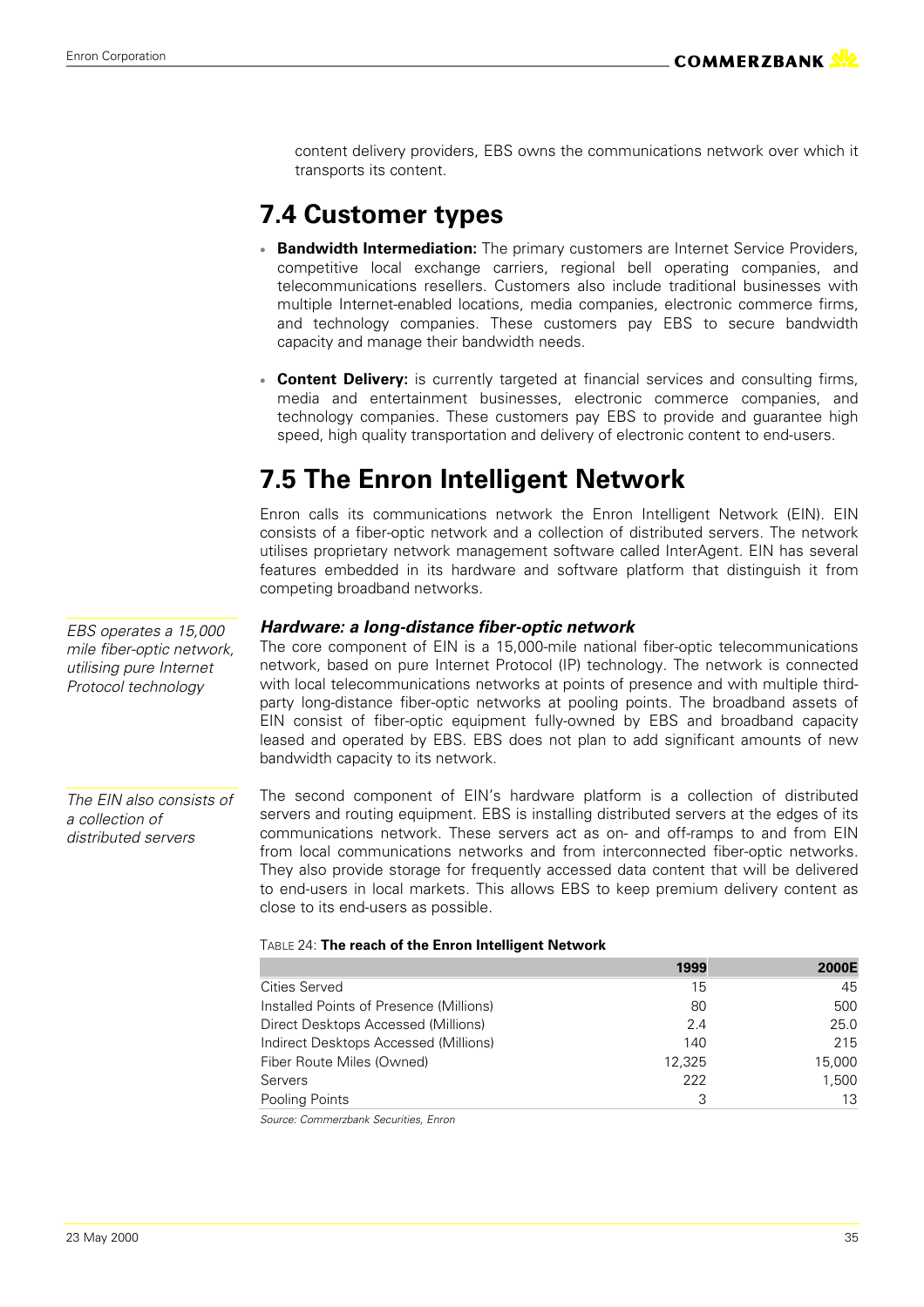content delivery providers, EBS owns the communications network over which it transports its content.

## 7.4 Customer types

- **Bandwidth Intermediation:** The primary customers are Internet Service Providers, competitive local exchange carriers, regional bell operating companies, and telecommunications resellers. Customers also include traditional businesses with multiple Internet-enabled locations, media companies, electronic commerce firms, and technology companies. These customers pay EBS to secure bandwidth capacity and manage their bandwidth needs.

- **Content Delivery:** is currently targeted at financial services and consulting firms, media and entertainment businesses, electronic commerce companies, and technology companies. These customers pay EBS to provide and guarantee high speed, high quality transportation and delivery of electronic content to end-users.

## 7.5 The Enron Intelligent Network

Enron calls its communications network the Enron Intelligent Network (EIN). EIN consists of a fiber-optic network and a collection of distributed servers. The network utilises proprietary network management software called InterAgent. EIN has several features embedded in its hardware and software platform that distinguish it from competing broadband networks.

*EBS operates a 15,000 mile fiber-optic network, utilising pure Internet Protocol technology*

### *Hardware: a long-distance fiber-optic network*

The core component of EIN is a 15,000-mile national fiber-optic telecommunications network, based on pure Internet Protocol (IP) technology. The network is connected with local telecommunications networks at points of presence and with multiple third-party long-distance fiber-optic networks at pooling points. The broadband assets of EIN consist of fiber-optic equipment fully-owned by EBS and broadband capacity leased and operated by EBS. EBS does not plan to add significant amounts of new bandwidth capacity to its network.

*The EIN also consists of a collection of distributed servers*

The second component of EIN's hardware platform is a collection of distributed servers and routing equipment. EBS is installing distributed servers at the edges of its communications network. These servers act as on- and off-ramps to and from EIN from local communications networks and from interconnected fiber-optic networks. They also provide storage for frequently accessed data content that will be delivered to end-users in local markets. This allows EBS to keep premium delivery content as close to its end-users as possible.

TABLE 24: **The reach of the Enron Intelligent Network**

| | 1999 | 2000E |
|---|---:|---:|
| Cities Served | 15 | 45 |
| Installed Points of Presence (Millions) | 80 | 500 |
| Direct Desktops Accessed (Millions) | 2.4 | 25.0 |
| Indirect Desktops Accessed (Millions) | 140 | 215 |
| Fiber Route Miles (Owned) | 12,325 | 15,000 |
| Servers | 222 | 1,500 |
| Pooling Points | 3 | 13 |

*Source: Commerzbank Securities, Enron*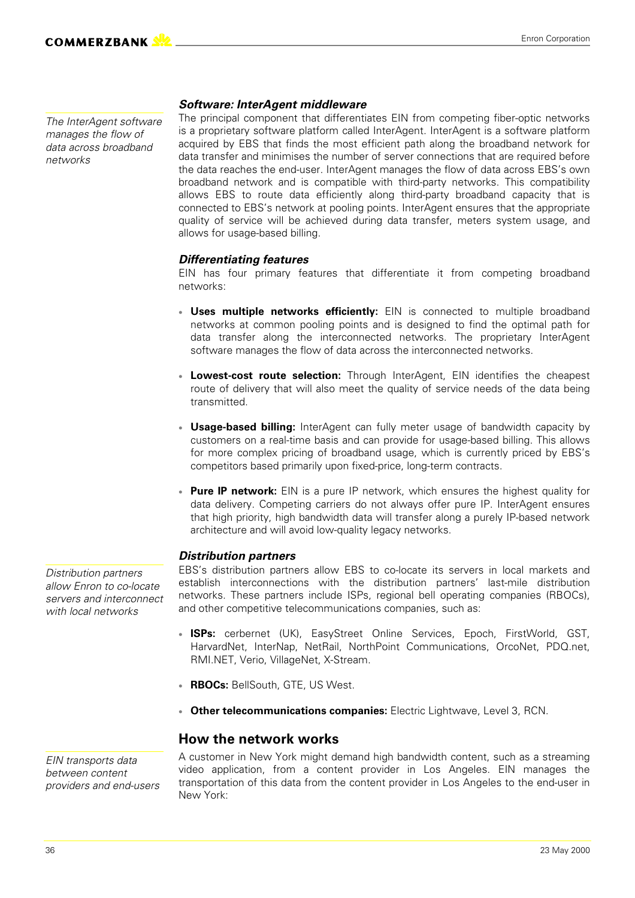*The InterAgent software manages the flow of data across broadband networks*

### *Software: InterAgent middleware*

The principal component that differentiates EIN from competing fiber-optic networks is a proprietary software platform called InterAgent. InterAgent is a software platform acquired by EBS that finds the most efficient path along the broadband network for data transfer and minimises the number of server connections that are required before the data reaches the end-user. InterAgent manages the flow of data across EBS's own broadband network and is compatible with third-party networks. This compatibility allows EBS to route data efficiently along third-party broadband capacity that is connected to EBS's network at pooling points. InterAgent ensures that the appropriate quality of service will be achieved during data transfer, meters system usage, and allows for usage-based billing.

### *Differentiating features*

EIN has four primary features that differentiate it from competing broadband networks:

- **Uses multiple networks efficiently:** EIN is connected to multiple broadband networks at common pooling points and is designed to find the optimal path for data transfer along the interconnected networks. The proprietary InterAgent software manages the flow of data across the interconnected networks.
- **Lowest-cost route selection:** Through InterAgent, EIN identifies the cheapest route of delivery that will also meet the quality of service needs of the data being transmitted.
- **Usage-based billing:** InterAgent can fully meter usage of bandwidth capacity by customers on a real-time basis and can provide for usage-based billing. This allows for more complex pricing of broadband usage, which is currently priced by EBS's competitors based primarily upon fixed-price, long-term contracts.
- **Pure IP network:** EIN is a pure IP network, which ensures the highest quality for data delivery. Competing carriers do not always offer pure IP. InterAgent ensures that high priority, high bandwidth data will transfer along a purely IP-based network architecture and will avoid low-quality legacy networks.

*Distribution partners allow Enron to co-locate servers and interconnect with local networks*

### *Distribution partners*

EBS's distribution partners allow EBS to co-locate its servers in local markets and establish interconnections with the distribution partners' last-mile distribution networks. These partners include ISPs, regional bell operating companies (RBOCs), and other competitive telecommunications companies, such as:

- **ISPs:** cerbernet (UK), EasyStreet Online Services, Epoch, FirstWorld, GST, HarvardNet, InterNap, NetRail, NorthPoint Communications, OrcoNet, PDQ.net, RMI.NET, Verio, VillageNet, X-Stream.
- **RBOCs:** BellSouth, GTE, US West.
- **Other telecommunications companies:** Electric Lightwave, Level 3, RCN.

## How the network works

*EIN transports data between content providers and end-users*

A customer in New York might demand high bandwidth content, such as a streaming video application, from a content provider in Los Angeles. EIN manages the transportation of this data from the content provider in Los Angeles to the end-user in New York: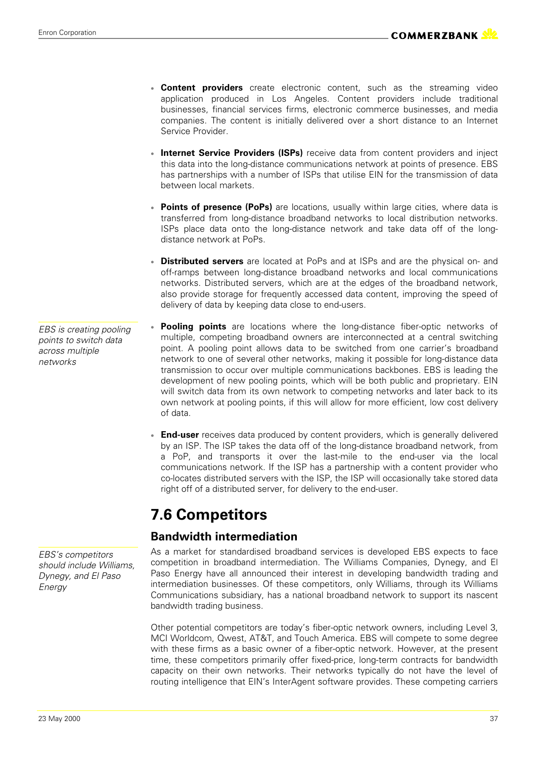- **Content providers** create electronic content, such as the streaming video application produced in Los Angeles. Content providers include traditional businesses, financial services firms, electronic commerce businesses, and media companies. The content is initially delivered over a short distance to an Internet Service Provider.

- **Internet Service Providers (ISPs)** receive data from content providers and inject this data into the long-distance communications network at points of presence. EBS has partnerships with a number of ISPs that utilise EIN for the transmission of data between local markets.

- **Points of presence (PoPs)** are locations, usually within large cities, where data is transferred from long-distance broadband networks to local distribution networks. ISPs place data onto the long-distance network and take data off of the long-distance network at PoPs.

- **Distributed servers** are located at PoPs and at ISPs and are the physical on- and off-ramps between long-distance broadband networks and local communications networks. Distributed servers, which are at the edges of the broadband network, also provide storage for frequently accessed data content, improving the speed of delivery of data by keeping data close to end-users.

*EBS is creating pooling points to switch data across multiple networks*

- **Pooling points** are locations where the long-distance fiber-optic networks of multiple, competing broadband owners are interconnected at a central switching point. A pooling point allows data to be switched from one carrier's broadband network to one of several other networks, making it possible for long-distance data transmission to occur over multiple communications backbones. EBS is leading the development of new pooling points, which will be both public and proprietary. EIN will switch data from its own network to competing networks and later back to its own network at pooling points, if this will allow for more efficient, low cost delivery of data.

- **End-user** receives data produced by content providers, which is generally delivered by an ISP. The ISP takes the data off of the long-distance broadband network, from a PoP, and transports it over the last-mile to the end-user via the local communications network. If the ISP has a partnership with a content provider who co-locates distributed servers with the ISP, the ISP will occasionally take stored data right off of a distributed server, for delivery to the end-user.

# 7.6 Competitors

## Bandwidth intermediation

*EBS's competitors should include Williams, Dynegy, and El Paso Energy*

As a market for standardised broadband services is developed EBS expects to face competition in broadband intermediation. The Williams Companies, Dynegy, and El Paso Energy have all announced their interest in developing bandwidth trading and intermediation businesses. Of these competitors, only Williams, through its Williams Communications subsidiary, has a national broadband network to support its nascent bandwidth trading business.

Other potential competitors are today's fiber-optic network owners, including Level 3, MCI Worldcom, Qwest, AT&T, and Touch America. EBS will compete to some degree with these firms as a basic owner of a fiber-optic network. However, at the present time, these competitors primarily offer fixed-price, long-term contracts for bandwidth capacity on their own networks. Their networks typically do not have the level of routing intelligence that EIN's InterAgent software provides. These competing carriers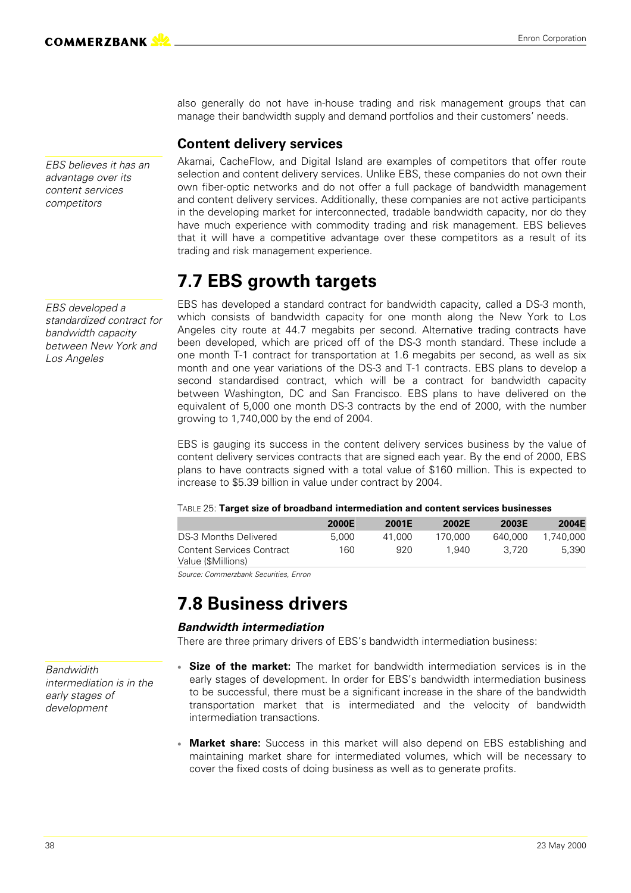also generally do not have in-house trading and risk management groups that can manage their bandwidth supply and demand portfolios and their customers' needs.

### Content delivery services

*EBS believes it has an advantage over its content services competitors*

Akamai, CacheFlow, and Digital Island are examples of competitors that offer route selection and content delivery services. Unlike EBS, these companies do not own their own fiber-optic networks and do not offer a full package of bandwidth management and content delivery services. Additionally, these companies are not active participants in the developing market for interconnected, tradable bandwidth capacity, nor do they have much experience with commodity trading and risk management. EBS believes that it will have a competitive advantage over these competitors as a result of its trading and risk management experience.

## 7.7 EBS growth targets

*EBS developed a standardized contract for bandwidth capacity between New York and Los Angeles*

EBS has developed a standard contract for bandwidth capacity, called a DS-3 month, which consists of bandwidth capacity for one month along the New York to Los Angeles city route at 44.7 megabits per second. Alternative trading contracts have been developed, which are priced off of the DS-3 month standard. These include a one month T-1 contract for transportation at 1.6 megabits per second, as well as six month and one year variations of the DS-3 and T-1 contracts. EBS plans to develop a second standardised contract, which will be a contract for bandwidth capacity between Washington, DC and San Francisco. EBS plans to have delivered on the equivalent of 5,000 one month DS-3 contracts by the end of 2000, with the number growing to 1,740,000 by the end of 2004.

EBS is gauging its success in the content delivery services business by the value of content delivery services contracts that are signed each year. By the end of 2000, EBS plans to have contracts signed with a total value of $160 million. This is expected to increase to $5.39 billion in value under contract by 2004.

TABLE 25: **Target size of broadband intermediation and content services businesses**

| | 2000E | 2001E | 2002E | 2003E | 2004E |
|---|---|---|---|---|---|
| DS-3 Months Delivered | 5,000 | 41,000 | 170,000 | 640,000 | 1,740,000 |
| Content Services Contract Value ($Millions) | 160 | 920 | 1,940 | 3,720 | 5,390 |

*Source: Commerzbank Securities, Enron*

## 7.8 Business drivers

### *Bandwidth intermediation*

There are three primary drivers of EBS's bandwidth intermediation business:

*Bandwidith intermediation is in the early stages of development*

- **Size of the market:** The market for bandwidth intermediation services is in the early stages of development. In order for EBS's bandwidth intermediation business to be successful, there must be a significant increase in the share of the bandwidth transportation market that is intermediated and the velocity of bandwidth intermediation transactions.
- **Market share:** Success in this market will also depend on EBS establishing and maintaining market share for intermediated volumes, which will be necessary to cover the fixed costs of doing business as well as to generate profits.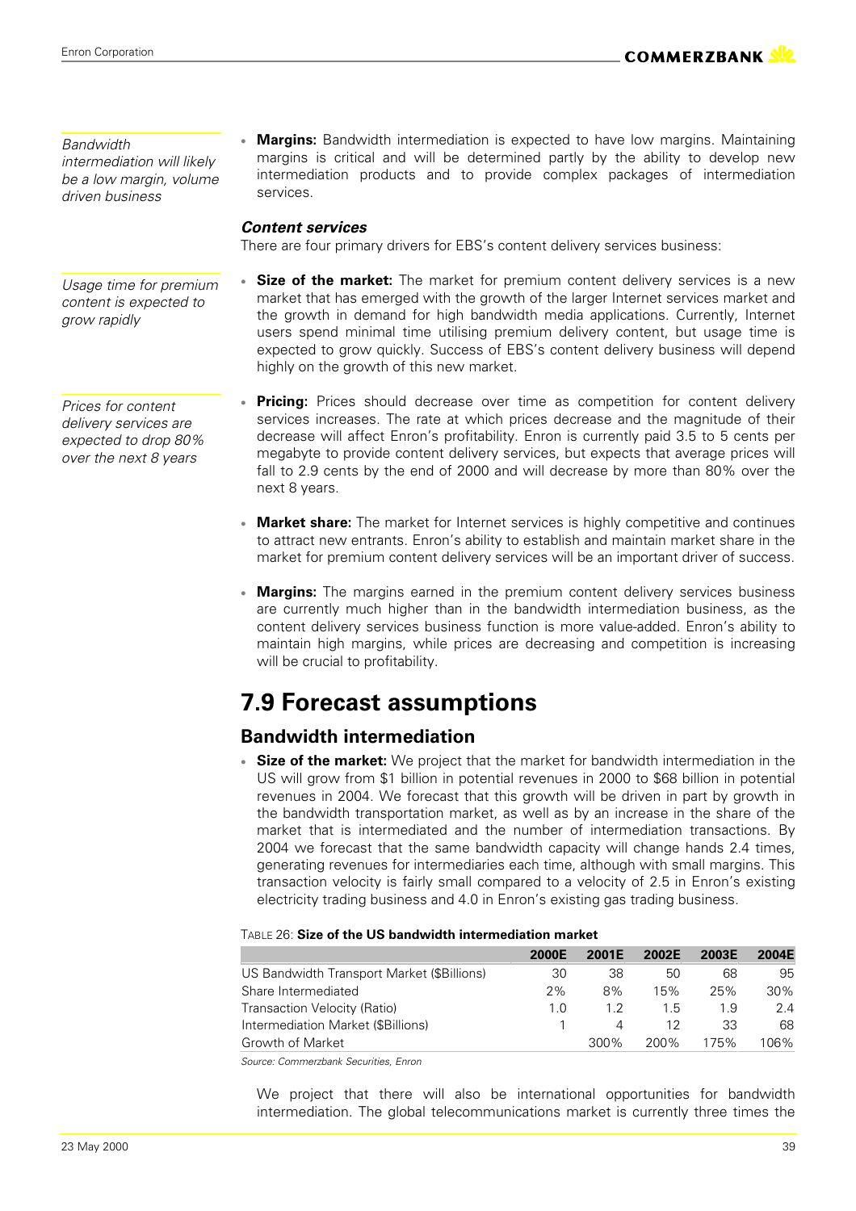*Bandwidth intermediation will likely be a low margin, volume driven business*

- **Margins:** Bandwidth intermediation is expected to have low margins. Maintaining margins is critical and will be determined partly by the ability to develop new intermediation products and to provide complex packages of intermediation services.

### *Content services*

There are four primary drivers for EBS's content delivery services business:

*Usage time for premium content is expected to grow rapidly*

- **Size of the market:** The market for premium content delivery services is a new market that has emerged with the growth of the larger Internet services market and the growth in demand for high bandwidth media applications. Currently, Internet users spend minimal time utilising premium delivery content, but usage time is expected to grow quickly. Success of EBS's content delivery business will depend highly on the growth of this new market.

*Prices for content delivery services are expected to drop 80% over the next 8 years*

- **Pricing:** Prices should decrease over time as competition for content delivery services increases. The rate at which prices decrease and the magnitude of their decrease will affect Enron's profitability. Enron is currently paid 3.5 to 5 cents per megabyte to provide content delivery services, but expects that average prices will fall to 2.9 cents by the end of 2000 and will decrease by more than 80% over the next 8 years.
- **Market share:** The market for Internet services is highly competitive and continues to attract new entrants. Enron's ability to establish and maintain market share in the market for premium content delivery services will be an important driver of success.
- **Margins:** The margins earned in the premium content delivery services business are currently much higher than in the bandwidth intermediation business, as the content delivery services business function is more value-added. Enron's ability to maintain high margins, while prices are decreasing and competition is increasing will be crucial to profitability.

# 7.9 Forecast assumptions

## Bandwidth intermediation

- **Size of the market:** We project that the market for bandwidth intermediation in the US will grow from $1 billion in potential revenues in 2000 to $68 billion in potential revenues in 2004. We forecast that this growth will be driven in part by growth in the bandwidth transportation market, as well as by an increase in the share of the market that is intermediated and the number of intermediation transactions. By 2004 we forecast that the same bandwidth capacity will change hands 2.4 times, generating revenues for intermediaries each time, although with small margins. This transaction velocity is fairly small compared to a velocity of 2.5 in Enron's existing electricity trading business and 4.0 in Enron's existing gas trading business.

TABLE 26: **Size of the US bandwidth intermediation market**

| | 2000E | 2001E | 2002E | 2003E | 2004E |
|---|---|---|---|---|---|
| US Bandwidth Transport Market ($Billions) | 30 | 38 | 50 | 68 | 95 |
| Share Intermediated | 2% | 8% | 15% | 25% | 30% |
| Transaction Velocity (Ratio) | 1.0 | 1.2 | 1.5 | 1.9 | 2.4 |
| Intermediation Market ($Billions) | 1 | 4 | 12 | 33 | 68 |
| Growth of Market | | 300% | 200% | 175% | 106% |

*Source: Commerzbank Securities, Enron*

We project that there will also be international opportunities for bandwidth intermediation. The global telecommunications market is currently three times the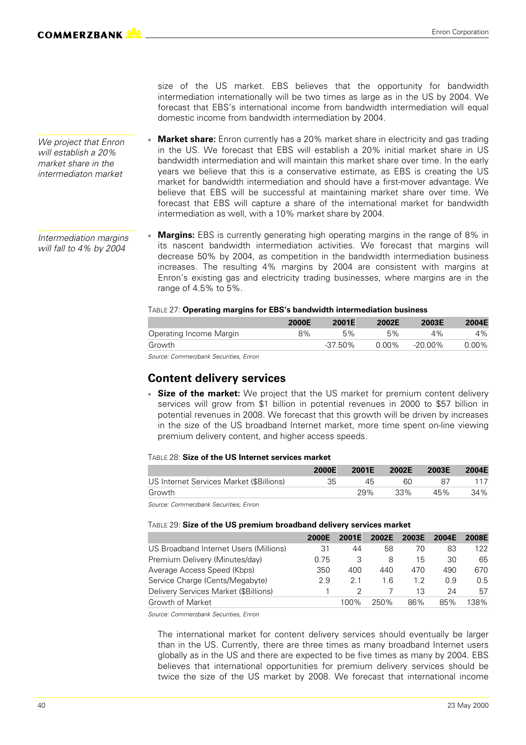size of the US market. EBS believes that the opportunity for bandwidth intermediation internationally will be two times as large as in the US by 2004. We forecast that EBS's international income from bandwidth intermediation will equal domestic income from bandwidth intermediation by 2004.

*We project that Enron will establish a 20% market share in the intermediaton market*

- **Market share:** Enron currently has a 20% market share in electricity and gas trading in the US. We forecast that EBS will establish a 20% initial market share in US bandwidth intermediation and will maintain this market share over time. In the early years we believe that this is a conservative estimate, as EBS is creating the US market for bandwidth intermediation and should have a first-mover advantage. We believe that EBS will be successful at maintaining market share over time. We forecast that EBS will capture a share of the international market for bandwidth intermediation as well, with a 10% market share by 2004.

*Intermediation margins will fall to 4% by 2004*

- **Margins:** EBS is currently generating high operating margins in the range of 8% in its nascent bandwidth intermediation activities. We forecast that margins will decrease 50% by 2004, as competition in the bandwidth intermediation business increases. The resulting 4% margins by 2004 are consistent with margins at Enron's existing gas and electricity trading businesses, where margins are in the range of 4.5% to 5%.

TABLE 27: **Operating margins for EBS's bandwidth intermediation business**

| | 2000E | 2001E | 2002E | 2003E | 2004E |
|---|---|---|---|---|---|
| Operating Income Margin | 8% | 5% | 5% | 4% | 4% |
| Growth | | -37.50% | 0.00% | -20.00% | 0.00% |

*Source: Commerzbank Securities, Enron*

## Content delivery services

- **Size of the market:** We project that the US market for premium content delivery services will grow from $1 billion in potential revenues in 2000 to $57 billion in potential revenues in 2008. We forecast that this growth will be driven by increases in the size of the US broadband Internet market, more time spent on-line viewing premium delivery content, and higher access speeds.

TABLE 28: **Size of the US Internet services market**

| | 2000E | 2001E | 2002E | 2003E | 2004E |
|---|---|---|---|---|---|
| US Internet Services Market ($Billions) | 35 | 45 | 60 | 87 | 117 |
| Growth | | 29% | 33% | 45% | 34% |

*Source: Commerzbank Securities, Enron*

TABLE 29: **Size of the US premium broadband delivery services market**

| | 2000E | 2001E | 2002E | 2003E | 2004E | 2008E |
|---|---|---|---|---|---|---|
| US Broadband Internet Users (Millions) | 31 | 44 | 58 | 70 | 83 | 122 |
| Premium Delivery (Minutes/day) | 0.75 | 3 | 8 | 15 | 30 | 65 |
| Average Access Speed (Kbps) | 350 | 400 | 440 | 470 | 490 | 670 |
| Service Charge (Cents/Megabyte) | 2.9 | 2.1 | 1.6 | 1.2 | 0.9 | 0.5 |
| Delivery Services Market ($Billions) | 1 | 2 | 7 | 13 | 24 | 57 |
| Growth of Market | | 100% | 250% | 86% | 85% | 138% |

*Source: Commerzbank Securities, Enron*

The international market for content delivery services should eventually be larger than in the US. Currently, there are three times as many broadband Internet users globally as in the US and there are expected to be five times as many by 2004. EBS believes that international opportunities for premium delivery services should be twice the size of the US market by 2008. We forecast that international income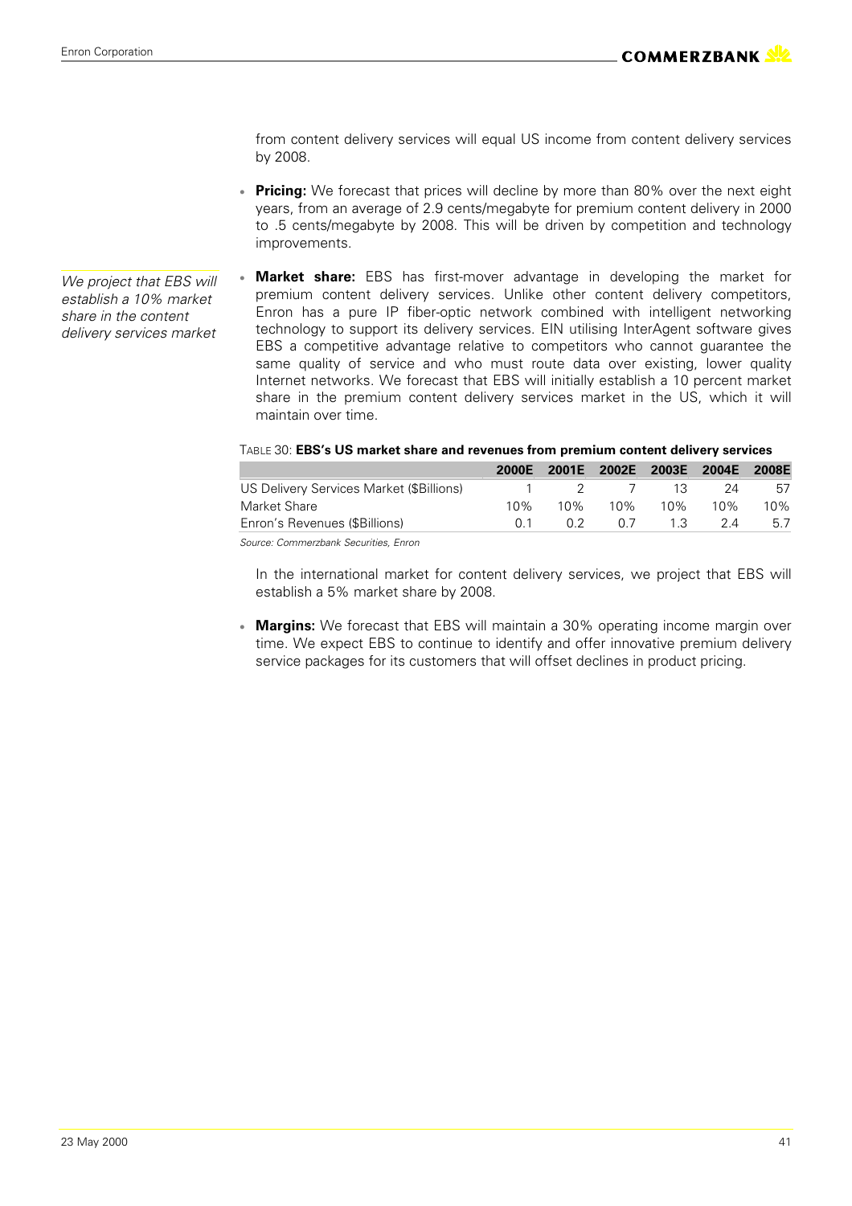from content delivery services will equal US income from content delivery services by 2008.

- **Pricing:** We forecast that prices will decline by more than 80% over the next eight years, from an average of 2.9 cents/megabyte for premium content delivery in 2000 to .5 cents/megabyte by 2008. This will be driven by competition and technology improvements.

*We project that EBS will establish a 10% market share in the content delivery services market*

- **Market share:** EBS has first-mover advantage in developing the market for premium content delivery services. Unlike other content delivery competitors, Enron has a pure IP fiber-optic network combined with intelligent networking technology to support its delivery services. EIN utilising InterAgent software gives EBS a competitive advantage relative to competitors who cannot guarantee the same quality of service and who must route data over existing, lower quality Internet networks. We forecast that EBS will initially establish a 10 percent market share in the premium content delivery services market in the US, which it will maintain over time.

TABLE 30: **EBS's US market share and revenues from premium content delivery services**

| | 2000E | 2001E | 2002E | 2003E | 2004E | 2008E |
|---|---|---|---|---|---|---|
| US Delivery Services Market ($Billions) | 1 | 2 | 7 | 13 | 24 | 57 |
| Market Share | 10% | 10% | 10% | 10% | 10% | 10% |
| Enron's Revenues ($Billions) | 0.1 | 0.2 | 0.7 | 1.3 | 2.4 | 5.7 |

*Source: Commerzbank Securities, Enron*

In the international market for content delivery services, we project that EBS will establish a 5% market share by 2008.

- **Margins:** We forecast that EBS will maintain a 30% operating income margin over time. We expect EBS to continue to identify and offer innovative premium delivery service packages for its customers that will offset declines in product pricing.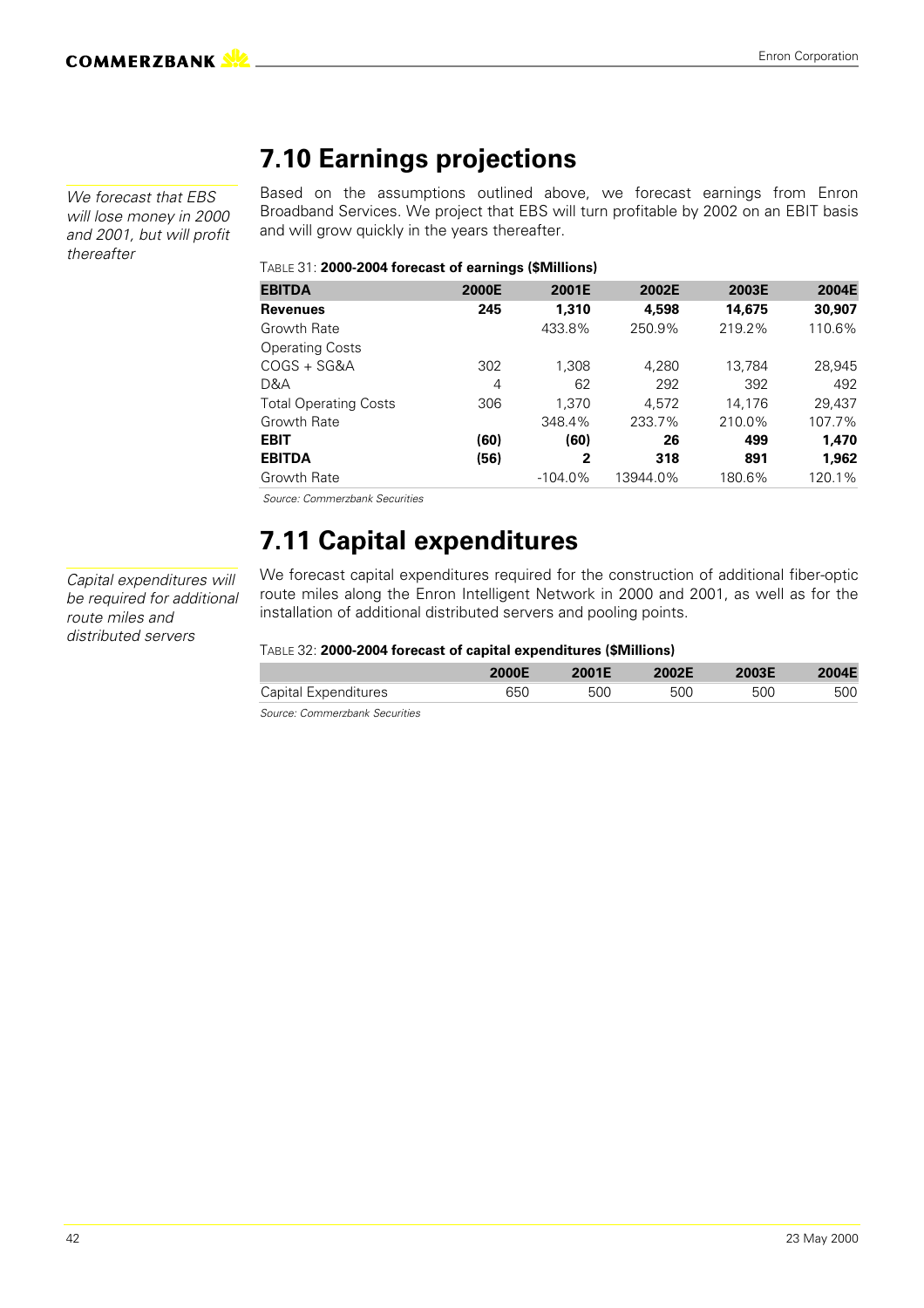## 7.10 Earnings projections

*We forecast that EBS will lose money in 2000 and 2001, but will profit thereafter*

Based on the assumptions outlined above, we forecast earnings from Enron Broadband Services. We project that EBS will turn profitable by 2002 on an EBIT basis and will grow quickly in the years thereafter.

TABLE 31: **2000-2004 forecast of earnings ($Millions)**

| **EBITDA** | **2000E** | **2001E** | **2002E** | **2003E** | **2004E** |
|---|---|---|---|---|---|
| **Revenues** | **245** | **1,310** | **4,598** | **14,675** | **30,907** |
| Growth Rate | | 433.8% | 250.9% | 219.2% | 110.6% |
| Operating Costs | | | | | |
| COGS + SG&A | 302 | 1,308 | 4,280 | 13,784 | 28,945 |
| D&A | 4 | 62 | 292 | 392 | 492 |
| Total Operating Costs | 306 | 1,370 | 4,572 | 14,176 | 29,437 |
| Growth Rate | | 348.4% | 233.7% | 210.0% | 107.7% |
| **EBIT** | **(60)** | **(60)** | **26** | **499** | **1,470** |
| **EBITDA** | **(56)** | **2** | **318** | **891** | **1,962** |
| Growth Rate | | -104.0% | 13944.0% | 180.6% | 120.1% |

*Source: Commerzbank Securities*

## 7.11 Capital expenditures

*Capital expenditures will be required for additional route miles and distributed servers*

We forecast capital expenditures required for the construction of additional fiber-optic route miles along the Enron Intelligent Network in 2000 and 2001, as well as for the installation of additional distributed servers and pooling points.

TABLE 32: **2000-2004 forecast of capital expenditures ($Millions)**

| | **2000E** | **2001E** | **2002E** | **2003E** | **2004E** |
|---|---|---|---|---|---|
| Capital Expenditures | 650 | 500 | 500 | 500 | 500 |

*Source: Commerzbank Securities*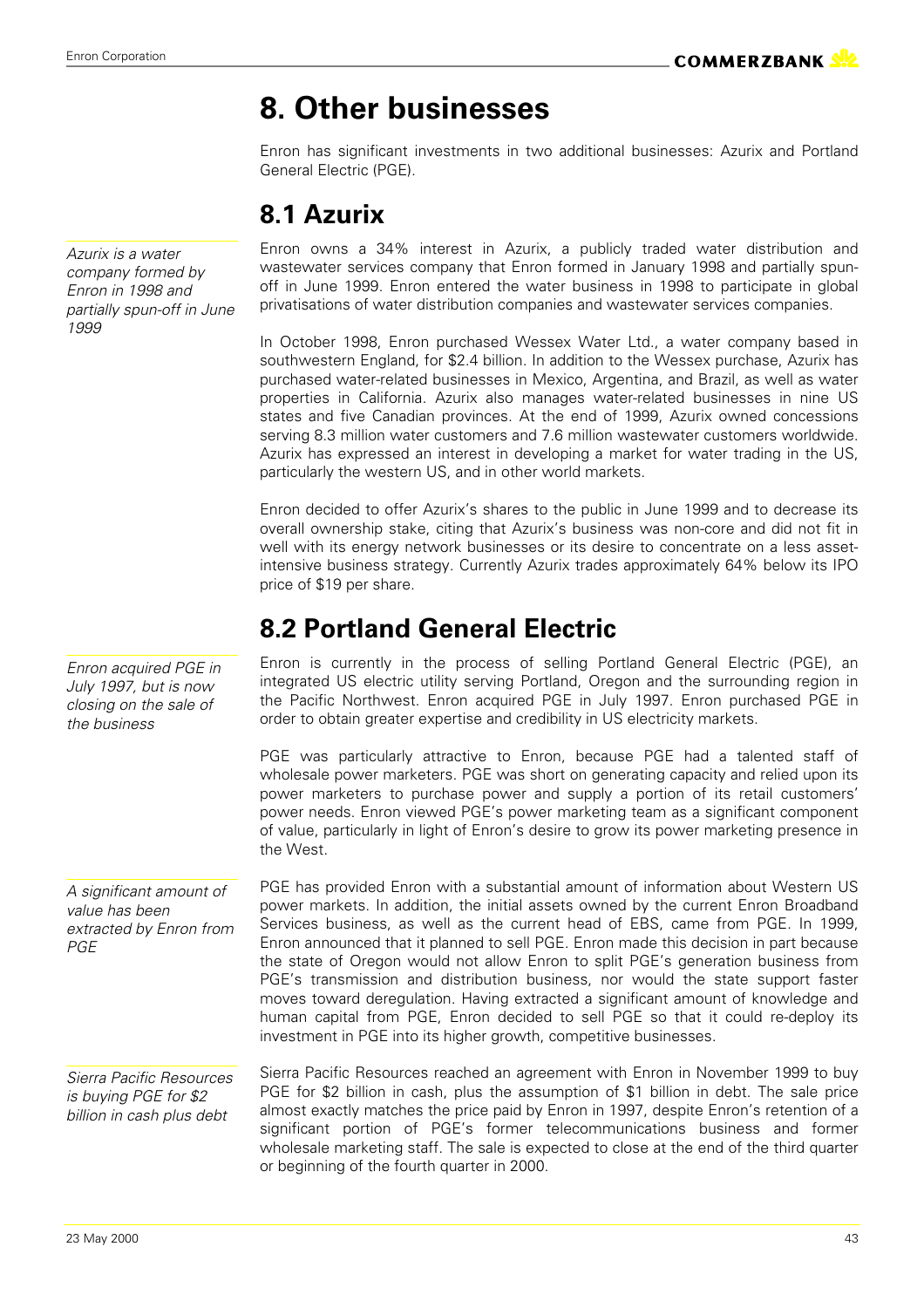# 8. Other businesses

Enron has significant investments in two additional businesses: Azurix and Portland General Electric (PGE).

## 8.1 Azurix

*Azurix is a water company formed by Enron in 1998 and partially spun-off in June 1999*

Enron owns a 34% interest in Azurix, a publicly traded water distribution and wastewater services company that Enron formed in January 1998 and partially spun-off in June 1999. Enron entered the water business in 1998 to participate in global privatisations of water distribution companies and wastewater services companies.

In October 1998, Enron purchased Wessex Water Ltd., a water company based in southwestern England, for $2.4 billion. In addition to the Wessex purchase, Azurix has purchased water-related businesses in Mexico, Argentina, and Brazil, as well as water properties in California. Azurix also manages water-related businesses in nine US states and five Canadian provinces. At the end of 1999, Azurix owned concessions serving 8.3 million water customers and 7.6 million wastewater customers worldwide. Azurix has expressed an interest in developing a market for water trading in the US, particularly the western US, and in other world markets.

Enron decided to offer Azurix's shares to the public in June 1999 and to decrease its overall ownership stake, citing that Azurix's business was non-core and did not fit in well with its energy network businesses or its desire to concentrate on a less asset-intensive business strategy. Currently Azurix trades approximately 64% below its IPO price of $19 per share.

## 8.2 Portland General Electric

*Enron acquired PGE in July 1997, but is now closing on the sale of the business*

Enron is currently in the process of selling Portland General Electric (PGE), an integrated US electric utility serving Portland, Oregon and the surrounding region in the Pacific Northwest. Enron acquired PGE in July 1997. Enron purchased PGE in order to obtain greater expertise and credibility in US electricity markets.

PGE was particularly attractive to Enron, because PGE had a talented staff of wholesale power marketers. PGE was short on generating capacity and relied upon its power marketers to purchase power and supply a portion of its retail customers' power needs. Enron viewed PGE's power marketing team as a significant component of value, particularly in light of Enron's desire to grow its power marketing presence in the West.

*A significant amount of value has been extracted by Enron from PGE*

PGE has provided Enron with a substantial amount of information about Western US power markets. In addition, the initial assets owned by the current Enron Broadband Services business, as well as the current head of EBS, came from PGE. In 1999, Enron announced that it planned to sell PGE. Enron made this decision in part because the state of Oregon would not allow Enron to split PGE's generation business from PGE's transmission and distribution business, nor would the state support faster moves toward deregulation. Having extracted a significant amount of knowledge and human capital from PGE, Enron decided to sell PGE so that it could re-deploy its investment in PGE into its higher growth, competitive businesses.

*Sierra Pacific Resources is buying PGE for $2 billion in cash plus debt*

Sierra Pacific Resources reached an agreement with Enron in November 1999 to buy PGE for $2 billion in cash, plus the assumption of $1 billion in debt. The sale price almost exactly matches the price paid by Enron in 1997, despite Enron's retention of a significant portion of PGE's former telecommunications business and former wholesale marketing staff. The sale is expected to close at the end of the third quarter or beginning of the fourth quarter in 2000.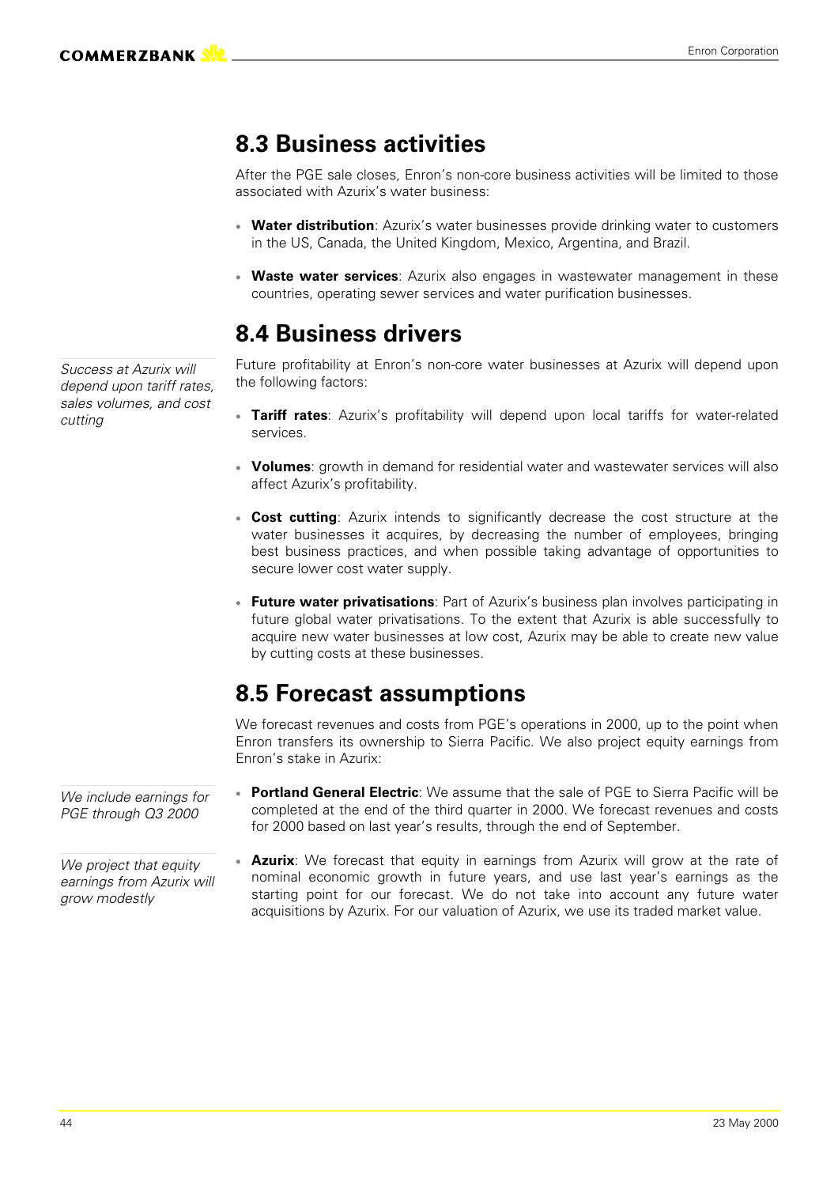## 8.3 Business activities

After the PGE sale closes, Enron's non-core business activities will be limited to those associated with Azurix's water business:

- **Water distribution**: Azurix's water businesses provide drinking water to customers in the US, Canada, the United Kingdom, Mexico, Argentina, and Brazil.
- **Waste water services**: Azurix also engages in wastewater management in these countries, operating sewer services and water purification businesses.

## 8.4 Business drivers

*Success at Azurix will depend upon tariff rates, sales volumes, and cost cutting*

Future profitability at Enron's non-core water businesses at Azurix will depend upon the following factors:

- **Tariff rates**: Azurix's profitability will depend upon local tariffs for water-related services.
- **Volumes**: growth in demand for residential water and wastewater services will also affect Azurix's profitability.
- **Cost cutting**: Azurix intends to significantly decrease the cost structure at the water businesses it acquires, by decreasing the number of employees, bringing best business practices, and when possible taking advantage of opportunities to secure lower cost water supply.
- **Future water privatisations**: Part of Azurix's business plan involves participating in future global water privatisations. To the extent that Azurix is able successfully to acquire new water businesses at low cost, Azurix may be able to create new value by cutting costs at these businesses.

## 8.5 Forecast assumptions

We forecast revenues and costs from PGE's operations in 2000, up to the point when Enron transfers its ownership to Sierra Pacific. We also project equity earnings from Enron's stake in Azurix:

*We include earnings for PGE through Q3 2000*

- **Portland General Electric**: We assume that the sale of PGE to Sierra Pacific will be completed at the end of the third quarter in 2000. We forecast revenues and costs for 2000 based on last year's results, through the end of September.

*We project that equity earnings from Azurix will grow modestly*

- **Azurix**: We forecast that equity in earnings from Azurix will grow at the rate of nominal economic growth in future years, and use last year's earnings as the starting point for our forecast. We do not take into account any future water acquisitions by Azurix. For our valuation of Azurix, we use its traded market value.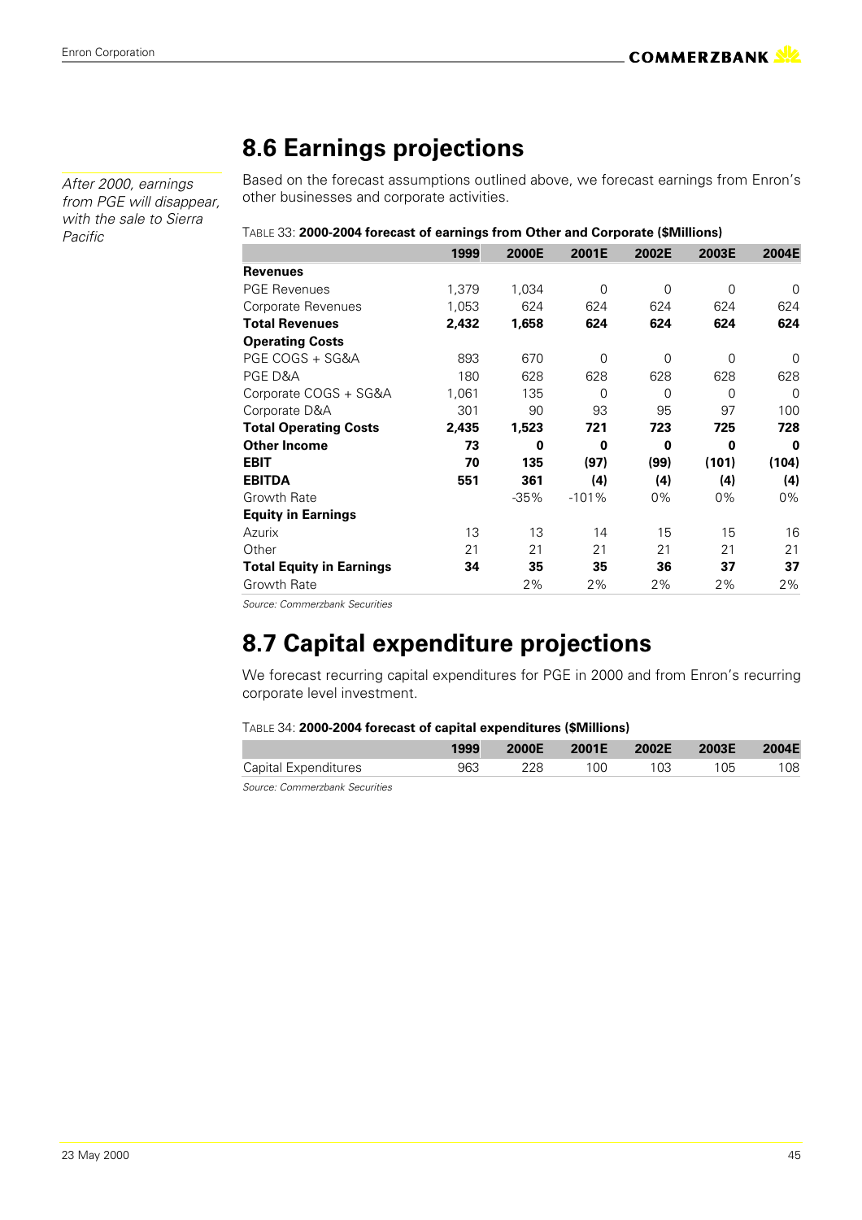## 8.6 Earnings projections

*After 2000, earnings from PGE will disappear, with the sale to Sierra Pacific*

Based on the forecast assumptions outlined above, we forecast earnings from Enron's other businesses and corporate activities.

TABLE 33: **2000-2004 forecast of earnings from Other and Corporate ($Millions)**

| | 1999 | 2000E | 2001E | 2002E | 2003E | 2004E |
|---|---|---|---|---|---|---|
| **Revenues** | | | | | | |
| PGE Revenues | 1,379 | 1,034 | 0 | 0 | 0 | 0 |
| Corporate Revenues | 1,053 | 624 | 624 | 624 | 624 | 624 |
| **Total Revenues** | **2,432** | **1,658** | **624** | **624** | **624** | **624** |
| **Operating Costs** | | | | | | |
| PGE COGS + SG&A | 893 | 670 | 0 | 0 | 0 | 0 |
| PGE D&A | 180 | 628 | 628 | 628 | 628 | 628 |
| Corporate COGS + SG&A | 1,061 | 135 | 0 | 0 | 0 | 0 |
| Corporate D&A | 301 | 90 | 93 | 95 | 97 | 100 |
| **Total Operating Costs** | **2,435** | **1,523** | **721** | **723** | **725** | **728** |
| **Other Income** | **73** | **0** | **0** | **0** | **0** | **0** |
| **EBIT** | **70** | **135** | **(97)** | **(99)** | **(101)** | **(104)** |
| **EBITDA** | **551** | **361** | **(4)** | **(4)** | **(4)** | **(4)** |
| Growth Rate | | -35% | -101% | 0% | 0% | 0% |
| **Equity in Earnings** | | | | | | |
| Azurix | 13 | 13 | 14 | 15 | 15 | 16 |
| Other | 21 | 21 | 21 | 21 | 21 | 21 |
| **Total Equity in Earnings** | **34** | **35** | **35** | **36** | **37** | **37** |
| Growth Rate | | 2% | 2% | 2% | 2% | 2% |

*Source: Commerzbank Securities*

## 8.7 Capital expenditure projections

We forecast recurring capital expenditures for PGE in 2000 and from Enron's recurring corporate level investment.

TABLE 34: **2000-2004 forecast of capital expenditures ($Millions)**

| | 1999 | 2000E | 2001E | 2002E | 2003E | 2004E |
|---|---|---|---|---|---|---|
| Capital Expenditures | 963 | 228 | 100 | 103 | 105 | 108 |

*Source: Commerzbank Securities*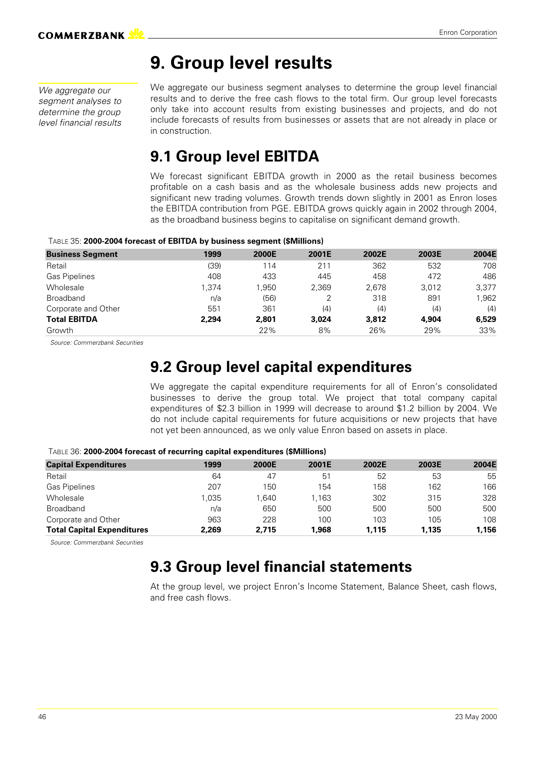# 9. Group level results

*We aggregate our segment analyses to determine the group level financial results*

We aggregate our business segment analyses to determine the group level financial results and to derive the free cash flows to the total firm. Our group level forecasts only take into account results from existing businesses and projects, and do not include forecasts of results from businesses or assets that are not already in place or in construction.

## 9.1 Group level EBITDA

We forecast significant EBITDA growth in 2000 as the retail business becomes profitable on a cash basis and as the wholesale business adds new projects and significant new trading volumes. Growth trends down slightly in 2001 as Enron loses the EBITDA contribution from PGE. EBITDA grows quickly again in 2002 through 2004, as the broadband business begins to capitalise on significant demand growth.

TABLE 35: **2000-2004 forecast of EBITDA by business segment ($Millions)**

| Business Segment | 1999 | 2000E | 2001E | 2002E | 2003E | 2004E |
|---|---|---|---|---|---|---|
| Retail | (39) | 114 | 211 | 362 | 532 | 708 |
| Gas Pipelines | 408 | 433 | 445 | 458 | 472 | 486 |
| Wholesale | 1,374 | 1,950 | 2,369 | 2,678 | 3,012 | 3,377 |
| Broadband | n/a | (56) | 2 | 318 | 891 | 1,962 |
| Corporate and Other | 551 | 361 | (4) | (4) | (4) | (4) |
| **Total EBITDA** | **2,294** | **2,801** | **3,024** | **3,812** | **4,904** | **6,529** |
| Growth | | 22% | 8% | 26% | 29% | 33% |

*Source: Commerzbank Securities*

## 9.2 Group level capital expenditures

We aggregate the capital expenditure requirements for all of Enron's consolidated businesses to derive the group total. We project that total company capital expenditures of $2.3 billion in 1999 will decrease to around $1.2 billion by 2004. We do not include capital requirements for future acquisitions or new projects that have not yet been announced, as we only value Enron based on assets in place.

TABLE 36: **2000-2004 forecast of recurring capital expenditures ($Millions)**

| Capital Expenditures | 1999 | 2000E | 2001E | 2002E | 2003E | 2004E |
|---|---|---|---|---|---|---|
| Retail | 64 | 47 | 51 | 52 | 53 | 55 |
| Gas Pipelines | 207 | 150 | 154 | 158 | 162 | 166 |
| Wholesale | 1,035 | 1,640 | 1,163 | 302 | 315 | 328 |
| Broadband | n/a | 650 | 500 | 500 | 500 | 500 |
| Corporate and Other | 963 | 228 | 100 | 103 | 105 | 108 |
| **Total Capital Expenditures** | **2,269** | **2,715** | **1,968** | **1,115** | **1,135** | **1,156** |

*Source: Commerzbank Securities*

## 9.3 Group level financial statements

At the group level, we project Enron's Income Statement, Balance Sheet, cash flows, and free cash flows.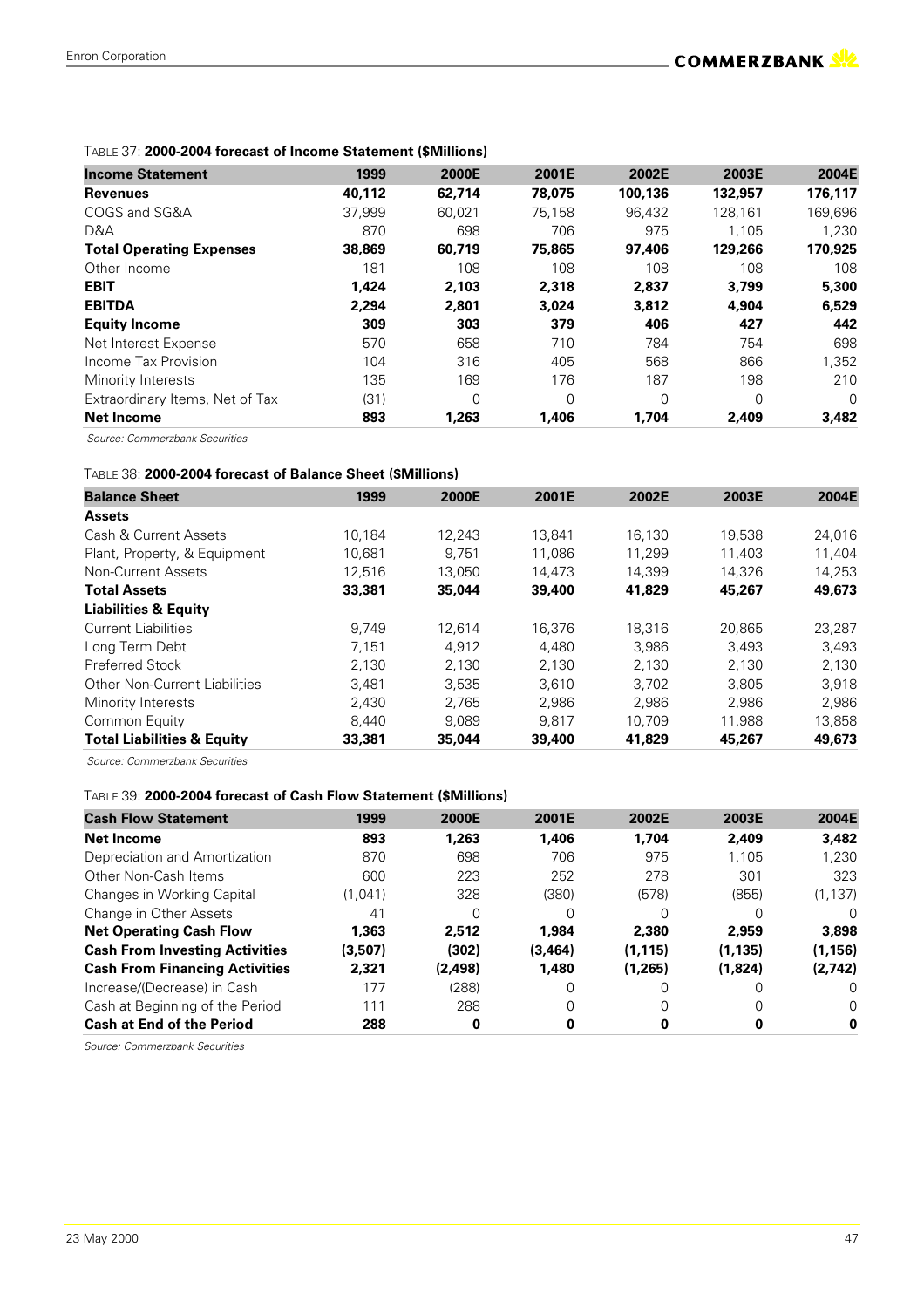TABLE 37: **2000-2004 forecast of Income Statement ($Millions)**

| **Income Statement** | **1999** | **2000E** | **2001E** | **2002E** | **2003E** | **2004E** |
|---|---|---|---|---|---|---|
| **Revenues** | **40,112** | **62,714** | **78,075** | **100,136** | **132,957** | **176,117** |
| COGS and SG&A | 37,999 | 60,021 | 75,158 | 96,432 | 128,161 | 169,696 |
| D&A | 870 | 698 | 706 | 975 | 1,105 | 1,230 |
| **Total Operating Expenses** | **38,869** | **60,719** | **75,865** | **97,406** | **129,266** | **170,925** |
| Other Income | 181 | 108 | 108 | 108 | 108 | 108 |
| **EBIT** | **1,424** | **2,103** | **2,318** | **2,837** | **3,799** | **5,300** |
| **EBITDA** | **2,294** | **2,801** | **3,024** | **3,812** | **4,904** | **6,529** |
| **Equity Income** | **309** | **303** | **379** | **406** | **427** | **442** |
| Net Interest Expense | 570 | 658 | 710 | 784 | 754 | 698 |
| Income Tax Provision | 104 | 316 | 405 | 568 | 866 | 1,352 |
| Minority Interests | 135 | 169 | 176 | 187 | 198 | 210 |
| Extraordinary Items, Net of Tax | (31) | 0 | 0 | 0 | 0 | 0 |
| **Net Income** | **893** | **1,263** | **1,406** | **1,704** | **2,409** | **3,482** |

*Source: Commerzbank Securities*

TABLE 38: **2000-2004 forecast of Balance Sheet ($Millions)**

| **Balance Sheet** | **1999** | **2000E** | **2001E** | **2002E** | **2003E** | **2004E** |
|---|---|---|---|---|---|---|
| **Assets** | | | | | | |
| Cash & Current Assets | 10,184 | 12,243 | 13,841 | 16,130 | 19,538 | 24,016 |
| Plant, Property, & Equipment | 10,681 | 9,751 | 11,086 | 11,299 | 11,403 | 11,404 |
| Non-Current Assets | 12,516 | 13,050 | 14,473 | 14,399 | 14,326 | 14,253 |
| **Total Assets** | **33,381** | **35,044** | **39,400** | **41,829** | **45,267** | **49,673** |
| **Liabilities & Equity** | | | | | | |
| Current Liabilities | 9,749 | 12,614 | 16,376 | 18,316 | 20,865 | 23,287 |
| Long Term Debt | 7,151 | 4,912 | 4,480 | 3,986 | 3,493 | 3,493 |
| Preferred Stock | 2,130 | 2,130 | 2,130 | 2,130 | 2,130 | 2,130 |
| Other Non-Current Liabilities | 3,481 | 3,535 | 3,610 | 3,702 | 3,805 | 3,918 |
| Minority Interests | 2,430 | 2,765 | 2,986 | 2,986 | 2,986 | 2,986 |
| Common Equity | 8,440 | 9,089 | 9,817 | 10,709 | 11,988 | 13,858 |
| **Total Liabilities & Equity** | **33,381** | **35,044** | **39,400** | **41,829** | **45,267** | **49,673** |

*Source: Commerzbank Securities*

TABLE 39: **2000-2004 forecast of Cash Flow Statement ($Millions)**

| **Cash Flow Statement** | **1999** | **2000E** | **2001E** | **2002E** | **2003E** | **2004E** |
|---|---|---|---|---|---|---|
| **Net Income** | **893** | **1,263** | **1,406** | **1,704** | **2,409** | **3,482** |
| Depreciation and Amortization | 870 | 698 | 706 | 975 | 1,105 | 1,230 |
| Other Non-Cash Items | 600 | 223 | 252 | 278 | 301 | 323 |
| Changes in Working Capital | (1,041) | 328 | (380) | (578) | (855) | (1,137) |
| Change in Other Assets | 41 | 0 | 0 | 0 | 0 | 0 |
| **Net Operating Cash Flow** | **1,363** | **2,512** | **1,984** | **2,380** | **2,959** | **3,898** |
| **Cash From Investing Activities** | **(3,507)** | **(302)** | **(3,464)** | **(1,115)** | **(1,135)** | **(1,156)** |
| **Cash From Financing Activities** | **2,321** | **(2,498)** | **1,480** | **(1,265)** | **(1,824)** | **(2,742)** |
| Increase/(Decrease) in Cash | 177 | (288) | 0 | 0 | 0 | 0 |
| Cash at Beginning of the Period | 111 | 288 | 0 | 0 | 0 | 0 |
| **Cash at End of the Period** | **288** | **0** | **0** | **0** | **0** | **0** |

*Source: Commerzbank Securities*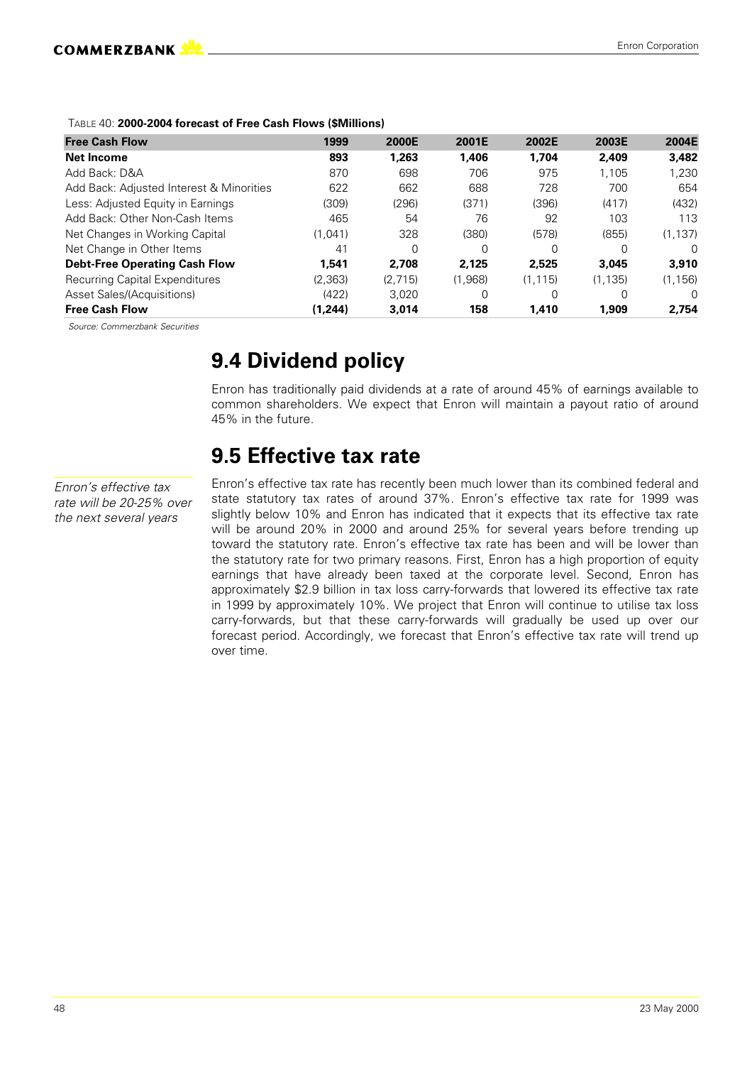TABLE 40: **2000-2004 forecast of Free Cash Flows ($Millions)**

| Free Cash Flow | 1999 | 2000E | 2001E | 2002E | 2003E | 2004E |
|---|---|---|---|---|---|---|
| **Net Income** | **893** | **1,263** | **1,406** | **1,704** | **2,409** | **3,482** |
| Add Back: D&A | 870 | 698 | 706 | 975 | 1,105 | 1,230 |
| Add Back: Adjusted Interest & Minorities | 622 | 662 | 688 | 728 | 700 | 654 |
| Less: Adjusted Equity in Earnings | (309) | (296) | (371) | (396) | (417) | (432) |
| Add Back: Other Non-Cash Items | 465 | 54 | 76 | 92 | 103 | 113 |
| Net Changes in Working Capital | (1,041) | 328 | (380) | (578) | (855) | (1,137) |
| Net Change in Other Items | 41 | 0 | 0 | 0 | 0 | 0 |
| **Debt-Free Operating Cash Flow** | **1,541** | **2,708** | **2,125** | **2,525** | **3,045** | **3,910** |
| Recurring Capital Expenditures | (2,363) | (2,715) | (1,968) | (1,115) | (1,135) | (1,156) |
| Asset Sales/(Acquisitions) | (422) | 3,020 | 0 | 0 | 0 | 0 |
| **Free Cash Flow** | **(1,244)** | **3,014** | **158** | **1,410** | **1,909** | **2,754** |

*Source: Commerzbank Securities*

# 9.4 Dividend policy

Enron has traditionally paid dividends at a rate of around 45% of earnings available to common shareholders. We expect that Enron will maintain a payout ratio of around 45% in the future.

# 9.5 Effective tax rate

*Enron's effective tax rate will be 20-25% over the next several years*

Enron's effective tax rate has recently been much lower than its combined federal and state statutory tax rates of around 37%. Enron's effective tax rate for 1999 was slightly below 10% and Enron has indicated that it expects that its effective tax rate will be around 20% in 2000 and around 25% for several years before trending up toward the statutory rate. Enron's effective tax rate has been and will be lower than the statutory rate for two primary reasons. First, Enron has a high proportion of equity earnings that have already been taxed at the corporate level. Second, Enron has approximately $2.9 billion in tax loss carry-forwards that lowered its effective tax rate in 1999 by approximately 10%. We project that Enron will continue to utilise tax loss carry-forwards, but that these carry-forwards will gradually be used up over our forecast period. Accordingly, we forecast that Enron's effective tax rate will trend up over time.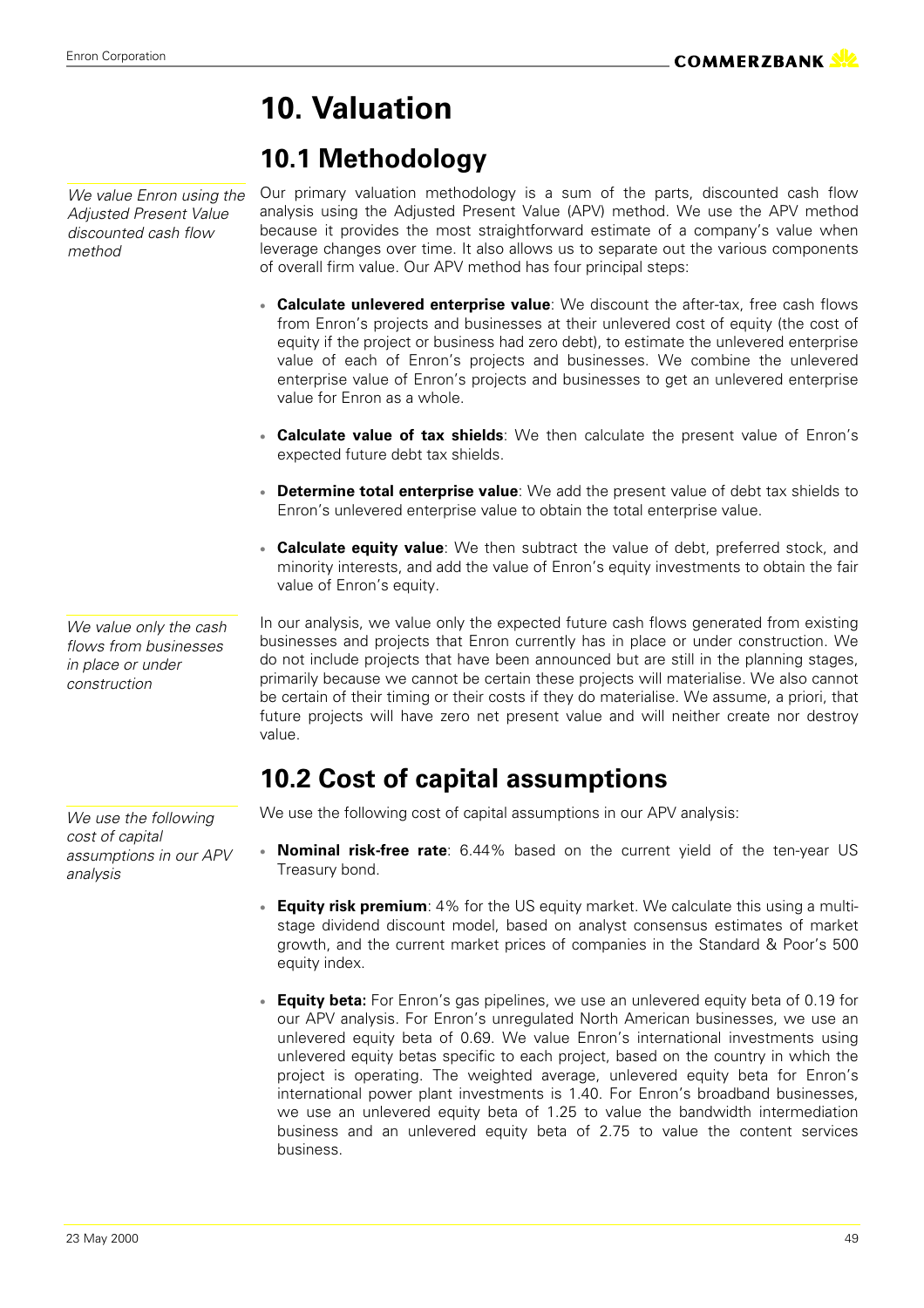# 10. Valuation

## 10.1 Methodology

*We value Enron using the Adjusted Present Value discounted cash flow method*

Our primary valuation methodology is a sum of the parts, discounted cash flow analysis using the Adjusted Present Value (APV) method. We use the APV method because it provides the most straightforward estimate of a company's value when leverage changes over time. It also allows us to separate out the various components of overall firm value. Our APV method has four principal steps:

- **Calculate unlevered enterprise value**: We discount the after-tax, free cash flows from Enron's projects and businesses at their unlevered cost of equity (the cost of equity if the project or business had zero debt), to estimate the unlevered enterprise value of each of Enron's projects and businesses. We combine the unlevered enterprise value of Enron's projects and businesses to get an unlevered enterprise value for Enron as a whole.
- **Calculate value of tax shields**: We then calculate the present value of Enron's expected future debt tax shields.
- **Determine total enterprise value**: We add the present value of debt tax shields to Enron's unlevered enterprise value to obtain the total enterprise value.
- **Calculate equity value**: We then subtract the value of debt, preferred stock, and minority interests, and add the value of Enron's equity investments to obtain the fair value of Enron's equity.

*We value only the cash flows from businesses in place or under construction*

In our analysis, we value only the expected future cash flows generated from existing businesses and projects that Enron currently has in place or under construction. We do not include projects that have been announced but are still in the planning stages, primarily because we cannot be certain these projects will materialise. We also cannot be certain of their timing or their costs if they do materialise. We assume, a priori, that future projects will have zero net present value and will neither create nor destroy value.

## 10.2 Cost of capital assumptions

*We use the following cost of capital assumptions in our APV analysis*

We use the following cost of capital assumptions in our APV analysis:

- **Nominal risk-free rate**: 6.44% based on the current yield of the ten-year US Treasury bond.
- **Equity risk premium**: 4% for the US equity market. We calculate this using a multi-stage dividend discount model, based on analyst consensus estimates of market growth, and the current market prices of companies in the Standard & Poor's 500 equity index.
- **Equity beta:** For Enron's gas pipelines, we use an unlevered equity beta of 0.19 for our APV analysis. For Enron's unregulated North American businesses, we use an unlevered equity beta of 0.69. We value Enron's international investments using unlevered equity betas specific to each project, based on the country in which the project is operating. The weighted average, unlevered equity beta for Enron's international power plant investments is 1.40. For Enron's broadband businesses, we use an unlevered equity beta of 1.25 to value the bandwidth intermediation business and an unlevered equity beta of 2.75 to value the content services business.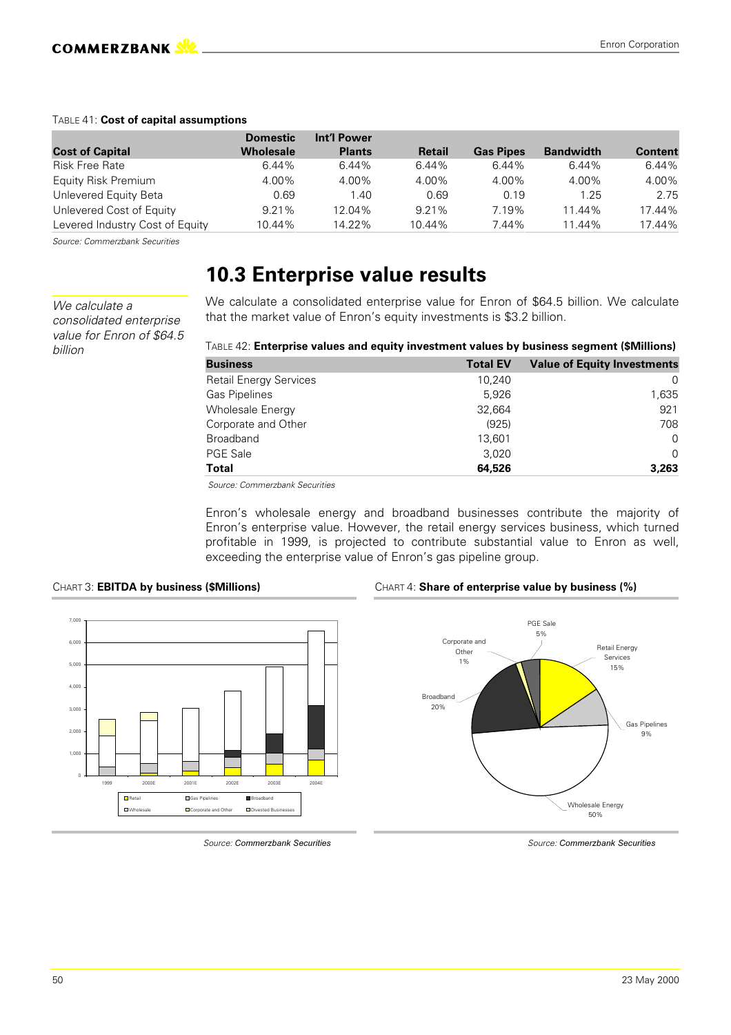TABLE 41: **Cost of capital assumptions**

| Cost of Capital | Domestic Wholesale | Int'l Power Plants | Retail | Gas Pipes | Bandwidth | Content |
|---|---|---|---|---|---|---|
| Risk Free Rate | 6.44% | 6.44% | 6.44% | 6.44% | 6.44% | 6.44% |
| Equity Risk Premium | 4.00% | 4.00% | 4.00% | 4.00% | 4.00% | 4.00% |
| Unlevered Equity Beta | 0.69 | 1.40 | 0.69 | 0.19 | 1.25 | 2.75 |
| Unlevered Cost of Equity | 9.21% | 12.04% | 9.21% | 7.19% | 11.44% | 17.44% |
| Levered Industry Cost of Equity | 10.44% | 14.22% | 10.44% | 7.44% | 11.44% | 17.44% |

*Source: Commerzbank Securities*

## 10.3 Enterprise value results

*We calculate a consolidated enterprise value for Enron of $64.5 billion*

We calculate a consolidated enterprise value for Enron of $64.5 billion. We calculate that the market value of Enron's equity investments is $3.2 billion.

TABLE 42: **Enterprise values and equity investment values by business segment ($Millions)**

| Business | Total EV | Value of Equity Investments |
|---|---|---|
| Retail Energy Services | 10,240 | 0 |
| Gas Pipelines | 5,926 | 1,635 |
| Wholesale Energy | 32,664 | 921 |
| Corporate and Other | (925) | 708 |
| Broadband | 13,601 | 0 |
| PGE Sale | 3,020 | 0 |
| **Total** | **64,526** | **3,263** |

*Source: Commerzbank Securities*

Enron's wholesale energy and broadband businesses contribute the majority of Enron's enterprise value. However, the retail energy services business, which turned profitable in 1999, is projected to contribute substantial value to Enron as well, exceeding the enterprise value of Enron's gas pipeline group.

CHART 3: **EBITDA by business ($Millions)**

Source: Commerzbank Securities

CHART 4: **Share of enterprise value by business (%)**

Source: Commerzbank Securities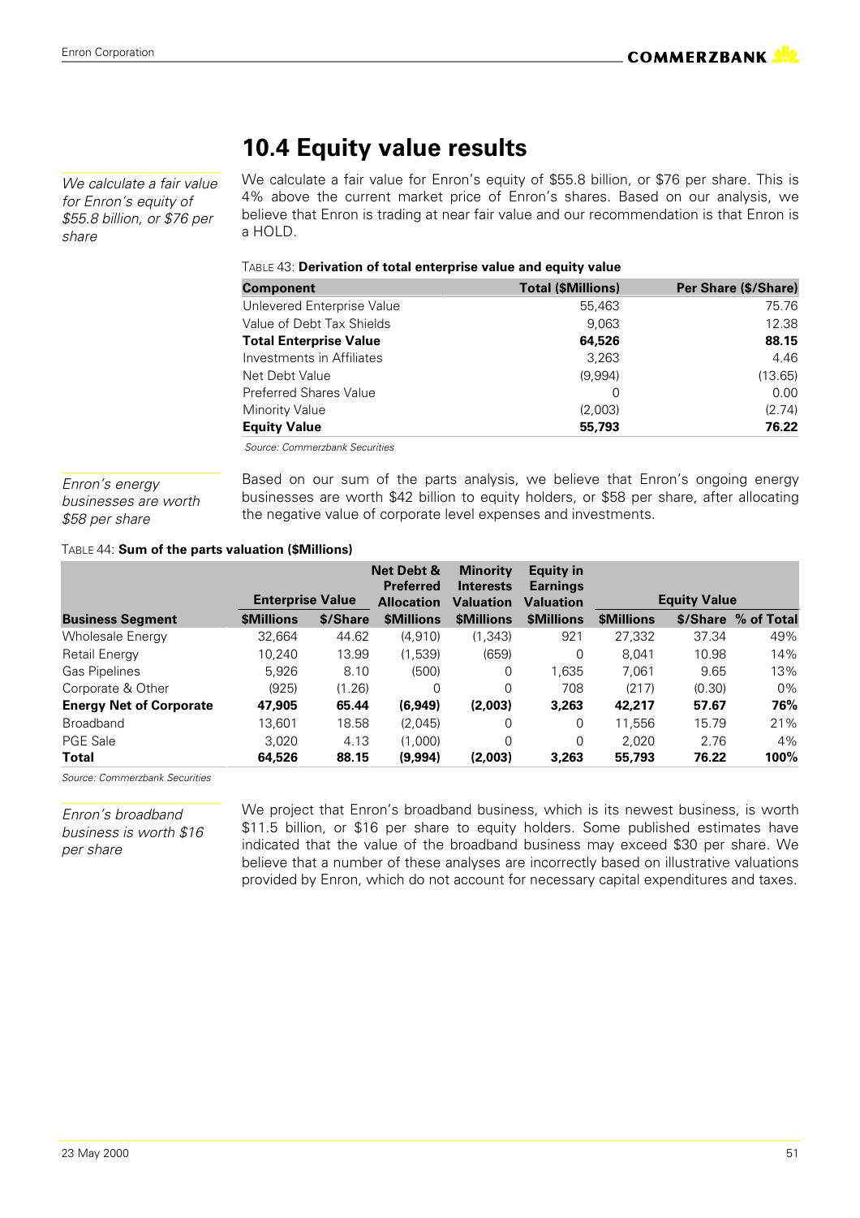## 10.4 Equity value results

*We calculate a fair value for Enron's equity of $55.8 billion, or $76 per share*

We calculate a fair value for Enron's equity of $55.8 billion, or $76 per share. This is 4% above the current market price of Enron's shares. Based on our analysis, we believe that Enron is trading at near fair value and our recommendation is that Enron is a HOLD.

TABLE 43: **Derivation of total enterprise value and equity value**

| Component | Total ($Millions) | Per Share ($/Share) |
|---|---|---|
| Unlevered Enterprise Value | 55,463 | 75.76 |
| Value of Debt Tax Shields | 9,063 | 12.38 |
| **Total Enterprise Value** | **64,526** | **88.15** |
| Investments in Affiliates | 3,263 | 4.46 |
| Net Debt Value | (9,994) | (13.65) |
| Preferred Shares Value | 0 | 0.00 |
| Minority Value | (2,003) | (2.74) |
| **Equity Value** | **55,793** | **76.22** |

*Source: Commerzbank Securities*

*Enron's energy businesses are worth $58 per share*

Based on our sum of the parts analysis, we believe that Enron's ongoing energy businesses are worth $42 billion to equity holders, or $58 per share, after allocating the negative value of corporate level expenses and investments.

TABLE 44: **Sum of the parts valuation ($Millions)**

| | Enterprise Value | | Net Debt & Preferred Allocation | Minority Interests Valuation | Equity in Earnings Valuation | Equity Value | | |
|---|---|---|---|---|---|---|---|---|
| **Business Segment** | **$Millions** | **$/Share** | **$Millions** | **$Millions** | **$Millions** | **$Millions** | **$/Share** | **% of Total** |
| Wholesale Energy | 32,664 | 44.62 | (4,910) | (1,343) | 921 | 27,332 | 37.34 | 49% |
| Retail Energy | 10,240 | 13.99 | (1,539) | (659) | 0 | 8,041 | 10.98 | 14% |
| Gas Pipelines | 5,926 | 8.10 | (500) | 0 | 1,635 | 7,061 | 9.65 | 13% |
| Corporate & Other | (925) | (1.26) | 0 | 0 | 708 | (217) | (0.30) | 0% |
| **Energy Net of Corporate** | **47,905** | **65.44** | **(6,949)** | **(2,003)** | **3,263** | **42,217** | **57.67** | **76%** |
| Broadband | 13,601 | 18.58 | (2,045) | 0 | 0 | 11,556 | 15.79 | 21% |
| PGE Sale | 3,020 | 4.13 | (1,000) | 0 | 0 | 2,020 | 2.76 | 4% |
| **Total** | **64,526** | **88.15** | **(9,994)** | **(2,003)** | **3,263** | **55,793** | **76.22** | **100%** |

*Source: Commerzbank Securities*

*Enron's broadband business is worth $16 per share*

We project that Enron's broadband business, which is its newest business, is worth $11.5 billion, or $16 per share to equity holders. Some published estimates have indicated that the value of the broadband business may exceed $30 per share. We believe that a number of these analyses are incorrectly based on illustrative valuations provided by Enron, which do not account for necessary capital expenditures and taxes.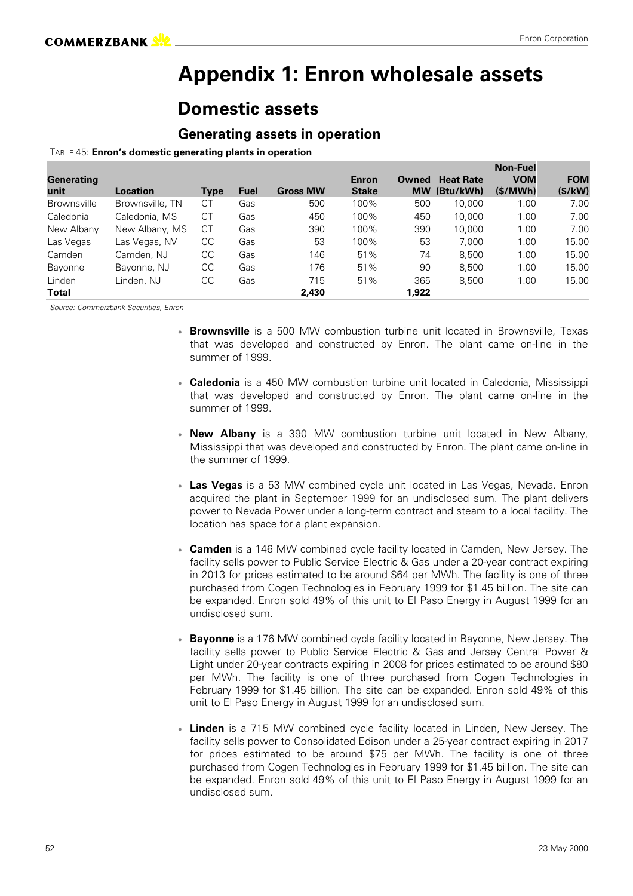# Appendix 1: Enron wholesale assets

## Domestic assets

### Generating assets in operation

TABLE 45: **Enron's domestic generating plants in operation**

| Generating unit | Location | Type | Fuel | Gross MW | Enron Stake | Owned MW | Heat Rate (Btu/kWh) | Non-Fuel VOM ($/MWh) | FOM ($/kW) |
|---|---|---|---|---|---|---|---|---|---|
| Brownsville | Brownsville, TN | CT | Gas | 500 | 100% | 500 | 10,000 | 1.00 | 7.00 |
| Caledonia | Caledonia, MS | CT | Gas | 450 | 100% | 450 | 10,000 | 1.00 | 7.00 |
| New Albany | New Albany, MS | CT | Gas | 390 | 100% | 390 | 10,000 | 1.00 | 7.00 |
| Las Vegas | Las Vegas, NV | CC | Gas | 53 | 100% | 53 | 7,000 | 1.00 | 15.00 |
| Camden | Camden, NJ | CC | Gas | 146 | 51% | 74 | 8,500 | 1.00 | 15.00 |
| Bayonne | Bayonne, NJ | CC | Gas | 176 | 51% | 90 | 8,500 | 1.00 | 15.00 |
| Linden | Linden, NJ | CC | Gas | 715 | 51% | 365 | 8,500 | 1.00 | 15.00 |
| **Total** | | | | **2,430** | | **1,922** | | | |

*Source: Commerzbank Securities, Enron*

- **Brownsville** is a 500 MW combustion turbine unit located in Brownsville, Texas that was developed and constructed by Enron. The plant came on-line in the summer of 1999.

- **Caledonia** is a 450 MW combustion turbine unit located in Caledonia, Mississippi that was developed and constructed by Enron. The plant came on-line in the summer of 1999.

- **New Albany** is a 390 MW combustion turbine unit located in New Albany, Mississippi that was developed and constructed by Enron. The plant came on-line in the summer of 1999.

- **Las Vegas** is a 53 MW combined cycle unit located in Las Vegas, Nevada. Enron acquired the plant in September 1999 for an undisclosed sum. The plant delivers power to Nevada Power under a long-term contract and steam to a local facility. The location has space for a plant expansion.

- **Camden** is a 146 MW combined cycle facility located in Camden, New Jersey. The facility sells power to Public Service Electric & Gas under a 20-year contract expiring in 2013 for prices estimated to be around $64 per MWh. The facility is one of three purchased from Cogen Technologies in February 1999 for $1.45 billion. The site can be expanded. Enron sold 49% of this unit to El Paso Energy in August 1999 for an undisclosed sum.

- **Bayonne** is a 176 MW combined cycle facility located in Bayonne, New Jersey. The facility sells power to Public Service Electric & Gas and Jersey Central Power & Light under 20-year contracts expiring in 2008 for prices estimated to be around $80 per MWh. The facility is one of three purchased from Cogen Technologies in February 1999 for $1.45 billion. The site can be expanded. Enron sold 49% of this unit to El Paso Energy in August 1999 for an undisclosed sum.

- **Linden** is a 715 MW combined cycle facility located in Linden, New Jersey. The facility sells power to Consolidated Edison under a 25-year contract expiring in 2017 for prices estimated to be around $75 per MWh. The facility is one of three purchased from Cogen Technologies in February 1999 for $1.45 billion. The site can be expanded. Enron sold 49% of this unit to El Paso Energy in August 1999 for an undisclosed sum.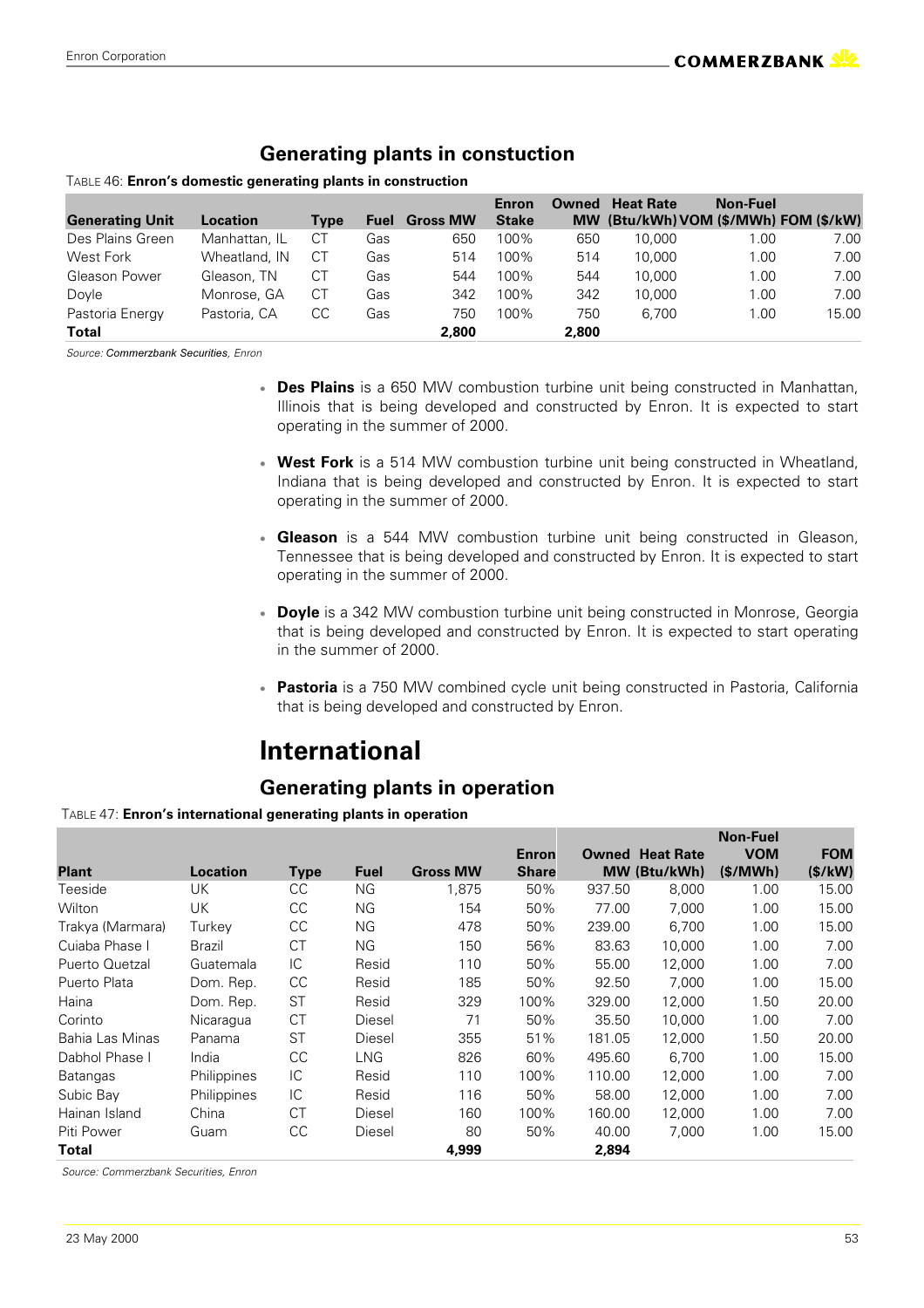## Generating plants in constuction

TABLE 46: **Enron's domestic generating plants in construction**

| Generating Unit | Location | Type | Fuel | Gross MW | Enron Stake | Owned MW | Heat Rate (Btu/kWh) | Non-Fuel VOM ($/MWh) | FOM ($/kW) |
|---|---|---|---|---|---|---|---|---|---|
| Des Plains Green | Manhattan, IL | CT | Gas | 650 | 100% | 650 | 10,000 | 1.00 | 7.00 |
| West Fork | Wheatland, IN | CT | Gas | 514 | 100% | 514 | 10,000 | 1.00 | 7.00 |
| Gleason Power | Gleason, TN | CT | Gas | 544 | 100% | 544 | 10,000 | 1.00 | 7.00 |
| Doyle | Monrose, GA | CT | Gas | 342 | 100% | 342 | 10,000 | 1.00 | 7.00 |
| Pastoria Energy | Pastoria, CA | CC | Gas | 750 | 100% | 750 | 6,700 | 1.00 | 15.00 |
| **Total** | | | | **2,800** | | **2,800** | | | |

*Source: Commerzbank Securities, Enron*

- **Des Plains** is a 650 MW combustion turbine unit being constructed in Manhattan, Illinois that is being developed and constructed by Enron. It is expected to start operating in the summer of 2000.
- **West Fork** is a 514 MW combustion turbine unit being constructed in Wheatland, Indiana that is being developed and constructed by Enron. It is expected to start operating in the summer of 2000.
- **Gleason** is a 544 MW combustion turbine unit being constructed in Gleason, Tennessee that is being developed and constructed by Enron. It is expected to start operating in the summer of 2000.
- **Doyle** is a 342 MW combustion turbine unit being constructed in Monrose, Georgia that is being developed and constructed by Enron. It is expected to start operating in the summer of 2000.
- **Pastoria** is a 750 MW combined cycle unit being constructed in Pastoria, California that is being developed and constructed by Enron.

# International

## Generating plants in operation

TABLE 47: **Enron's international generating plants in operation**

| Plant | Location | Type | Fuel | Gross MW | Enron Share | Owned MW | Heat Rate (Btu/kWh) | Non-Fuel VOM ($/MWh) | FOM ($/kW) |
|---|---|---|---|---|---|---|---|---|---|
| Teeside | UK | CC | NG | 1,875 | 50% | 937.50 | 8,000 | 1.00 | 15.00 |
| Wilton | UK | CC | NG | 154 | 50% | 77.00 | 7,000 | 1.00 | 15.00 |
| Trakya (Marmara) | Turkey | CC | NG | 478 | 50% | 239.00 | 6,700 | 1.00 | 15.00 |
| Cuiaba Phase I | Brazil | CT | NG | 150 | 56% | 83.63 | 10,000 | 1.00 | 7.00 |
| Puerto Quetzal | Guatemala | IC | Resid | 110 | 50% | 55.00 | 12,000 | 1.00 | 7.00 |
| Puerto Plata | Dom. Rep. | CC | Resid | 185 | 50% | 92.50 | 7,000 | 1.00 | 15.00 |
| Haina | Dom. Rep. | ST | Resid | 329 | 100% | 329.00 | 12,000 | 1.50 | 20.00 |
| Corinto | Nicaragua | CT | Diesel | 71 | 50% | 35.50 | 10,000 | 1.00 | 7.00 |
| Bahia Las Minas | Panama | ST | Diesel | 355 | 51% | 181.05 | 12,000 | 1.50 | 20.00 |
| Dabhol Phase I | India | CC | LNG | 826 | 60% | 495.60 | 6,700 | 1.00 | 15.00 |
| Batangas | Philippines | IC | Resid | 110 | 100% | 110.00 | 12,000 | 1.00 | 7.00 |
| Subic Bay | Philippines | IC | Resid | 116 | 50% | 58.00 | 12,000 | 1.00 | 7.00 |
| Hainan Island | China | CT | Diesel | 160 | 100% | 160.00 | 12,000 | 1.00 | 7.00 |
| Piti Power | Guam | CC | Diesel | 80 | 50% | 40.00 | 7,000 | 1.00 | 15.00 |
| **Total** | | | | **4,999** | | **2,894** | | | |

*Source: Commerzbank Securities, Enron*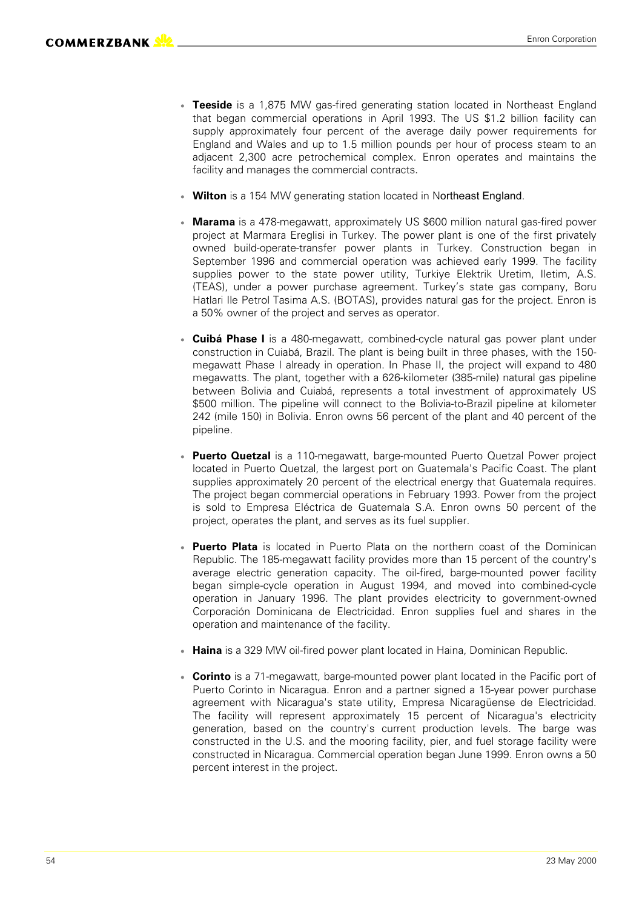- **Teeside** is a 1,875 MW gas-fired generating station located in Northeast England that began commercial operations in April 1993. The US $1.2 billion facility can supply approximately four percent of the average daily power requirements for England and Wales and up to 1.5 million pounds per hour of process steam to an adjacent 2,300 acre petrochemical complex. Enron operates and maintains the facility and manages the commercial contracts.

- **Wilton** is a 154 MW generating station located in Northeast England.

- **Marama** is a 478-megawatt, approximately US $600 million natural gas-fired power project at Marmara Ereglisi in Turkey. The power plant is one of the first privately owned build-operate-transfer power plants in Turkey. Construction began in September 1996 and commercial operation was achieved early 1999. The facility supplies power to the state power utility, Turkiye Elektrik Uretim, Iletim, A.S. (TEAS), under a power purchase agreement. Turkey's state gas company, Boru Hatlari Ile Petrol Tasima A.S. (BOTAS), provides natural gas for the project. Enron is a 50% owner of the project and serves as operator.

- **Cuibá Phase I** is a 480-megawatt, combined-cycle natural gas power plant under construction in Cuiabá, Brazil. The plant is being built in three phases, with the 150-megawatt Phase I already in operation. In Phase II, the project will expand to 480 megawatts. The plant, together with a 626-kilometer (385-mile) natural gas pipeline between Bolivia and Cuiabá, represents a total investment of approximately US $500 million. The pipeline will connect to the Bolivia-to-Brazil pipeline at kilometer 242 (mile 150) in Bolivia. Enron owns 56 percent of the plant and 40 percent of the pipeline.

- **Puerto Quetzal** is a 110-megawatt, barge-mounted Puerto Quetzal Power project located in Puerto Quetzal, the largest port on Guatemala's Pacific Coast. The plant supplies approximately 20 percent of the electrical energy that Guatemala requires. The project began commercial operations in February 1993. Power from the project is sold to Empresa Eléctrica de Guatemala S.A. Enron owns 50 percent of the project, operates the plant, and serves as its fuel supplier.

- **Puerto Plata** is located in Puerto Plata on the northern coast of the Dominican Republic. The 185-megawatt facility provides more than 15 percent of the country's average electric generation capacity. The oil-fired, barge-mounted power facility began simple-cycle operation in August 1994, and moved into combined-cycle operation in January 1996. The plant provides electricity to government-owned Corporación Dominicana de Electricidad. Enron supplies fuel and shares in the operation and maintenance of the facility.

- **Haina** is a 329 MW oil-fired power plant located in Haina, Dominican Republic.

- **Corinto** is a 71-megawatt, barge-mounted power plant located in the Pacific port of Puerto Corinto in Nicaragua. Enron and a partner signed a 15-year power purchase agreement with Nicaragua's state utility, Empresa Nicaragüense de Electricidad. The facility will represent approximately 15 percent of Nicaragua's electricity generation, based on the country's current production levels. The barge was constructed in the U.S. and the mooring facility, pier, and fuel storage facility were constructed in Nicaragua. Commercial operation began June 1999. Enron owns a 50 percent interest in the project.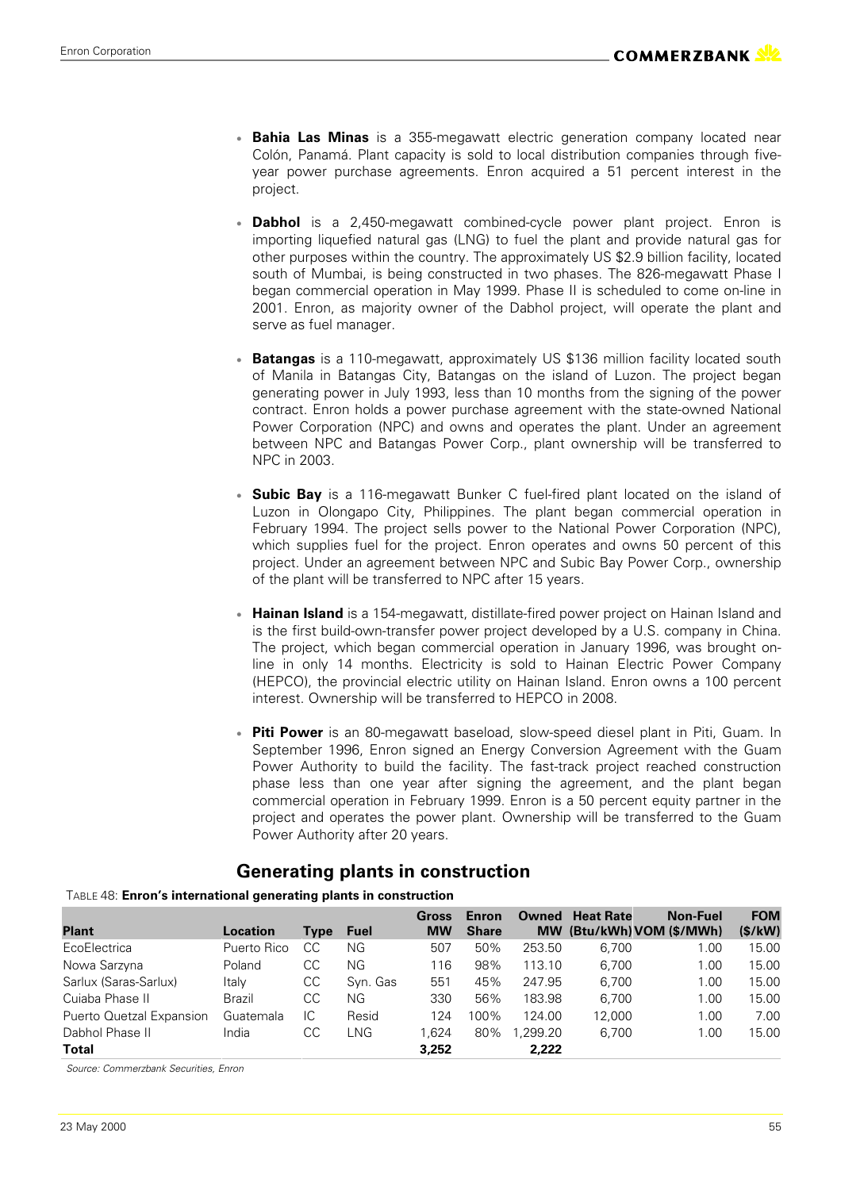- **Bahia Las Minas** is a 355-megawatt electric generation company located near Colón, Panamá. Plant capacity is sold to local distribution companies through five-year power purchase agreements. Enron acquired a 51 percent interest in the project.

- **Dabhol** is a 2,450-megawatt combined-cycle power plant project. Enron is importing liquefied natural gas (LNG) to fuel the plant and provide natural gas for other purposes within the country. The approximately US $2.9 billion facility, located south of Mumbai, is being constructed in two phases. The 826-megawatt Phase I began commercial operation in May 1999. Phase II is scheduled to come on-line in 2001. Enron, as majority owner of the Dabhol project, will operate the plant and serve as fuel manager.

- **Batangas** is a 110-megawatt, approximately US $136 million facility located south of Manila in Batangas City, Batangas on the island of Luzon. The project began generating power in July 1993, less than 10 months from the signing of the power contract. Enron holds a power purchase agreement with the state-owned National Power Corporation (NPC) and owns and operates the plant. Under an agreement between NPC and Batangas Power Corp., plant ownership will be transferred to NPC in 2003.

- **Subic Bay** is a 116-megawatt Bunker C fuel-fired plant located on the island of Luzon in Olongapo City, Philippines. The plant began commercial operation in February 1994. The project sells power to the National Power Corporation (NPC), which supplies fuel for the project. Enron operates and owns 50 percent of this project. Under an agreement between NPC and Subic Bay Power Corp., ownership of the plant will be transferred to NPC after 15 years.

- **Hainan Island** is a 154-megawatt, distillate-fired power project on Hainan Island and is the first build-own-transfer power project developed by a U.S. company in China. The project, which began commercial operation in January 1996, was brought on-line in only 14 months. Electricity is sold to Hainan Electric Power Company (HEPCO), the provincial electric utility on Hainan Island. Enron owns a 100 percent interest. Ownership will be transferred to HEPCO in 2008.

- **Piti Power** is an 80-megawatt baseload, slow-speed diesel plant in Piti, Guam. In September 1996, Enron signed an Energy Conversion Agreement with the Guam Power Authority to build the facility. The fast-track project reached construction phase less than one year after signing the agreement, and the plant began commercial operation in February 1999. Enron is a 50 percent equity partner in the project and operates the power plant. Ownership will be transferred to the Guam Power Authority after 20 years.

## Generating plants in construction

TABLE 48: **Enron's international generating plants in construction**

| Plant | Location | Type | Fuel | Gross MW | Enron Share | Owned MW | Heat Rate (Btu/kWh) | Non-Fuel VOM ($/MWh) | FOM ($/kW) |
|---|---|---|---|---|---|---|---|---|---|
| EcoElectrica | Puerto Rico | CC | NG | 507 | 50% | 253.50 | 6,700 | 1.00 | 15.00 |
| Nowa Sarzyna | Poland | CC | NG | 116 | 98% | 113.10 | 6,700 | 1.00 | 15.00 |
| Sarlux (Saras-Sarlux) | Italy | CC | Syn. Gas | 551 | 45% | 247.95 | 6,700 | 1.00 | 15.00 |
| Cuiaba Phase II | Brazil | CC | NG | 330 | 56% | 183.98 | 6,700 | 1.00 | 15.00 |
| Puerto Quetzal Expansion | Guatemala | IC | Resid | 124 | 100% | 124.00 | 12,000 | 1.00 | 7.00 |
| Dabhol Phase II | India | CC | LNG | 1,624 | 80% | 1,299.20 | 6,700 | 1.00 | 15.00 |
| **Total** | | | | **3,252** | | **2,222** | | | |

*Source: Commerzbank Securities, Enron*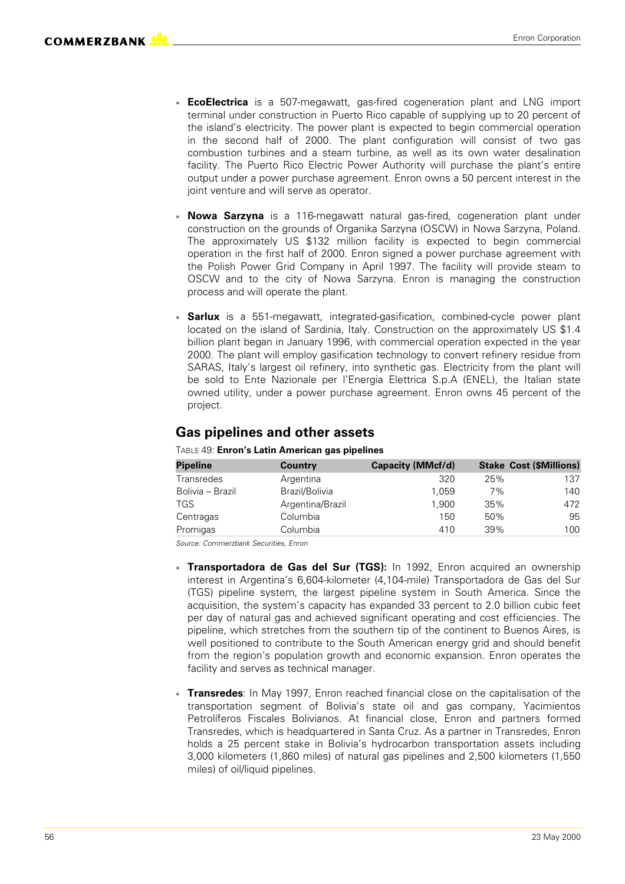- **EcoElectrica** is a 507-megawatt, gas-fired cogeneration plant and LNG import terminal under construction in Puerto Rico capable of supplying up to 20 percent of the island's electricity. The power plant is expected to begin commercial operation in the second half of 2000. The plant configuration will consist of two gas combustion turbines and a steam turbine, as well as its own water desalination facility. The Puerto Rico Electric Power Authority will purchase the plant's entire output under a power purchase agreement. Enron owns a 50 percent interest in the joint venture and will serve as operator.

- **Nowa Sarzyna** is a 116-megawatt natural gas-fired, cogeneration plant under construction on the grounds of Organika Sarzyna (OSCW) in Nowa Sarzyna, Poland. The approximately US $132 million facility is expected to begin commercial operation in the first half of 2000. Enron signed a power purchase agreement with the Polish Power Grid Company in April 1997. The facility will provide steam to OSCW and to the city of Nowa Sarzyna. Enron is managing the construction process and will operate the plant.

- **Sarlux** is a 551-megawatt, integrated-gasification, combined-cycle power plant located on the island of Sardinia, Italy. Construction on the approximately US $1.4 billion plant began in January 1996, with commercial operation expected in the year 2000. The plant will employ gasification technology to convert refinery residue from SARAS, Italy's largest oil refinery, into synthetic gas. Electricity from the plant will be sold to Ente Nazionale per l'Energia Elettrica S.p.A (ENEL), the Italian state owned utility, under a power purchase agreement. Enron owns 45 percent of the project.

## Gas pipelines and other assets

TABLE 49: **Enron's Latin American gas pipelines**

| Pipeline | Country | Capacity (MMcf/d) | Stake | Cost ($Millions) |
|---|---|---|---|---|
| Transredes | Argentina | 320 | 25% | 137 |
| Bolivia – Brazil | Brazil/Bolivia | 1,059 | 7% | 140 |
| TGS | Argentina/Brazil | 1,900 | 35% | 472 |
| Centragas | Columbia | 150 | 50% | 95 |
| Promigas | Columbia | 410 | 39% | 100 |

*Source: Commerzbank Securities, Enron*

- **Transportadora de Gas del Sur (TGS):** In 1992, Enron acquired an ownership interest in Argentina's 6,604-kilometer (4,104-mile) Transportadora de Gas del Sur (TGS) pipeline system, the largest pipeline system in South America. Since the acquisition, the system's capacity has expanded 33 percent to 2.0 billion cubic feet per day of natural gas and achieved significant operating and cost efficiencies. The pipeline, which stretches from the southern tip of the continent to Buenos Aires, is well positioned to contribute to the South American energy grid and should benefit from the region's population growth and economic expansion. Enron operates the facility and serves as technical manager.

- **Transredes**: In May 1997, Enron reached financial close on the capitalisation of the transportation segment of Bolivia's state oil and gas company, Yacimientos Petrolíferos Fiscales Bolivianos. At financial close, Enron and partners formed Transredes, which is headquartered in Santa Cruz. As a partner in Transredes, Enron holds a 25 percent stake in Bolivia's hydrocarbon transportation assets including 3,000 kilometers (1,860 miles) of natural gas pipelines and 2,500 kilometers (1,550 miles) of oil/liquid pipelines.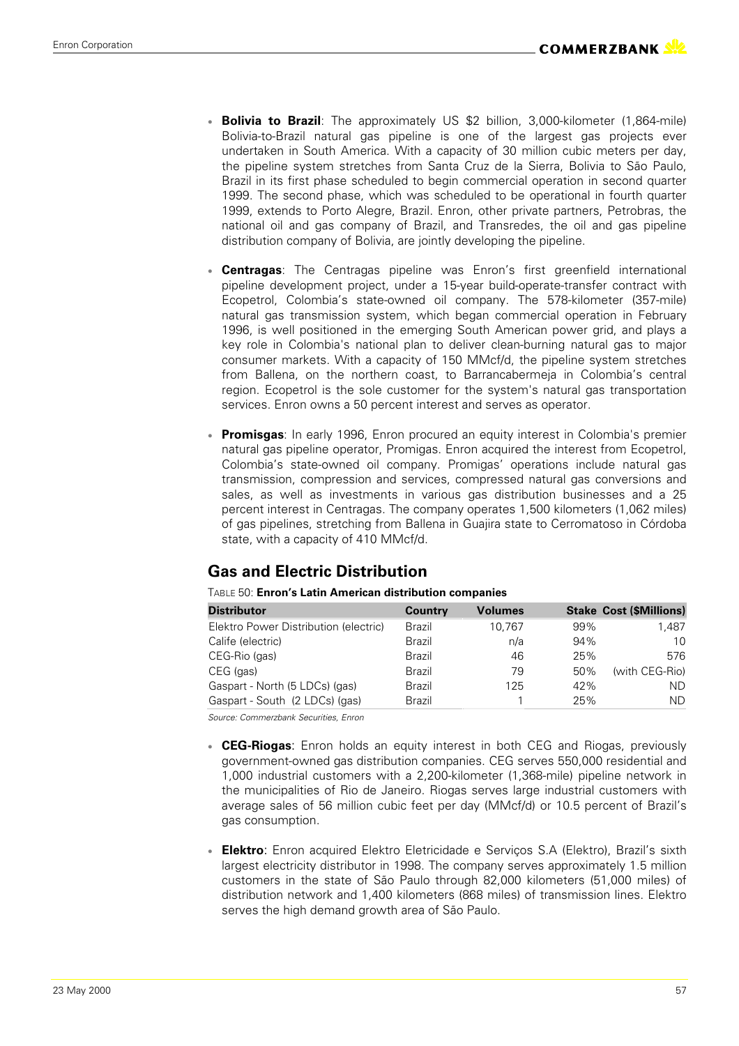- **Bolivia to Brazil**: The approximately US $2 billion, 3,000-kilometer (1,864-mile) Bolivia-to-Brazil natural gas pipeline is one of the largest gas projects ever undertaken in South America. With a capacity of 30 million cubic meters per day, the pipeline system stretches from Santa Cruz de la Sierra, Bolivia to São Paulo, Brazil in its first phase scheduled to begin commercial operation in second quarter 1999. The second phase, which was scheduled to be operational in fourth quarter 1999, extends to Porto Alegre, Brazil. Enron, other private partners, Petrobras, the national oil and gas company of Brazil, and Transredes, the oil and gas pipeline distribution company of Bolivia, are jointly developing the pipeline.

- **Centragas**: The Centragas pipeline was Enron's first greenfield international pipeline development project, under a 15-year build-operate-transfer contract with Ecopetrol, Colombia's state-owned oil company. The 578-kilometer (357-mile) natural gas transmission system, which began commercial operation in February 1996, is well positioned in the emerging South American power grid, and plays a key role in Colombia's national plan to deliver clean-burning natural gas to major consumer markets. With a capacity of 150 MMcf/d, the pipeline system stretches from Ballena, on the northern coast, to Barrancabermeja in Colombia's central region. Ecopetrol is the sole customer for the system's natural gas transportation services. Enron owns a 50 percent interest and serves as operator.

- **Promisgas**: In early 1996, Enron procured an equity interest in Colombia's premier natural gas pipeline operator, Promigas. Enron acquired the interest from Ecopetrol, Colombia's state-owned oil company. Promigas' operations include natural gas transmission, compression and services, compressed natural gas conversions and sales, as well as investments in various gas distribution businesses and a 25 percent interest in Centragas. The company operates 1,500 kilometers (1,062 miles) of gas pipelines, stretching from Ballena in Guajira state to Cerromatoso in Córdoba state, with a capacity of 410 MMcf/d.

## Gas and Electric Distribution

TABLE 50: **Enron's Latin American distribution companies**

| Distributor | Country | Volumes | Stake | Cost ($Millions) |
|---|---|---|---|---|
| Elektro Power Distribution (electric) | Brazil | 10,767 | 99% | 1,487 |
| Calife (electric) | Brazil | n/a | 94% | 10 |
| CEG-Rio (gas) | Brazil | 46 | 25% | 576 |
| CEG (gas) | Brazil | 79 | 50% | (with CEG-Rio) |
| Gaspart - North (5 LDCs) (gas) | Brazil | 125 | 42% | ND |
| Gaspart - South (2 LDCs) (gas) | Brazil | 1 | 25% | ND |

*Source: Commerzbank Securities, Enron*

- **CEG-Riogas**: Enron holds an equity interest in both CEG and Riogas, previously government-owned gas distribution companies. CEG serves 550,000 residential and 1,000 industrial customers with a 2,200-kilometer (1,368-mile) pipeline network in the municipalities of Rio de Janeiro. Riogas serves large industrial customers with average sales of 56 million cubic feet per day (MMcf/d) or 10.5 percent of Brazil's gas consumption.

- **Elektro**: Enron acquired Elektro Eletricidade e Serviços S.A (Elektro), Brazil's sixth largest electricity distributor in 1998. The company serves approximately 1.5 million customers in the state of São Paulo through 82,000 kilometers (51,000 miles) of distribution network and 1,400 kilometers (868 miles) of transmission lines. Elektro serves the high demand growth area of São Paulo.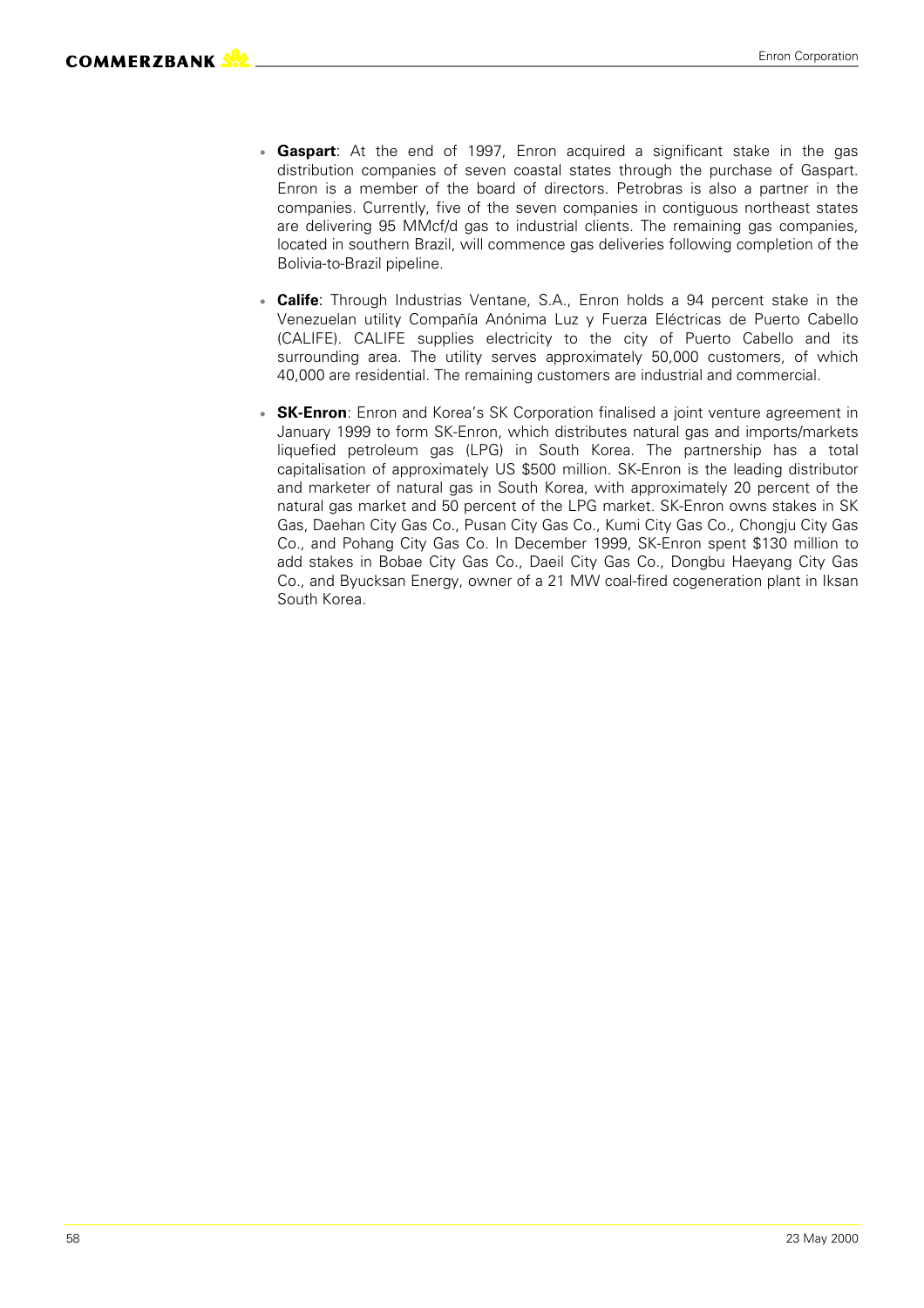- **Gaspart**: At the end of 1997, Enron acquired a significant stake in the gas distribution companies of seven coastal states through the purchase of Gaspart. Enron is a member of the board of directors. Petrobras is also a partner in the companies. Currently, five of the seven companies in contiguous northeast states are delivering 95 MMcf/d gas to industrial clients. The remaining gas companies, located in southern Brazil, will commence gas deliveries following completion of the Bolivia-to-Brazil pipeline.

- **Calife**: Through Industrias Ventane, S.A., Enron holds a 94 percent stake in the Venezuelan utility Compañía Anónima Luz y Fuerza Eléctricas de Puerto Cabello (CALIFE). CALIFE supplies electricity to the city of Puerto Cabello and its surrounding area. The utility serves approximately 50,000 customers, of which 40,000 are residential. The remaining customers are industrial and commercial.

- **SK-Enron**: Enron and Korea's SK Corporation finalised a joint venture agreement in January 1999 to form SK-Enron, which distributes natural gas and imports/markets liquefied petroleum gas (LPG) in South Korea. The partnership has a total capitalisation of approximately US $500 million. SK-Enron is the leading distributor and marketer of natural gas in South Korea, with approximately 20 percent of the natural gas market and 50 percent of the LPG market. SK-Enron owns stakes in SK Gas, Daehan City Gas Co., Pusan City Gas Co., Kumi City Gas Co., Chongju City Gas Co., and Pohang City Gas Co. In December 1999, SK-Enron spent $130 million to add stakes in Bobae City Gas Co., Daeil City Gas Co., Dongbu Haeyang City Gas Co., and Byucksan Energy, owner of a 21 MW coal-fired cogeneration plant in Iksan South Korea.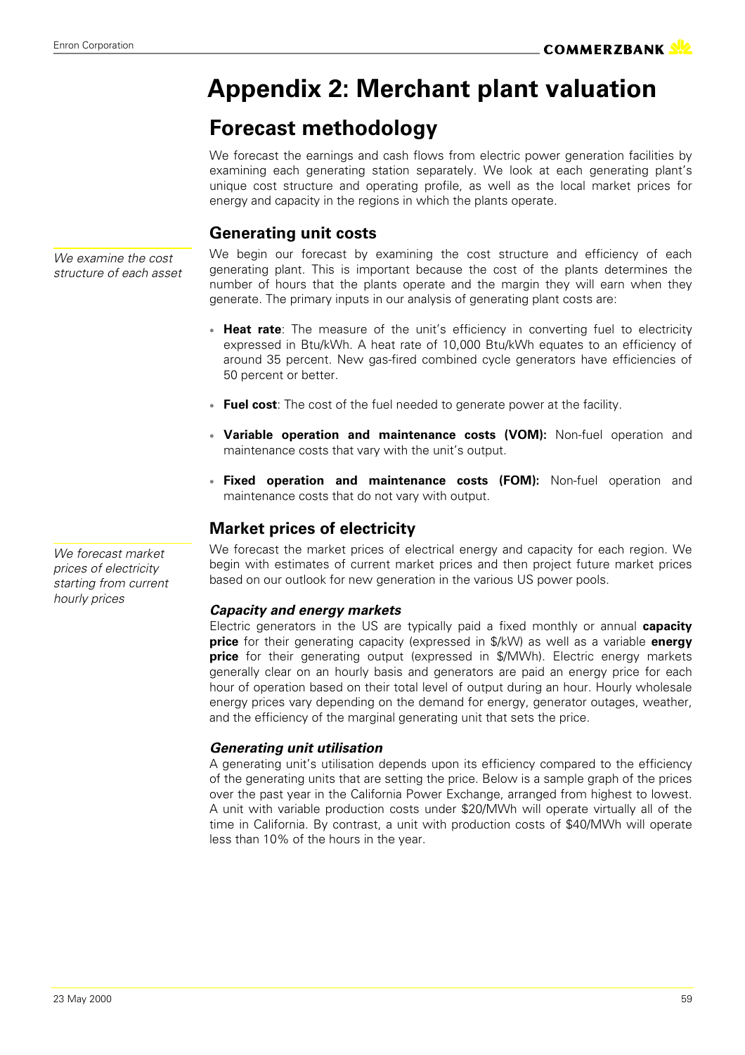# Appendix 2: Merchant plant valuation

## Forecast methodology

We forecast the earnings and cash flows from electric power generation facilities by examining each generating station separately. We look at each generating plant's unique cost structure and operating profile, as well as the local market prices for energy and capacity in the regions in which the plants operate.

### Generating unit costs

*We examine the cost structure of each asset*

We begin our forecast by examining the cost structure and efficiency of each generating plant. This is important because the cost of the plants determines the number of hours that the plants operate and the margin they will earn when they generate. The primary inputs in our analysis of generating plant costs are:

- **Heat rate**: The measure of the unit's efficiency in converting fuel to electricity expressed in Btu/kWh. A heat rate of 10,000 Btu/kWh equates to an efficiency of around 35 percent. New gas-fired combined cycle generators have efficiencies of 50 percent or better.
- **Fuel cost**: The cost of the fuel needed to generate power at the facility.
- **Variable operation and maintenance costs (VOM):** Non-fuel operation and maintenance costs that vary with the unit's output.
- **Fixed operation and maintenance costs (FOM):** Non-fuel operation and maintenance costs that do not vary with output.

### Market prices of electricity

*We forecast market prices of electricity starting from current hourly prices*

We forecast the market prices of electrical energy and capacity for each region. We begin with estimates of current market prices and then project future market prices based on our outlook for new generation in the various US power pools.

#### *Capacity and energy markets*

Electric generators in the US are typically paid a fixed monthly or annual **capacity price** for their generating capacity (expressed in $/kW) as well as a variable **energy price** for their generating output (expressed in $/MWh). Electric energy markets generally clear on an hourly basis and generators are paid an energy price for each hour of operation based on their total level of output during an hour. Hourly wholesale energy prices vary depending on the demand for energy, generator outages, weather, and the efficiency of the marginal generating unit that sets the price.

#### *Generating unit utilisation*

A generating unit's utilisation depends upon its efficiency compared to the efficiency of the generating units that are setting the price. Below is a sample graph of the prices over the past year in the California Power Exchange, arranged from highest to lowest. A unit with variable production costs under $20/MWh will operate virtually all of the time in California. By contrast, a unit with production costs of $40/MWh will operate less than 10% of the hours in the year.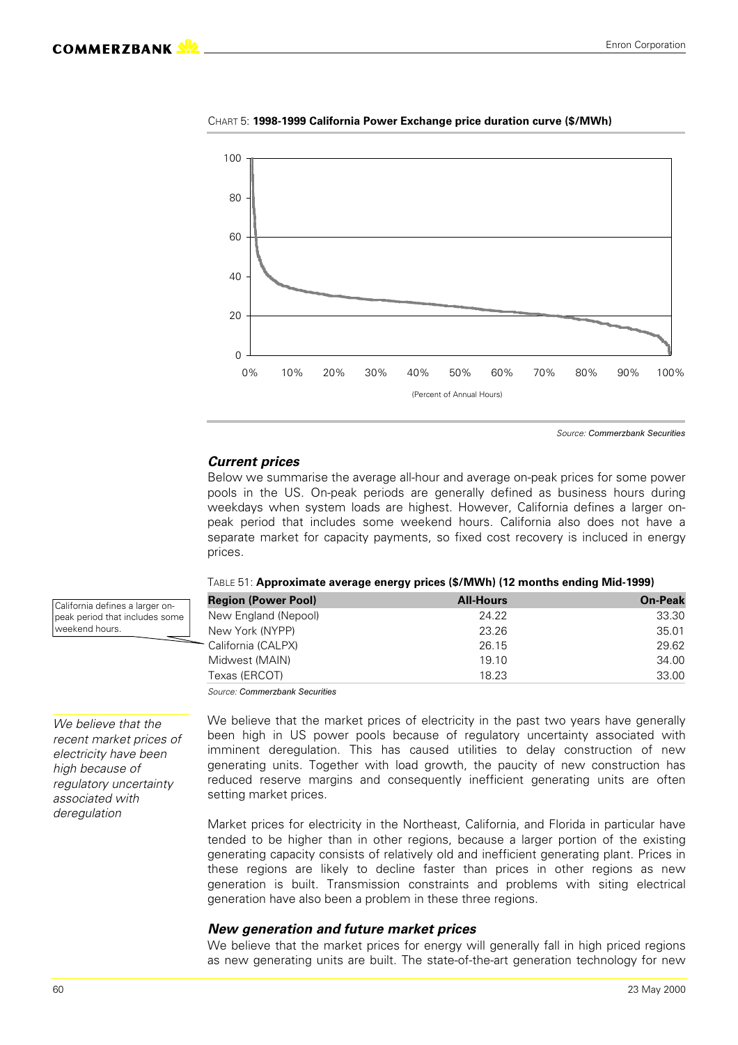CHART 5: **1998-1999 California Power Exchange price duration curve ($/MWh)**

Source: *Commerzbank Securities*

### *Current prices*

Below we summarise the average all-hour and average on-peak prices for some power pools in the US. On-peak periods are generally defined as business hours during weekdays when system loads are highest. However, California defines a larger on-peak period that includes some weekend hours. California also does not have a separate market for capacity payments, so fixed cost recovery is incluced in energy prices.

TABLE 51: **Approximate average energy prices ($/MWh) (12 months ending Mid-1999)**

| Region (Power Pool) | All-Hours | On-Peak |
|---|---|---|
| New England (Nepool) | 24.22 | 33.30 |
| New York (NYPP) | 23.26 | 35.01 |
| California (CALPX) | 26.15 | 29.62 |
| Midwest (MAIN) | 19.10 | 34.00 |
| Texas (ERCOT) | 18.23 | 33.00 |

Source: *Commerzbank Securities*

California defines a larger on-peak period that includes some weekend hours.

*We believe that the recent market prices of electricity have been high because of regulatory uncertainty associated with deregulation*

We believe that the market prices of electricity in the past two years have generally been high in US power pools because of regulatory uncertainty associated with imminent deregulation. This has caused utilities to delay construction of new generating units. Together with load growth, the paucity of new construction has reduced reserve margins and consequently inefficient generating units are often setting market prices.

Market prices for electricity in the Northeast, California, and Florida in particular have tended to be higher than in other regions, because a larger portion of the existing generating capacity consists of relatively old and inefficient generating plant. Prices in these regions are likely to decline faster than prices in other regions as new generation is built. Transmission constraints and problems with siting electrical generation have also been a problem in these three regions.

### *New generation and future market prices*

We believe that the market prices for energy will generally fall in high priced regions as new generating units are built. The state-of-the-art generation technology for new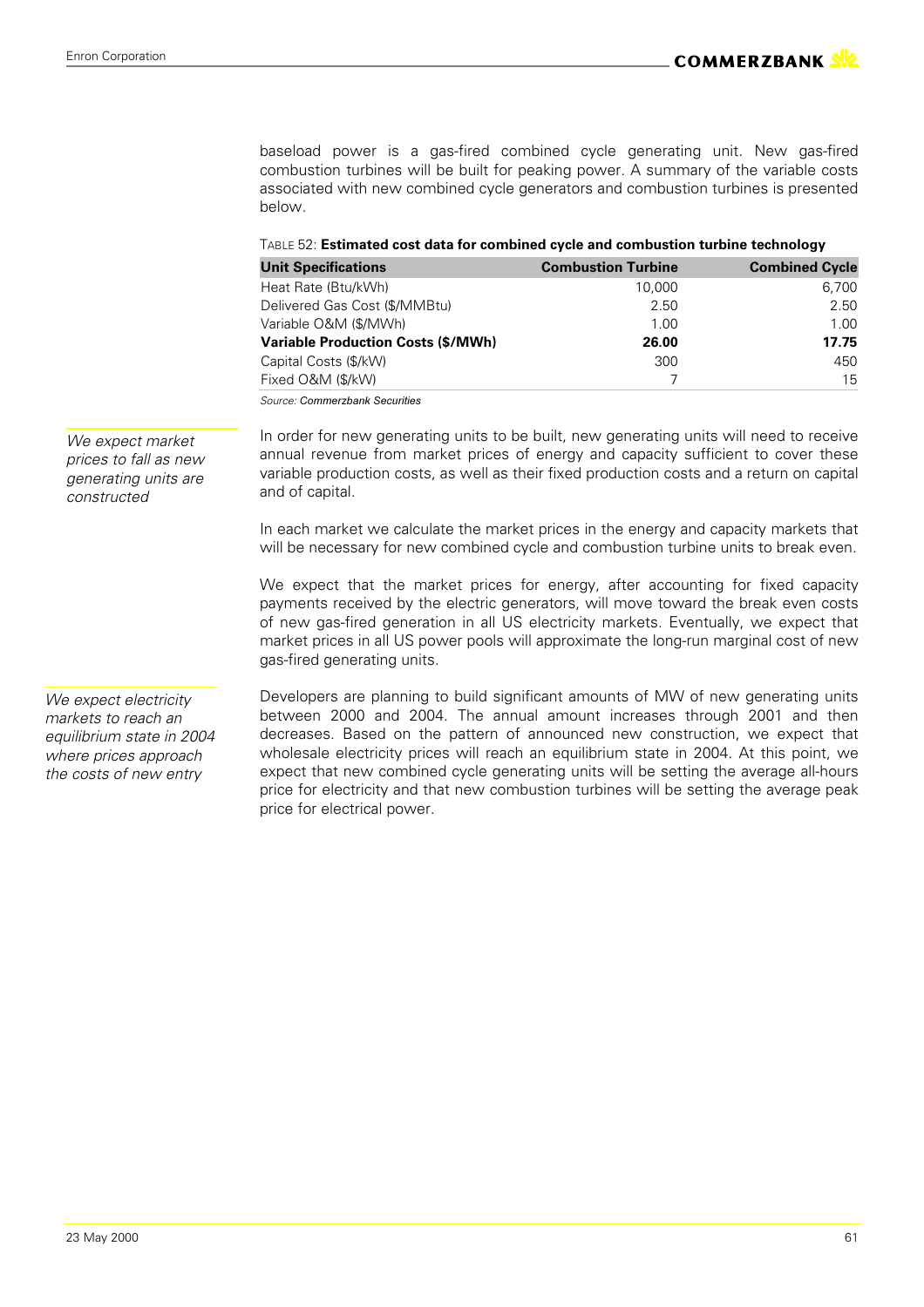baseload power is a gas-fired combined cycle generating unit. New gas-fired combustion turbines will be built for peaking power. A summary of the variable costs associated with new combined cycle generators and combustion turbines is presented below.

TABLE 52: **Estimated cost data for combined cycle and combustion turbine technology**

| Unit Specifications | Combustion Turbine | Combined Cycle |
|---|---|---|
| Heat Rate (Btu/kWh) | 10,000 | 6,700 |
| Delivered Gas Cost ($/MMBtu) | 2.50 | 2.50 |
| Variable O&M ($/MWh) | 1.00 | 1.00 |
| **Variable Production Costs ($/MWh)** | **26.00** | **17.75** |
| Capital Costs ($/kW) | 300 | 450 |
| Fixed O&M ($/kW) | 7 | 15 |

*Source: Commerzbank Securities*

*We expect market prices to fall as new generating units are constructed*

In order for new generating units to be built, new generating units will need to receive annual revenue from market prices of energy and capacity sufficient to cover these variable production costs, as well as their fixed production costs and a return on capital and of capital.

In each market we calculate the market prices in the energy and capacity markets that will be necessary for new combined cycle and combustion turbine units to break even.

We expect that the market prices for energy, after accounting for fixed capacity payments received by the electric generators, will move toward the break even costs of new gas-fired generation in all US electricity markets. Eventually, we expect that market prices in all US power pools will approximate the long-run marginal cost of new gas-fired generating units.

*We expect electricity markets to reach an equilibrium state in 2004 where prices approach the costs of new entry*

Developers are planning to build significant amounts of MW of new generating units between 2000 and 2004. The annual amount increases through 2001 and then decreases. Based on the pattern of announced new construction, we expect that wholesale electricity prices will reach an equilibrium state in 2004. At this point, we expect that new combined cycle generating units will be setting the average all-hours price for electricity and that new combustion turbines will be setting the average peak price for electrical power.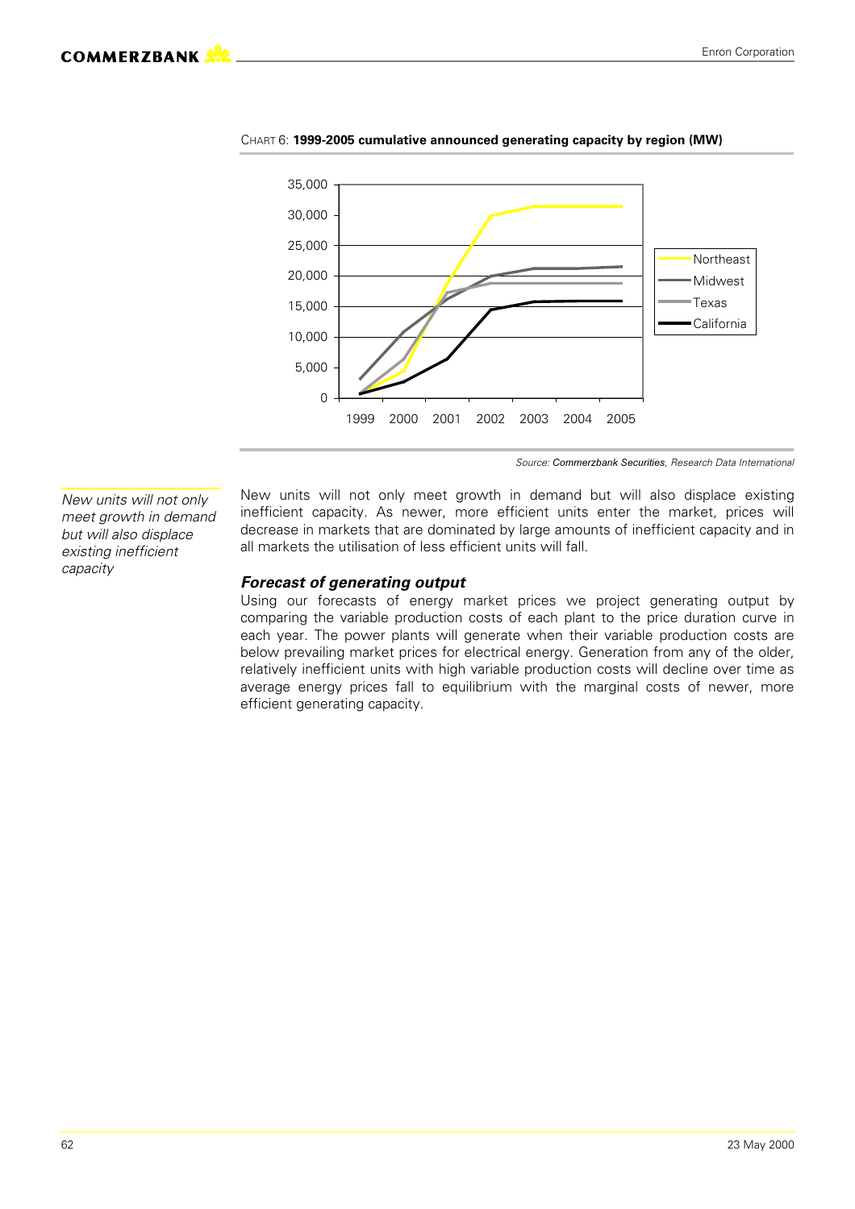CHART 6: **1999-2005 cumulative announced generating capacity by region (MW)**

*Source: Commerzbank Securities, Research Data International*

*New units will not only meet growth in demand but will also displace existing inefficient capacity*

New units will not only meet growth in demand but will also displace existing inefficient capacity. As newer, more efficient units enter the market, prices will decrease in markets that are dominated by large amounts of inefficient capacity and in all markets the utilisation of less efficient units will fall.

### *Forecast of generating output*

Using our forecasts of energy market prices we project generating output by comparing the variable production costs of each plant to the price duration curve in each year. The power plants will generate when their variable production costs are below prevailing market prices for electrical energy. Generation from any of the older, relatively inefficient units with high variable production costs will decline over time as average energy prices fall to equilibrium with the marginal costs of newer, more efficient generating capacity.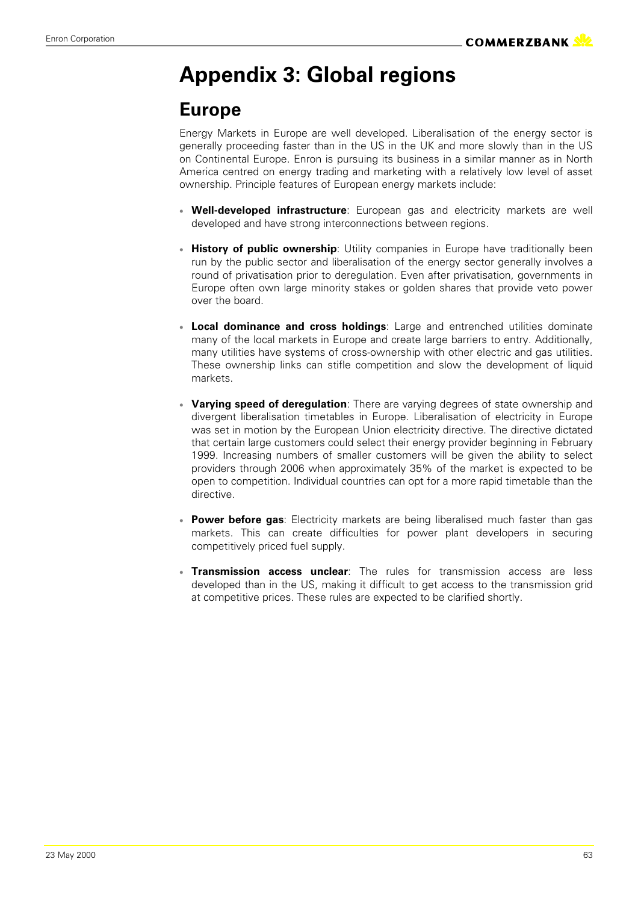# Appendix 3: Global regions

## Europe

Energy Markets in Europe are well developed. Liberalisation of the energy sector is generally proceeding faster than in the US in the UK and more slowly than in the US on Continental Europe. Enron is pursuing its business in a similar manner as in North America centred on energy trading and marketing with a relatively low level of asset ownership. Principle features of European energy markets include:

- **Well-developed infrastructure**: European gas and electricity markets are well developed and have strong interconnections between regions.
- **History of public ownership**: Utility companies in Europe have traditionally been run by the public sector and liberalisation of the energy sector generally involves a round of privatisation prior to deregulation. Even after privatisation, governments in Europe often own large minority stakes or golden shares that provide veto power over the board.
- **Local dominance and cross holdings**: Large and entrenched utilities dominate many of the local markets in Europe and create large barriers to entry. Additionally, many utilities have systems of cross-ownership with other electric and gas utilities. These ownership links can stifle competition and slow the development of liquid markets.
- **Varying speed of deregulation**: There are varying degrees of state ownership and divergent liberalisation timetables in Europe. Liberalisation of electricity in Europe was set in motion by the European Union electricity directive. The directive dictated that certain large customers could select their energy provider beginning in February 1999. Increasing numbers of smaller customers will be given the ability to select providers through 2006 when approximately 35% of the market is expected to be open to competition. Individual countries can opt for a more rapid timetable than the directive.
- **Power before gas**: Electricity markets are being liberalised much faster than gas markets. This can create difficulties for power plant developers in securing competitively priced fuel supply.
- **Transmission access unclear**: The rules for transmission access are less developed than in the US, making it difficult to get access to the transmission grid at competitive prices. These rules are expected to be clarified shortly.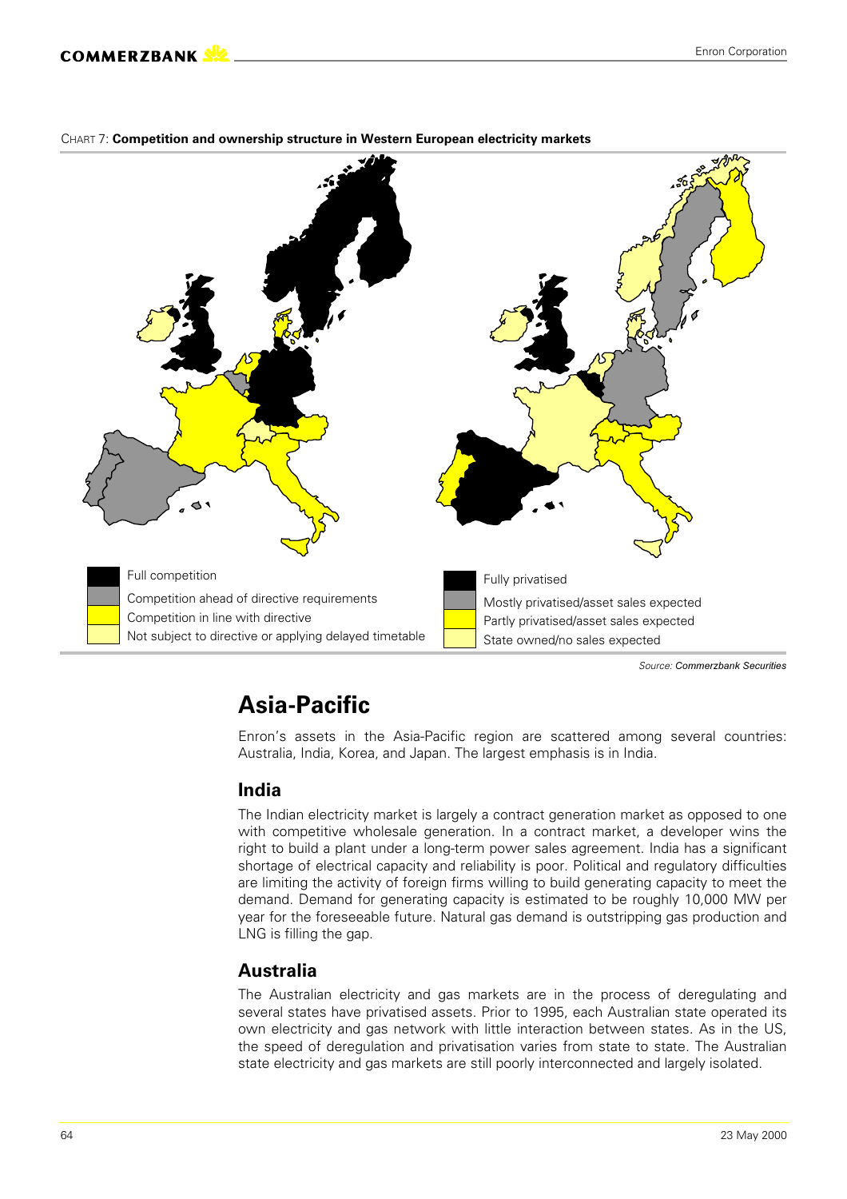CHART 7: **Competition and ownership structure in Western European electricity markets**

Full competition
Competition ahead of directive requirements
Competition in line with directive
Not subject to directive or applying delayed timetable

Fully privatised
Mostly privatised/asset sales expected
Partly privatised/asset sales expected
State owned/no sales expected

*Source: Commerzbank Securities*

# Asia-Pacific

Enron's assets in the Asia-Pacific region are scattered among several countries: Australia, India, Korea, and Japan. The largest emphasis is in India.

## India

The Indian electricity market is largely a contract generation market as opposed to one with competitive wholesale generation. In a contract market, a developer wins the right to build a plant under a long-term power sales agreement. India has a significant shortage of electrical capacity and reliability is poor. Political and regulatory difficulties are limiting the activity of foreign firms willing to build generating capacity to meet the demand. Demand for generating capacity is estimated to be roughly 10,000 MW per year for the foreseeable future. Natural gas demand is outstripping gas production and LNG is filling the gap.

## Australia

The Australian electricity and gas markets are in the process of deregulating and several states have privatised assets. Prior to 1995, each Australian state operated its own electricity and gas network with little interaction between states. As in the US, the speed of deregulation and privatisation varies from state to state. The Australian state electricity and gas markets are still poorly interconnected and largely isolated.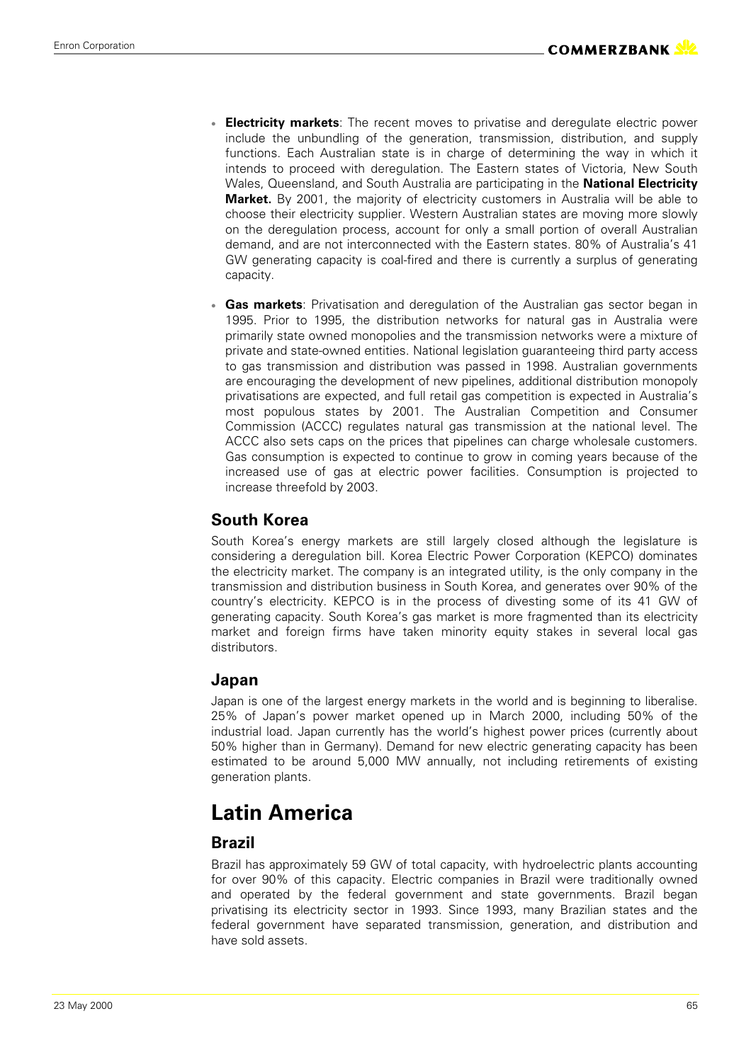- **Electricity markets**: The recent moves to privatise and deregulate electric power include the unbundling of the generation, transmission, distribution, and supply functions. Each Australian state is in charge of determining the way in which it intends to proceed with deregulation. The Eastern states of Victoria, New South Wales, Queensland, and South Australia are participating in the **National Electricity Market.** By 2001, the majority of electricity customers in Australia will be able to choose their electricity supplier. Western Australian states are moving more slowly on the deregulation process, account for only a small portion of overall Australian demand, and are not interconnected with the Eastern states. 80% of Australia's 41 GW generating capacity is coal-fired and there is currently a surplus of generating capacity.

- **Gas markets**: Privatisation and deregulation of the Australian gas sector began in 1995. Prior to 1995, the distribution networks for natural gas in Australia were primarily state owned monopolies and the transmission networks were a mixture of private and state-owned entities. National legislation guaranteeing third party access to gas transmission and distribution was passed in 1998. Australian governments are encouraging the development of new pipelines, additional distribution monopoly privatisations are expected, and full retail gas competition is expected in Australia's most populous states by 2001. The Australian Competition and Consumer Commission (ACCC) regulates natural gas transmission at the national level. The ACCC also sets caps on the prices that pipelines can charge wholesale customers. Gas consumption is expected to continue to grow in coming years because of the increased use of gas at electric power facilities. Consumption is projected to increase threefold by 2003.

## South Korea

South Korea's energy markets are still largely closed although the legislature is considering a deregulation bill. Korea Electric Power Corporation (KEPCO) dominates the electricity market. The company is an integrated utility, is the only company in the transmission and distribution business in South Korea, and generates over 90% of the country's electricity. KEPCO is in the process of divesting some of its 41 GW of generating capacity. South Korea's gas market is more fragmented than its electricity market and foreign firms have taken minority equity stakes in several local gas distributors.

## Japan

Japan is one of the largest energy markets in the world and is beginning to liberalise. 25% of Japan's power market opened up in March 2000, including 50% of the industrial load. Japan currently has the world's highest power prices (currently about 50% higher than in Germany). Demand for new electric generating capacity has been estimated to be around 5,000 MW annually, not including retirements of existing generation plants.

# Latin America

## Brazil

Brazil has approximately 59 GW of total capacity, with hydroelectric plants accounting for over 90% of this capacity. Electric companies in Brazil were traditionally owned and operated by the federal government and state governments. Brazil began privatising its electricity sector in 1993. Since 1993, many Brazilian states and the federal government have separated transmission, generation, and distribution and have sold assets.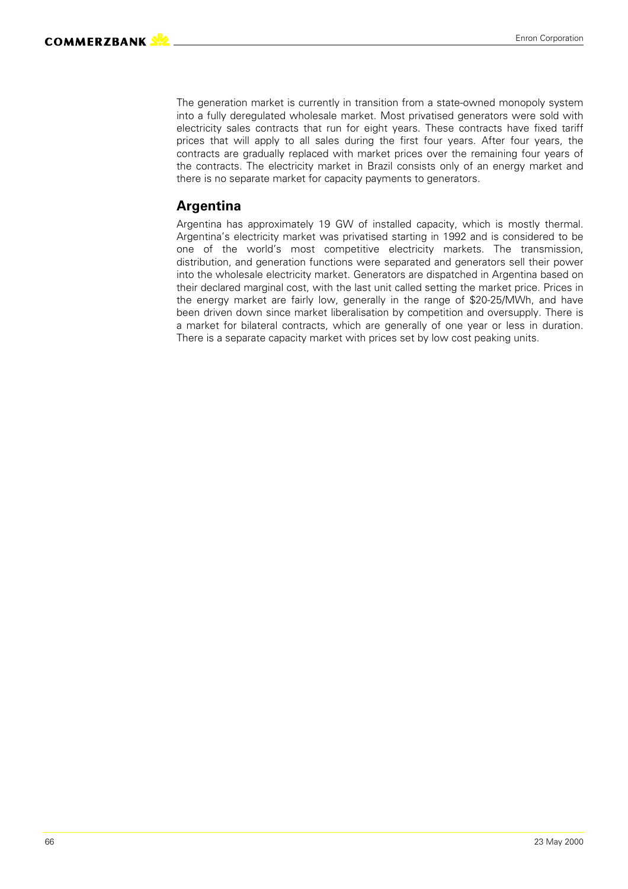The generation market is currently in transition from a state-owned monopoly system into a fully deregulated wholesale market. Most privatised generators were sold with electricity sales contracts that run for eight years. These contracts have fixed tariff prices that will apply to all sales during the first four years. After four years, the contracts are gradually replaced with market prices over the remaining four years of the contracts. The electricity market in Brazil consists only of an energy market and there is no separate market for capacity payments to generators.

## Argentina

Argentina has approximately 19 GW of installed capacity, which is mostly thermal. Argentina's electricity market was privatised starting in 1992 and is considered to be one of the world's most competitive electricity markets. The transmission, distribution, and generation functions were separated and generators sell their power into the wholesale electricity market. Generators are dispatched in Argentina based on their declared marginal cost, with the last unit called setting the market price. Prices in the energy market are fairly low, generally in the range of $20-25/MWh, and have been driven down since market liberalisation by competition and oversupply. There is a market for bilateral contracts, which are generally of one year or less in duration. There is a separate capacity market with prices set by low cost peaking units.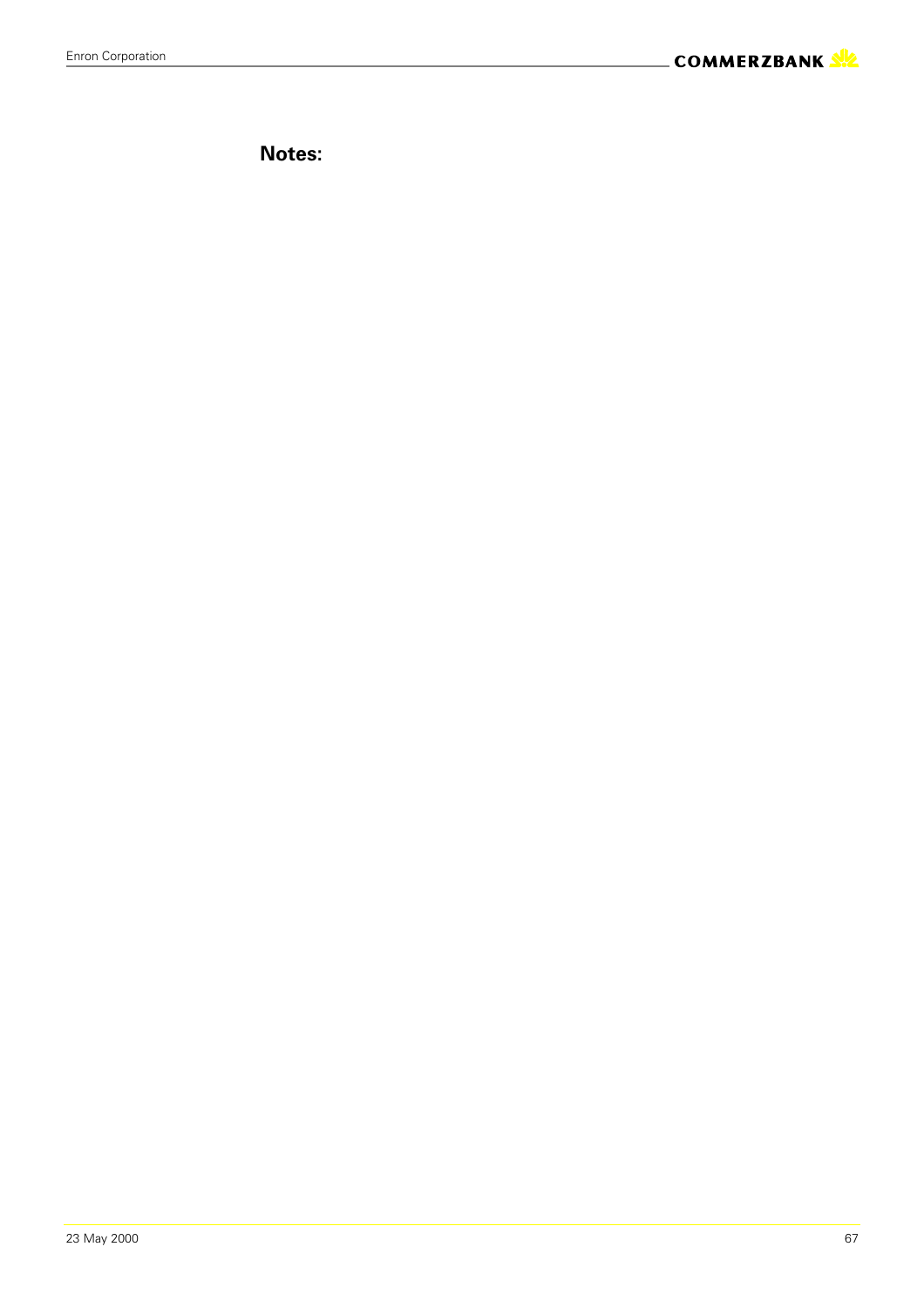**Notes:**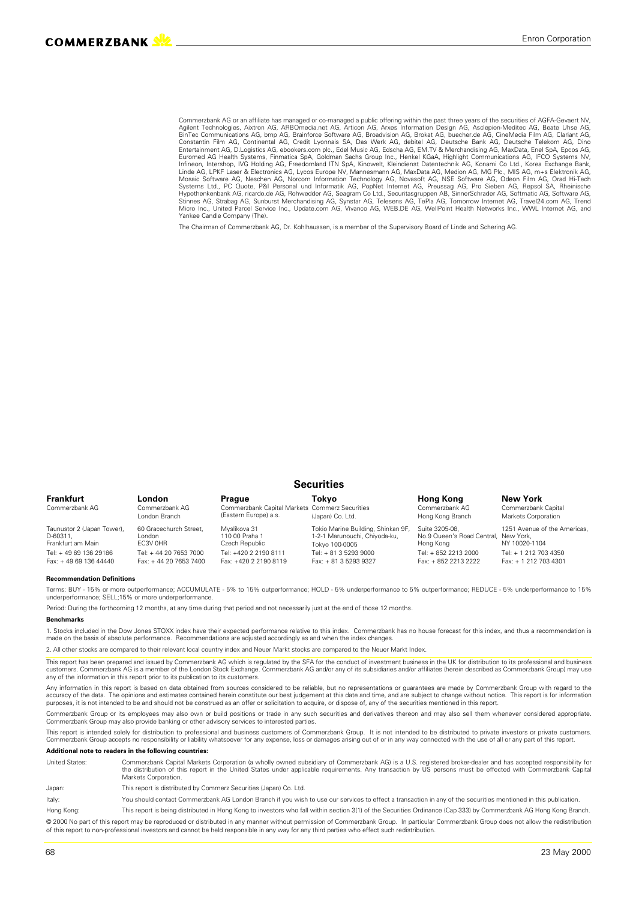Commerzbank AG or an affiliate has managed or co-managed a public offering within the past three years of the securities of AGFA-Gevaert NV, Agilent Technologies, Aixtron AG, ARBOmedia.net AG, Articon AG, Arxes Information Design AG, Asclepion-Meditec AG, Beate Uhse AG, BinTec Communications ag, bmp AG, Brainforce Software AG, Broadvision AG, Brokat AG, buecher.de AG, CineMedia Film AG, Clariant AG, Constantin Film AG, Continental AG, Credit Lyonnais SA, Das Werk AG, debitel AG, Deutsche Bank AG, Deutsche Telekom AG, Dino Entertainment AG, D.Logistics AG, ebookers.com plc., Edel Music AG, Edscha AG, EM.TV & Merchandising AG, MaxData, Enel SpA, Epcos AG, Euromed AG Health Systems, Finmatica SpA, Goldman Sachs Group Inc., Henkel KGaA, Highlight Communications AG, IFCO Systems NV, Infineon, Intershop, IVG Holding AG, Freedomland ITN SpA, Kinowelt, Kleindienst Datentechnik AG, Konami Co Ltd., Korea Exchange Bank, Linde AG, LPKF Laser & Electronics AG, Lycos Europe NV, Mannesmann AG, MaxData AG, Medion AG, MG Plc., MIS AG, m+s Elektronik AG, Mosaic Software AG, Neschen AG, Norcom Information Technology AG, Novasoft AG, NSE Software AG, Odeon Film AG, Orad Hi-Tech Systems Ltd., PC Quote, P&I Personal und Informatik AG, PopNet Internet AG, Preussag AG, Pro Sieben AG, Repsol SA, Rheinische Hypothenkenbank AG, ricardo.de AG, Rohwedder AG, Seagram Co Ltd., Securitasgruppen AB, SinnerSchrader AG, Softmatic AG, Software AG, Stinnes AG, Strabag AG, Sunburst Merchandising AG, Synstar AG, Telesens AG, TePla AG, Tomorrow Internet AG, Travel24.com AG, Trend Micro Inc., United Parcel Service Inc., Update.com AG, Vivanco AG, WEB.DE AG, WellPoint Health Networks Inc., WWL Internet AG, and Yankee Candle Company (The).

The Chairman of Commerzbank AG, Dr. Kohlhaussen, is a member of the Supervisory Board of Linde and Schering AG.

## Securities

| Frankfurt | London | Prague | Tokyo | Hong Kong | New York |
|---|---|---|---|---|---|
| Commerzbank AG | Commerzbank AG London Branch | Commerzbank Capital Markets (Eastern Europe) a.s. | Commerz Securities (Japan) Co. Ltd. | Commerzbank AG Hong Kong Branch | Commerzbank Capital Markets Corporation |
| Taunustor 2 (Japan Tower), D-60311, Frankfurt am Main | 60 Gracechurch Street, London EC3V 0HR | Myslikova 31 110 00 Praha 1 Czech Republic | Tokio Marine Building, Shinkan 9F, 1-2-1 Marunouchi, Chiyoda-ku, Tokyo 100-0005 | Suite 3205-08, No.9 Queen's Road Central, Hong Kong | 1251 Avenue of the Americas, New York, NY 10020-1104 |
| Tel: + 49 69 136 29186 | Tel: + 44 20 7653 7000 | Tel: +420 2 2190 8111 | Tel: + 81 3 5293 9000 | Tel: + 852 2213 2000 | Tel: + 1 212 703 4350 |
| Fax: + 49 69 136 44440 | Fax: + 44 20 7653 7400 | Fax: +420 2 2190 8119 | Fax: + 81 3 5293 9327 | Fax: + 852 2213 2222 | Fax: + 1 212 703 4301 |

**Recommendation Definitions**

Terms: BUY - 15% or more outperformance; ACCUMULATE - 5% to 15% outperformance; HOLD - 5% underperformance to 5% outperformance; REDUCE - 5% underperformance to 15% underperformance; SELL;15% or more underperformance.

Period: During the forthcoming 12 months, at any time during that period and not necessarily just at the end of those 12 months.

**Benchmarks**

1. Stocks included in the Dow Jones STOXX index have their expected performance relative to this index. Commerzbank has no house forecast for this index, and thus a recommendation is made on the basis of absolute performance. Recommendations are adjusted accordingly as and when the index changes.

2. All other stocks are compared to their relevant local country index and Neuer Markt stocks are compared to the Neuer Markt Index.

This report has been prepared and issued by Commerzbank AG which is regulated by the SFA for the conduct of investment business in the UK for distribution to its professional and business customers. Commerzbank AG is a member of the London Stock Exchange. Commerzbank AG and/or any of its subsidiaries and/or affiliates (herein described as Commerzbank Group) may use any of the information in this report prior to its publication to its customers.

Any information in this report is based on data obtained from sources considered to be reliable, but no representations or guarantees are made by Commerzbank Group with regard to the accuracy of the data. The opinions and estimates contained herein constitute our best judgement at this date and time, and are subject to change without notice. This report is for information purposes, it is not intended to be and should not be construed as an offer or solicitation to acquire, or dispose of, any of the securities mentioned in this report.

Commerzbank Group or its employees may also own or build positions or trade in any such securities and derivatives thereon and may also sell them whenever considered appropriate. Commerzbank Group may also provide banking or other advisory services to interested parties.

This report is intended solely for distribution to professional and business customers of Commerzbank Group. It is not intended to be distributed to private investors or private customers. Commerzbank Group accepts no responsibility or liability whatsoever for any expense, loss or damages arising out of or in any way connected with the use of all or any part of this report.

**Additional note to readers in the following countries:**

United States: Commerzbank Capital Markets Corporation (a wholly owned subsidiary of Commerzbank AG) is a U.S. registered broker-dealer and has accepted responsibility for the distribution of this report in the United States under applicable requirements. Any transaction by US persons must be effected with Commerzbank Capital Markets Corporation.

Japan: This report is distributed by Commerz Securities (Japan) Co. Ltd.

Italy: You should contact Commerzbank AG London Branch if you wish to use our services to effect a transaction in any of the securities mentioned in this publication.

Hong Kong: This report is being distributed in Hong Kong to investors who fall within section 3(1) of the Securities Ordinance (Cap 333) by Commerzbank AG Hong Kong Branch.

© 2000 No part of this report may be reproduced or distributed in any manner without permission of Commerzbank Group. In particular Commerzbank Group does not allow the redistribution of this report to non-professional investors and cannot be held responsible in any way for any third parties who effect such redistribution.

23 May 2000